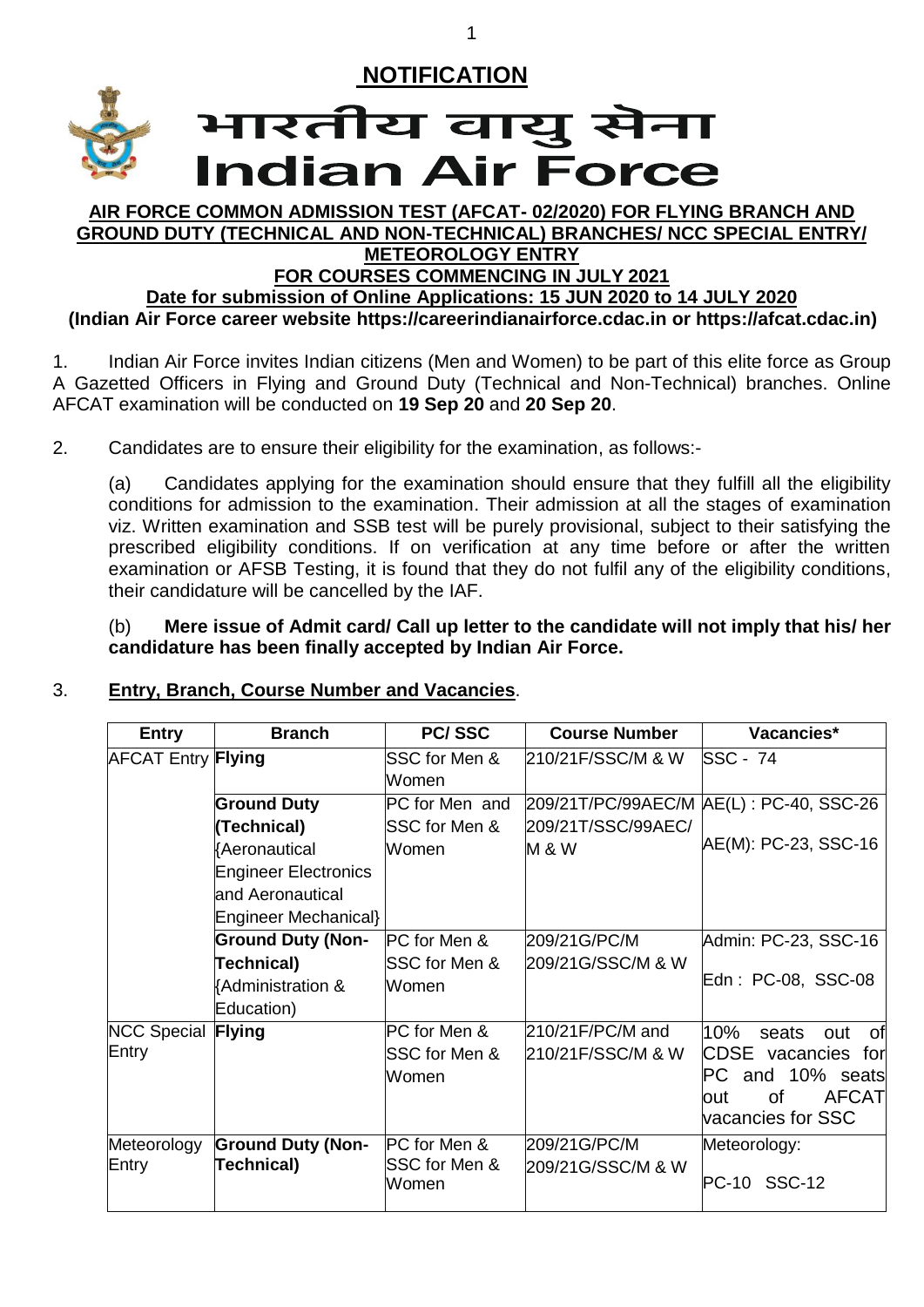## NOTIFICATION

# भारतीय वायु सेना
# Indian Air Force

**AIR FORCE COMMON ADMISSION TEST (AFCAT- 02/2020) FOR FLYING BRANCH AND GROUND DUTY (TECHNICAL AND NON-TECHNICAL) BRANCHES/ NCC SPECIAL ENTRY/ METEOROLOGY ENTRY**
**FOR COURSES COMMENCING IN JULY 2021**
**Date for submission of Online Applications: 15 JUN 2020 to 14 JULY 2020**
**(Indian Air Force career website https://careerindianairforce.cdac.in or https://afcat.cdac.in)**

1. Indian Air Force invites Indian citizens (Men and Women) to be part of this elite force as Group A Gazetted Officers in Flying and Ground Duty (Technical and Non-Technical) branches. Online AFCAT examination will be conducted on **19 Sep 20** and **20 Sep 20**.

2. Candidates are to ensure their eligibility for the examination, as follows:-

(a) Candidates applying for the examination should ensure that they fulfill all the eligibility conditions for admission to the examination. Their admission at all the stages of examination viz. Written examination and SSB test will be purely provisional, subject to their satisfying the prescribed eligibility conditions. If on verification at any time before or after the written examination or AFSB Testing, it is found that they do not fulfil any of the eligibility conditions, their candidature will be cancelled by the IAF.

(b) **Mere issue of Admit card/ Call up letter to the candidate will not imply that his/ her candidature has been finally accepted by Indian Air Force.**

3. **Entry, Branch, Course Number and Vacancies**.

| Entry | Branch | PC/ SSC | Course Number | Vacancies* |
|---|---|---|---|---|
| AFCAT Entry | **Flying** | SSC for Men & Women | 210/21F/SSC/M & W | SSC - 74 |
| | **Ground Duty (Technical)** {Aeronautical Engineer Electronics and Aeronautical Engineer Mechanical} | PC for Men and SSC for Men & Women | 209/21T/PC/99AEC/M 209/21T/SSC/99AEC/ M & W | AE(L) : PC-40, SSC-26<br>AE(M): PC-23, SSC-16 |
| | **Ground Duty (Non-Technical)** {Administration & Education) | PC for Men & SSC for Men & Women | 209/21G/PC/M 209/21G/SSC/M & W | Admin: PC-23, SSC-16<br>Edn : PC-08, SSC-08 |
| NCC Special Entry | **Flying** | PC for Men & SSC for Men & Women | 210/21F/PC/M and 210/21F/SSC/M & W | 10% seats out of CDSE vacancies for PC and 10% seats out of AFCAT vacancies for SSC |
| Meteorology Entry | **Ground Duty (Non-Technical)** | PC for Men & SSC for Men & Women | 209/21G/PC/M 209/21G/SSC/M & W | Meteorology:<br>PC-10 SSC-12 |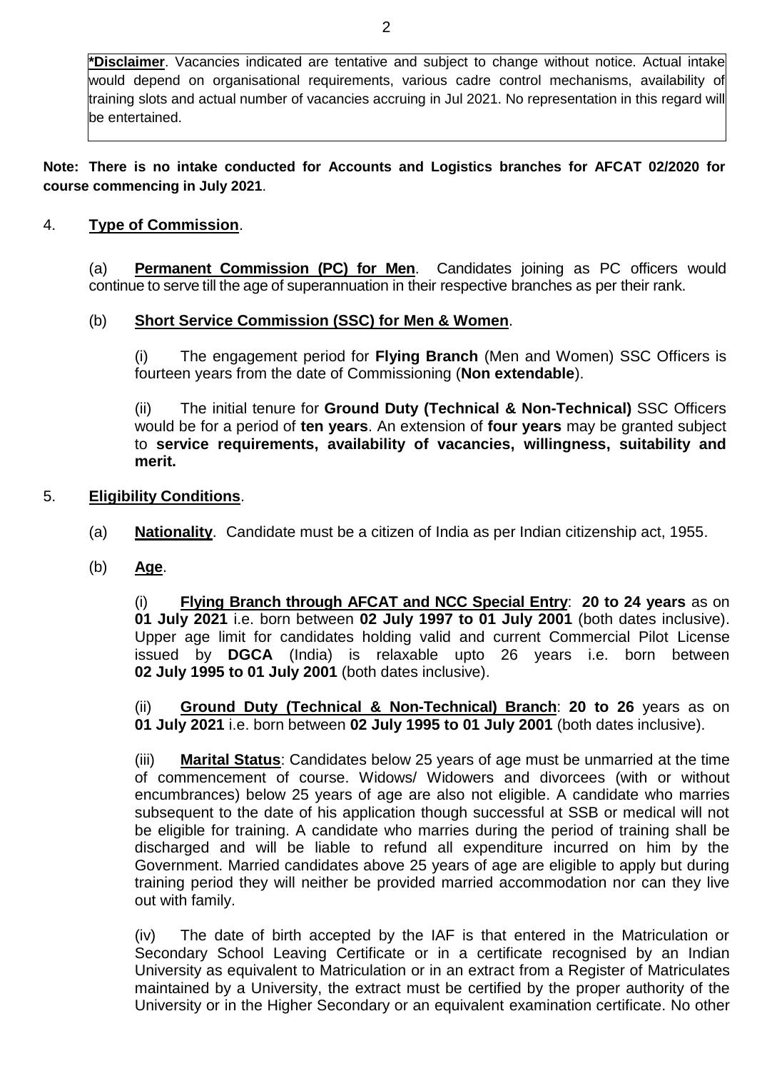**\*Disclaimer**. Vacancies indicated are tentative and subject to change without notice. Actual intake would depend on organisational requirements, various cadre control mechanisms, availability of training slots and actual number of vacancies accruing in Jul 2021. No representation in this regard will be entertained.

**Note: There is no intake conducted for Accounts and Logistics branches for AFCAT 02/2020 for course commencing in July 2021**.

4. **Type of Commission**.

(a) **Permanent Commission (PC) for Men**. Candidates joining as PC officers would continue to serve till the age of superannuation in their respective branches as per their rank.

(b) **Short Service Commission (SSC) for Men & Women**.

(i) The engagement period for **Flying Branch** (Men and Women) SSC Officers is fourteen years from the date of Commissioning (**Non extendable**).

(ii) The initial tenure for **Ground Duty (Technical & Non-Technical)** SSC Officers would be for a period of **ten years**. An extension of **four years** may be granted subject to **service requirements, availability of vacancies, willingness, suitability and merit.**

5. **Eligibility Conditions**.

(a) **Nationality**. Candidate must be a citizen of India as per Indian citizenship act, 1955.

(b) **Age**.

(i) **Flying Branch through AFCAT and NCC Special Entry**: **20 to 24 years** as on **01 July 2021** i.e. born between **02 July 1997 to 01 July 2001** (both dates inclusive). Upper age limit for candidates holding valid and current Commercial Pilot License issued by **DGCA** (India) is relaxable upto 26 years i.e. born between **02 July 1995 to 01 July 2001** (both dates inclusive).

(ii) **Ground Duty (Technical & Non-Technical) Branch**: **20 to 26** years as on **01 July 2021** i.e. born between **02 July 1995 to 01 July 2001** (both dates inclusive).

(iii) **Marital Status**: Candidates below 25 years of age must be unmarried at the time of commencement of course. Widows/ Widowers and divorcees (with or without encumbrances) below 25 years of age are also not eligible. A candidate who marries subsequent to the date of his application though successful at SSB or medical will not be eligible for training. A candidate who marries during the period of training shall be discharged and will be liable to refund all expenditure incurred on him by the Government. Married candidates above 25 years of age are eligible to apply but during training period they will neither be provided married accommodation nor can they live out with family.

(iv) The date of birth accepted by the IAF is that entered in the Matriculation or Secondary School Leaving Certificate or in a certificate recognised by an Indian University as equivalent to Matriculation or in an extract from a Register of Matriculates maintained by a University, the extract must be certified by the proper authority of the University or in the Higher Secondary or an equivalent examination certificate. No other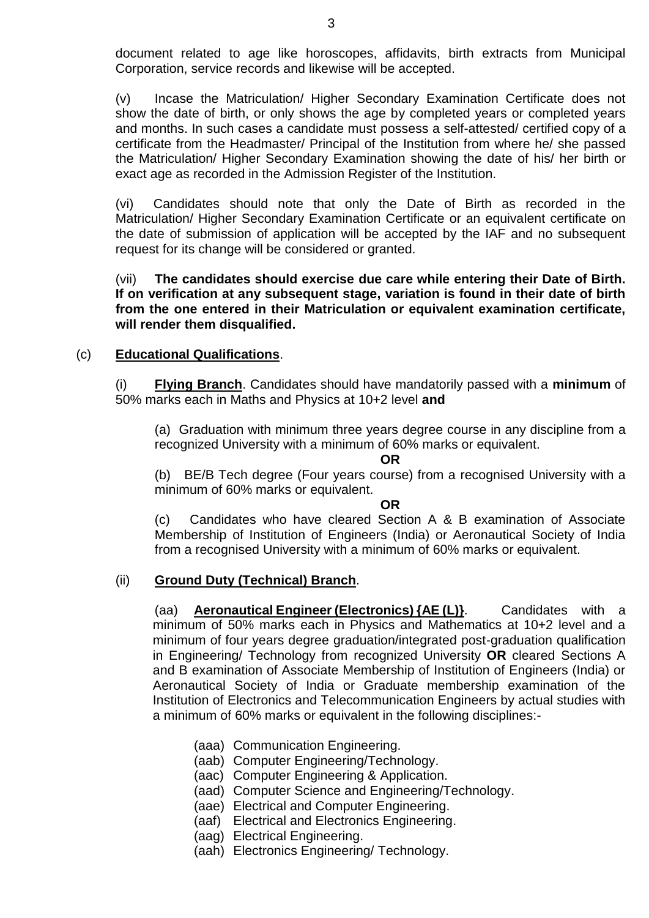document related to age like horoscopes, affidavits, birth extracts from Municipal Corporation, service records and likewise will be accepted.

(v) Incase the Matriculation/ Higher Secondary Examination Certificate does not show the date of birth, or only shows the age by completed years or completed years and months. In such cases a candidate must possess a self-attested/ certified copy of a certificate from the Headmaster/ Principal of the Institution from where he/ she passed the Matriculation/ Higher Secondary Examination showing the date of his/ her birth or exact age as recorded in the Admission Register of the Institution.

(vi) Candidates should note that only the Date of Birth as recorded in the Matriculation/ Higher Secondary Examination Certificate or an equivalent certificate on the date of submission of application will be accepted by the IAF and no subsequent request for its change will be considered or granted.

(vii) **The candidates should exercise due care while entering their Date of Birth. If on verification at any subsequent stage, variation is found in their date of birth from the one entered in their Matriculation or equivalent examination certificate, will render them disqualified.**

(c) **<u>Educational Qualifications</u>**.

(i) **<u>Flying Branch</u>**. Candidates should have mandatorily passed with a **minimum** of 50% marks each in Maths and Physics at 10+2 level **and**

(a) Graduation with minimum three years degree course in any discipline from a recognized University with a minimum of 60% marks or equivalent.

**OR**

(b) BE/B Tech degree (Four years course) from a recognised University with a minimum of 60% marks or equivalent.

**OR**

(c) Candidates who have cleared Section A & B examination of Associate Membership of Institution of Engineers (India) or Aeronautical Society of India from a recognised University with a minimum of 60% marks or equivalent.

(ii) **<u>Ground Duty (Technical) Branch</u>**.

(aa) **<u>Aeronautical Engineer (Electronics) {AE (L)}</u>**. Candidates with a minimum of 50% marks each in Physics and Mathematics at 10+2 level and a minimum of four years degree graduation/integrated post-graduation qualification in Engineering/ Technology from recognized University **OR** cleared Sections A and B examination of Associate Membership of Institution of Engineers (India) or Aeronautical Society of India or Graduate membership examination of the Institution of Electronics and Telecommunication Engineers by actual studies with a minimum of 60% marks or equivalent in the following disciplines:-

(aaa) Communication Engineering.
(aab) Computer Engineering/Technology.
(aac) Computer Engineering & Application.
(aad) Computer Science and Engineering/Technology.
(aae) Electrical and Computer Engineering.
(aaf) Electrical and Electronics Engineering.
(aag) Electrical Engineering.
(aah) Electronics Engineering/ Technology.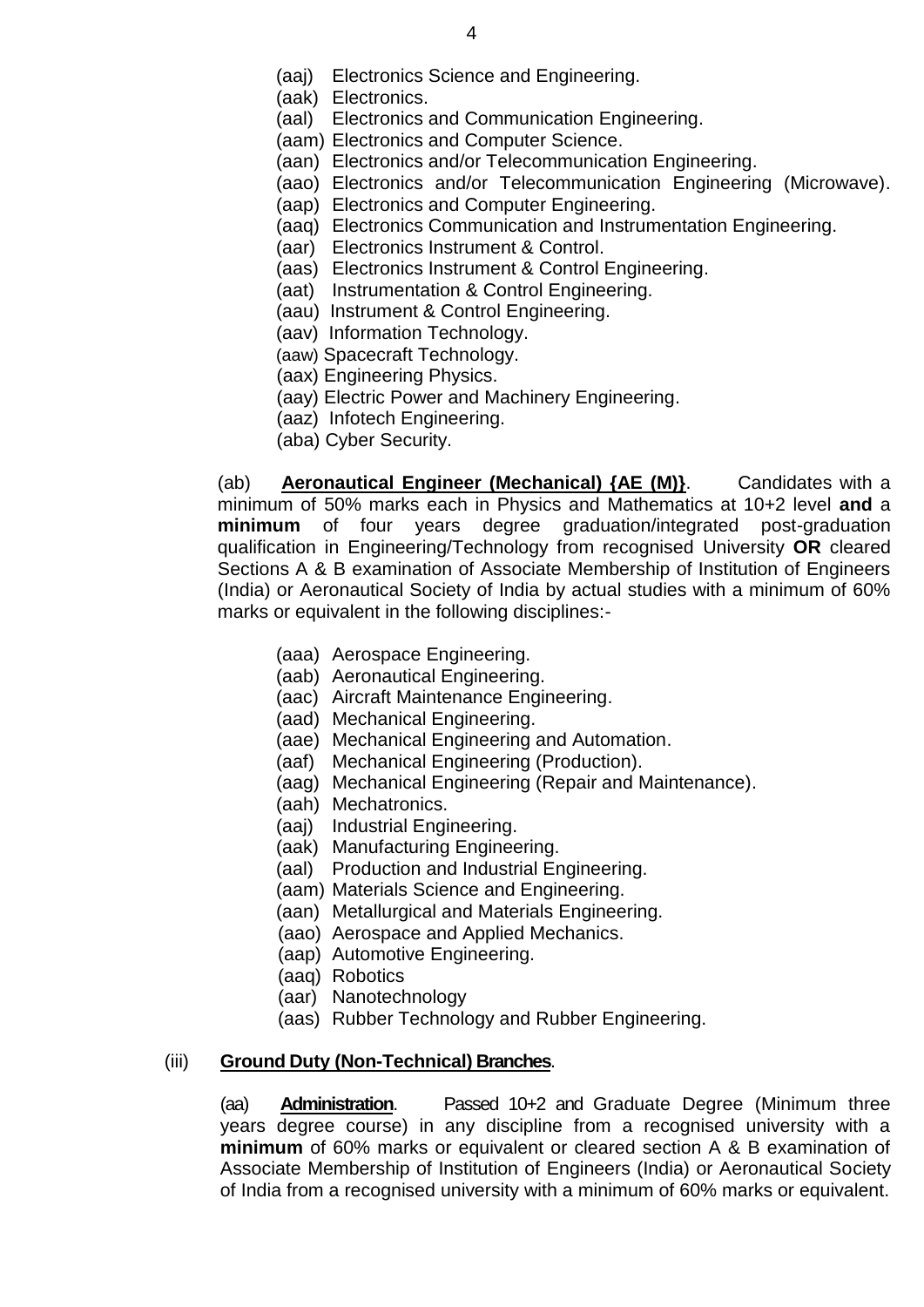(aaj) Electronics Science and Engineering.
(aak) Electronics.
(aal) Electronics and Communication Engineering.
(aam) Electronics and Computer Science.
(aan) Electronics and/or Telecommunication Engineering.
(aao) Electronics and/or Telecommunication Engineering (Microwave).
(aap) Electronics and Computer Engineering.
(aaq) Electronics Communication and Instrumentation Engineering.
(aar) Electronics Instrument & Control.
(aas) Electronics Instrument & Control Engineering.
(aat) Instrumentation & Control Engineering.
(aau) Instrument & Control Engineering.
(aav) Information Technology.
(aaw) Spacecraft Technology.
(aax) Engineering Physics.
(aay) Electric Power and Machinery Engineering.
(aaz) Infotech Engineering.
(aba) Cyber Security.

(ab) **Aeronautical Engineer (Mechanical) {AE (M)}**. Candidates with a minimum of 50% marks each in Physics and Mathematics at 10+2 level **and** a **minimum** of four years degree graduation/integrated post-graduation qualification in Engineering/Technology from recognised University **OR** cleared Sections A & B examination of Associate Membership of Institution of Engineers (India) or Aeronautical Society of India by actual studies with a minimum of 60% marks or equivalent in the following disciplines:-

(aaa) Aerospace Engineering.
(aab) Aeronautical Engineering.
(aac) Aircraft Maintenance Engineering.
(aad) Mechanical Engineering.
(aae) Mechanical Engineering and Automation.
(aaf) Mechanical Engineering (Production).
(aag) Mechanical Engineering (Repair and Maintenance).
(aah) Mechatronics.
(aaj) Industrial Engineering.
(aak) Manufacturing Engineering.
(aal) Production and Industrial Engineering.
(aam) Materials Science and Engineering.
(aan) Metallurgical and Materials Engineering.
(aao) Aerospace and Applied Mechanics.
(aap) Automotive Engineering.
(aaq) Robotics
(aar) Nanotechnology
(aas) Rubber Technology and Rubber Engineering.

(iii) **Ground Duty (Non-Technical) Branches**.

(aa) **Administration**. Passed 10+2 and Graduate Degree (Minimum three years degree course) in any discipline from a recognised university with a **minimum** of 60% marks or equivalent or cleared section A & B examination of Associate Membership of Institution of Engineers (India) or Aeronautical Society of India from a recognised university with a minimum of 60% marks or equivalent.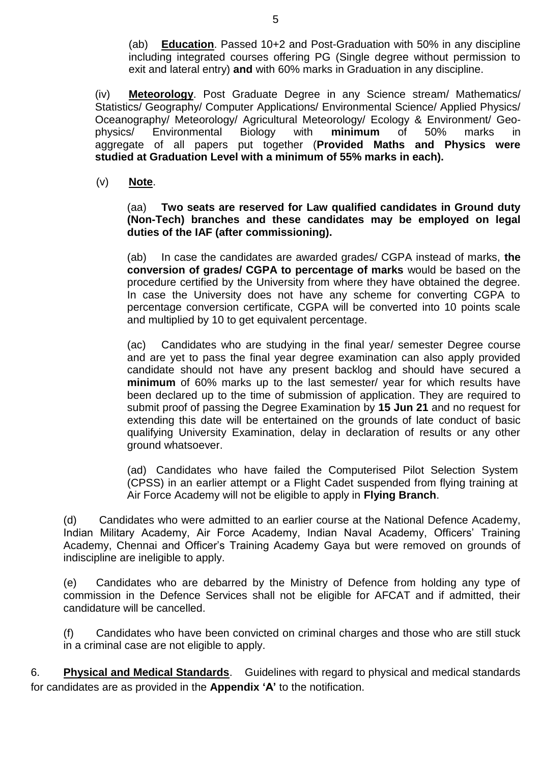(ab) **Education**. Passed 10+2 and Post-Graduation with 50% in any discipline including integrated courses offering PG (Single degree without permission to exit and lateral entry) **and** with 60% marks in Graduation in any discipline.

(iv) **Meteorology**. Post Graduate Degree in any Science stream/ Mathematics/ Statistics/ Geography/ Computer Applications/ Environmental Science/ Applied Physics/ Oceanography/ Meteorology/ Agricultural Meteorology/ Ecology & Environment/ Geo-physics/ Environmental Biology with **minimum** of 50% marks in aggregate of all papers put together (**Provided Maths and Physics were studied at Graduation Level with a minimum of 55% marks in each).**

(v) **Note**.

(aa) **Two seats are reserved for Law qualified candidates in Ground duty (Non-Tech) branches and these candidates may be employed on legal duties of the IAF (after commissioning).**

(ab) In case the candidates are awarded grades/ CGPA instead of marks, **the conversion of grades/ CGPA to percentage of marks** would be based on the procedure certified by the University from where they have obtained the degree. In case the University does not have any scheme for converting CGPA to percentage conversion certificate, CGPA will be converted into 10 points scale and multiplied by 10 to get equivalent percentage.

(ac) Candidates who are studying in the final year/ semester Degree course and are yet to pass the final year degree examination can also apply provided candidate should not have any present backlog and should have secured a **minimum** of 60% marks up to the last semester/ year for which results have been declared up to the time of submission of application. They are required to submit proof of passing the Degree Examination by **15 Jun 21** and no request for extending this date will be entertained on the grounds of late conduct of basic qualifying University Examination, delay in declaration of results or any other ground whatsoever.

(ad) Candidates who have failed the Computerised Pilot Selection System (CPSS) in an earlier attempt or a Flight Cadet suspended from flying training at Air Force Academy will not be eligible to apply in **Flying Branch**.

(d) Candidates who were admitted to an earlier course at the National Defence Academy, Indian Military Academy, Air Force Academy, Indian Naval Academy, Officers' Training Academy, Chennai and Officer's Training Academy Gaya but were removed on grounds of indiscipline are ineligible to apply.

(e) Candidates who are debarred by the Ministry of Defence from holding any type of commission in the Defence Services shall not be eligible for AFCAT and if admitted, their candidature will be cancelled.

(f) Candidates who have been convicted on criminal charges and those who are still stuck in a criminal case are not eligible to apply.

6. **Physical and Medical Standards**. Guidelines with regard to physical and medical standards for candidates are as provided in the **Appendix 'A'** to the notification.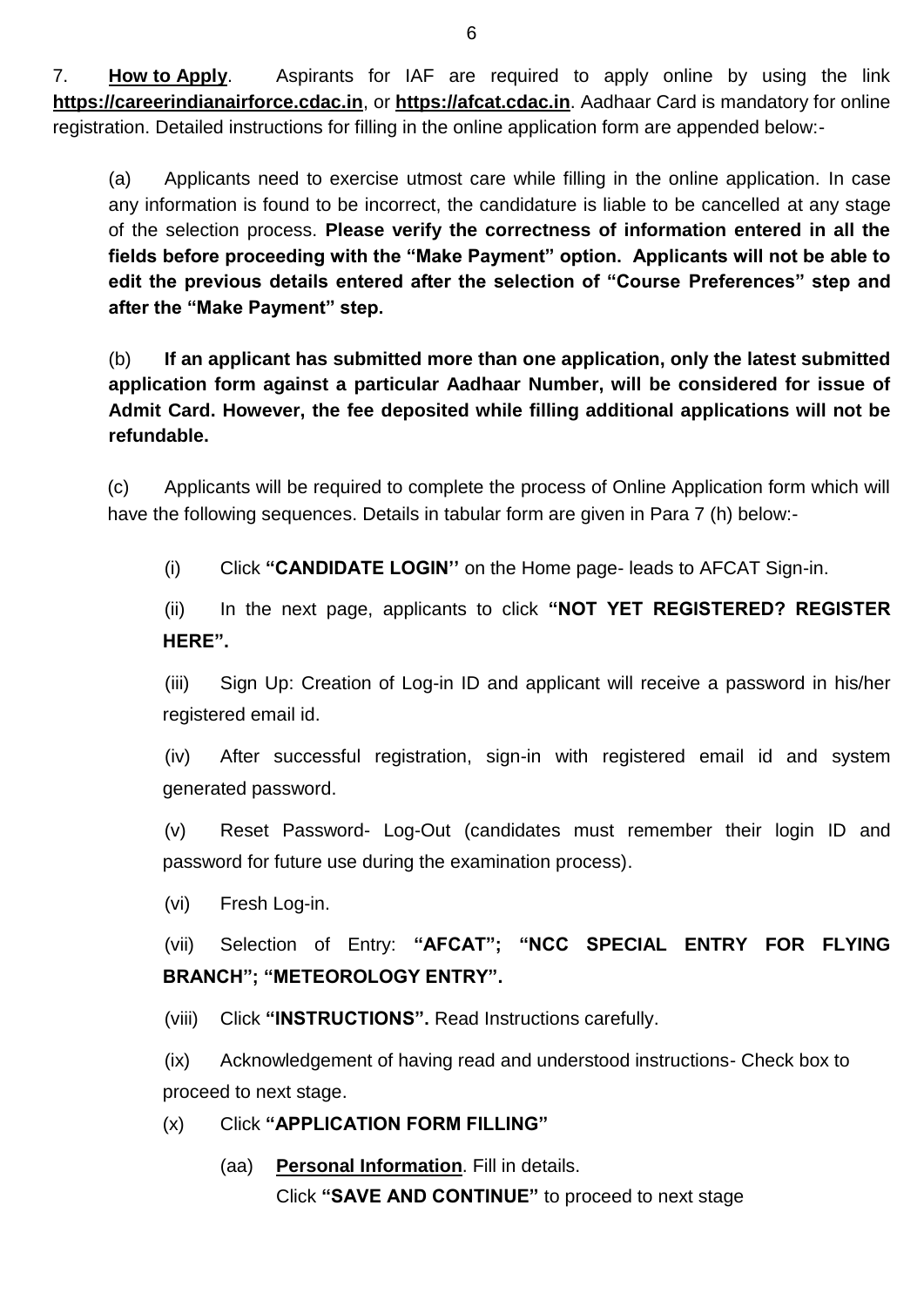7. **How to Apply**. Aspirants for IAF are required to apply online by using the link **https://careerindianairforce.cdac.in**, or **https://afcat.cdac.in**. Aadhaar Card is mandatory for online registration. Detailed instructions for filling in the online application form are appended below:-

(a) Applicants need to exercise utmost care while filling in the online application. In case any information is found to be incorrect, the candidature is liable to be cancelled at any stage of the selection process. **Please verify the correctness of information entered in all the fields before proceeding with the "Make Payment" option. Applicants will not be able to edit the previous details entered after the selection of "Course Preferences" step and after the "Make Payment" step.**

(b) **If an applicant has submitted more than one application, only the latest submitted application form against a particular Aadhaar Number, will be considered for issue of Admit Card. However, the fee deposited while filling additional applications will not be refundable.**

(c) Applicants will be required to complete the process of Online Application form which will have the following sequences. Details in tabular form are given in Para 7 (h) below:-

(i) Click **"CANDIDATE LOGIN''** on the Home page- leads to AFCAT Sign-in.

(ii) In the next page, applicants to click **"NOT YET REGISTERED? REGISTER HERE".**

(iii) Sign Up: Creation of Log-in ID and applicant will receive a password in his/her registered email id.

(iv) After successful registration, sign-in with registered email id and system generated password.

(v) Reset Password- Log-Out (candidates must remember their login ID and password for future use during the examination process).

(vi) Fresh Log-in.

(vii) Selection of Entry: **"AFCAT"; "NCC SPECIAL ENTRY FOR FLYING BRANCH"; "METEOROLOGY ENTRY".**

(viii) Click **"INSTRUCTIONS".** Read Instructions carefully.

(ix) Acknowledgement of having read and understood instructions- Check box to proceed to next stage.

(x) Click **"APPLICATION FORM FILLING"**

(aa) **Personal Information**. Fill in details.
Click **"SAVE AND CONTINUE"** to proceed to next stage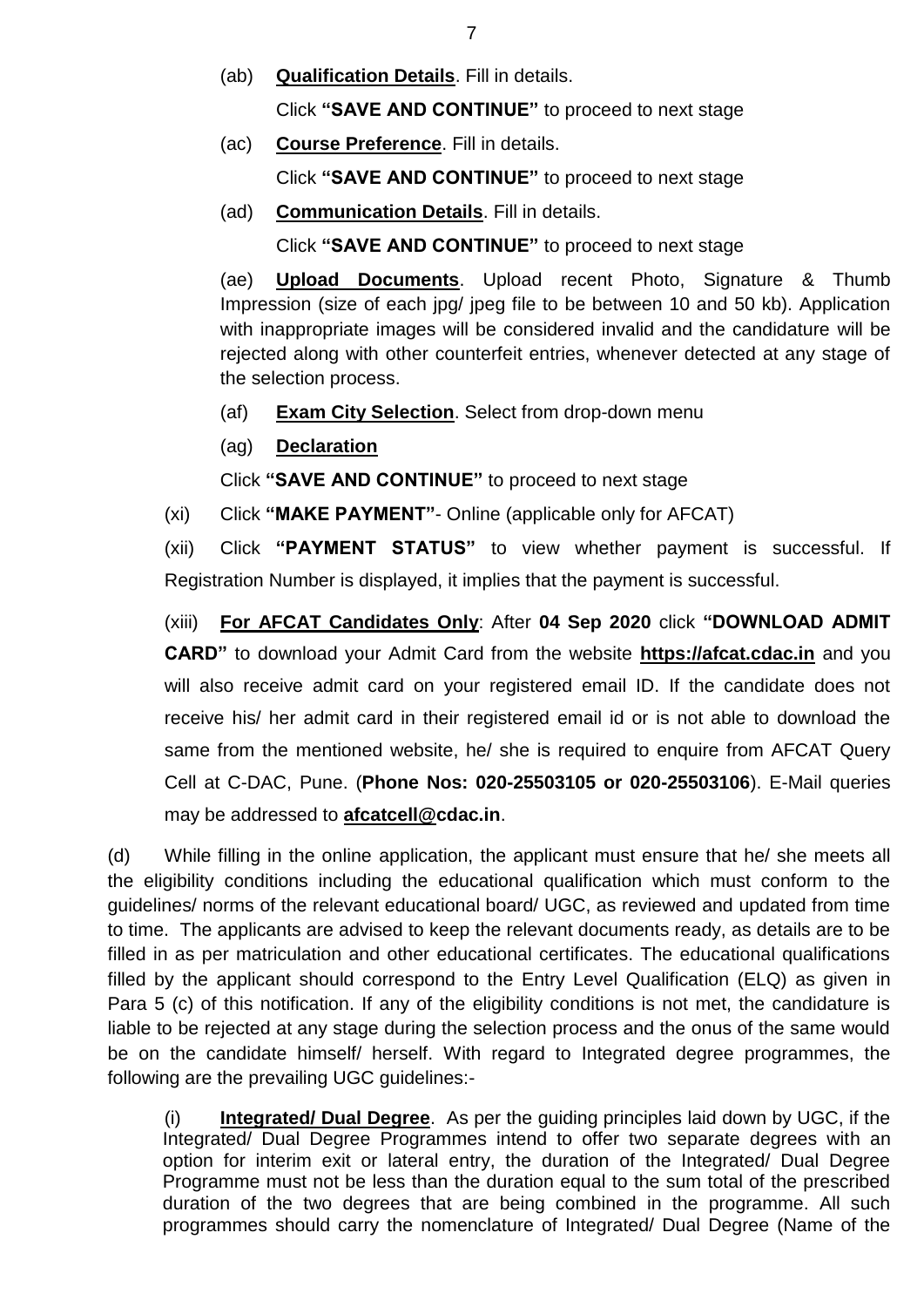(ab) **Qualification Details**. Fill in details.

Click **"SAVE AND CONTINUE"** to proceed to next stage

(ac) **Course Preference**. Fill in details.

Click **"SAVE AND CONTINUE"** to proceed to next stage

(ad) **Communication Details**. Fill in details.

Click **"SAVE AND CONTINUE"** to proceed to next stage

(ae) **Upload Documents**. Upload recent Photo, Signature & Thumb Impression (size of each jpg/ jpeg file to be between 10 and 50 kb). Application with inappropriate images will be considered invalid and the candidature will be rejected along with other counterfeit entries, whenever detected at any stage of the selection process.

(af) **Exam City Selection**. Select from drop-down menu

(ag) **Declaration**

Click **"SAVE AND CONTINUE"** to proceed to next stage

(xi) Click **"MAKE PAYMENT"**- Online (applicable only for AFCAT)

(xii) Click **"PAYMENT STATUS"** to view whether payment is successful. If Registration Number is displayed, it implies that the payment is successful.

(xiii) **For AFCAT Candidates Only**: After **04 Sep 2020** click **"DOWNLOAD ADMIT CARD"** to download your Admit Card from the website **https://afcat.cdac.in** and you will also receive admit card on your registered email ID. If the candidate does not receive his/ her admit card in their registered email id or is not able to download the same from the mentioned website, he/ she is required to enquire from AFCAT Query Cell at C-DAC, Pune. (**Phone Nos: 020-25503105 or 020-25503106**). E-Mail queries may be addressed to **afcatcell@cdac.in**.

(d) While filling in the online application, the applicant must ensure that he/ she meets all the eligibility conditions including the educational qualification which must conform to the guidelines/ norms of the relevant educational board/ UGC, as reviewed and updated from time to time. The applicants are advised to keep the relevant documents ready, as details are to be filled in as per matriculation and other educational certificates. The educational qualifications filled by the applicant should correspond to the Entry Level Qualification (ELQ) as given in Para 5 (c) of this notification. If any of the eligibility conditions is not met, the candidature is liable to be rejected at any stage during the selection process and the onus of the same would be on the candidate himself/ herself. With regard to Integrated degree programmes, the following are the prevailing UGC guidelines:-

(i) **Integrated/ Dual Degree**. As per the guiding principles laid down by UGC, if the Integrated/ Dual Degree Programmes intend to offer two separate degrees with an option for interim exit or lateral entry, the duration of the Integrated/ Dual Degree Programme must not be less than the duration equal to the sum total of the prescribed duration of the two degrees that are being combined in the programme. All such programmes should carry the nomenclature of Integrated/ Dual Degree (Name of the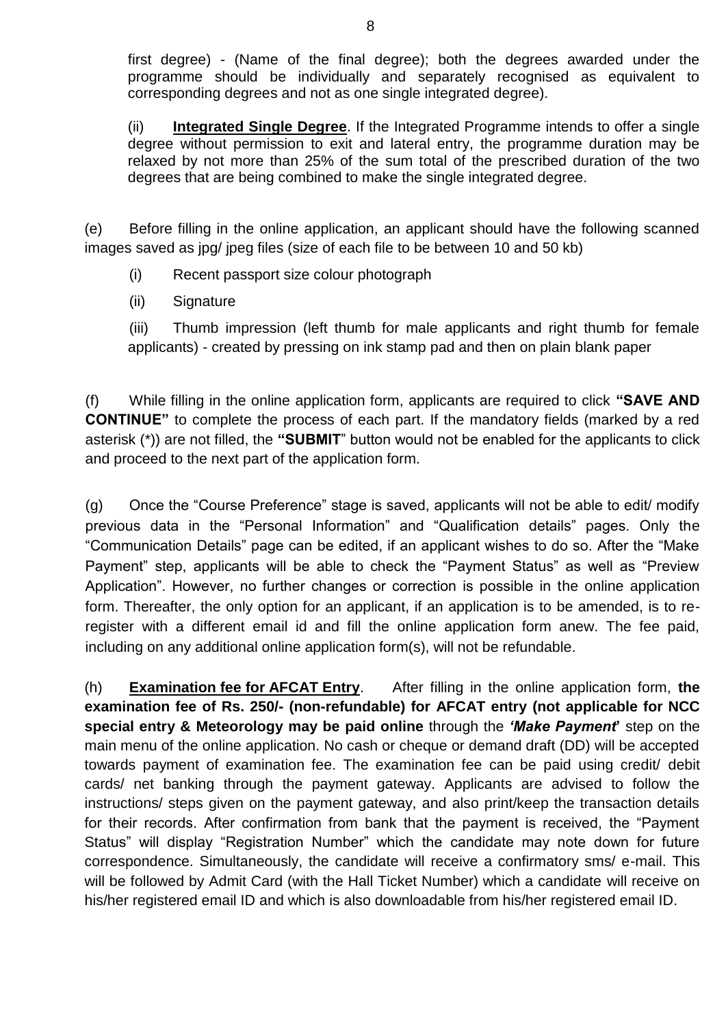first degree) - (Name of the final degree); both the degrees awarded under the programme should be individually and separately recognised as equivalent to corresponding degrees and not as one single integrated degree).

(ii) **Integrated Single Degree**. If the Integrated Programme intends to offer a single degree without permission to exit and lateral entry, the programme duration may be relaxed by not more than 25% of the sum total of the prescribed duration of the two degrees that are being combined to make the single integrated degree.

(e) Before filling in the online application, an applicant should have the following scanned images saved as jpg/ jpeg files (size of each file to be between 10 and 50 kb)

(i) Recent passport size colour photograph

(ii) Signature

(iii) Thumb impression (left thumb for male applicants and right thumb for female applicants) - created by pressing on ink stamp pad and then on plain blank paper

(f) While filling in the online application form, applicants are required to click **"SAVE AND CONTINUE"** to complete the process of each part. If the mandatory fields (marked by a red asterisk (*)) are not filled, the **"SUBMIT"** button would not be enabled for the applicants to click and proceed to the next part of the application form.

(g) Once the "Course Preference" stage is saved, applicants will not be able to edit/ modify previous data in the "Personal Information" and "Qualification details" pages. Only the "Communication Details" page can be edited, if an applicant wishes to do so. After the "Make Payment" step, applicants will be able to check the "Payment Status" as well as "Preview Application". However, no further changes or correction is possible in the online application form. Thereafter, the only option for an applicant, if an application is to be amended, is to re-register with a different email id and fill the online application form anew. The fee paid, including on any additional online application form(s), will not be refundable.

(h) **Examination fee for AFCAT Entry**. After filling in the online application form, **the examination fee of Rs. 250/- (non-refundable) for AFCAT entry (not applicable for NCC special entry & Meteorology may be paid online** through the ***'Make Payment'*** step on the main menu of the online application. No cash or cheque or demand draft (DD) will be accepted towards payment of examination fee. The examination fee can be paid using credit/ debit cards/ net banking through the payment gateway. Applicants are advised to follow the instructions/ steps given on the payment gateway, and also print/keep the transaction details for their records. After confirmation from bank that the payment is received, the "Payment Status" will display "Registration Number" which the candidate may note down for future correspondence. Simultaneously, the candidate will receive a confirmatory sms/ e-mail. This will be followed by Admit Card (with the Hall Ticket Number) which a candidate will receive on his/her registered email ID and which is also downloadable from his/her registered email ID.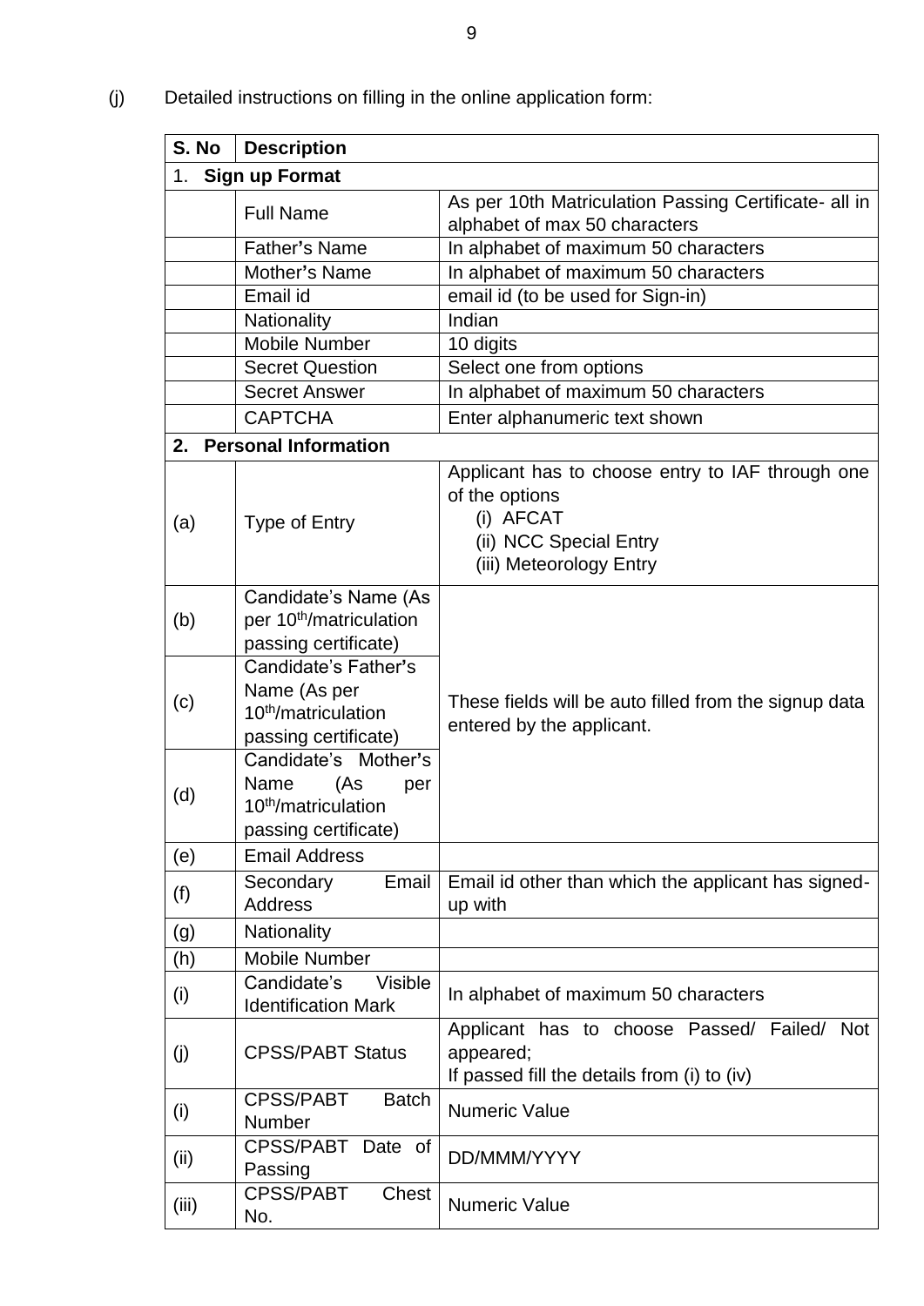(j) Detailed instructions on filling in the online application form:

| S. No | Description | |
|---|---|---|
| 1. **Sign up Format** | | |
| | Full Name | As per 10th Matriculation Passing Certificate- all in alphabet of max 50 characters |
| | Father's Name | In alphabet of maximum 50 characters |
| | Mother's Name | In alphabet of maximum 50 characters |
| | Email id | email id (to be used for Sign-in) |
| | Nationality | Indian |
| | Mobile Number | 10 digits |
| | Secret Question | Select one from options |
| | Secret Answer | In alphabet of maximum 50 characters |
| | CAPTCHA | Enter alphanumeric text shown |
| **2. Personal Information** | | |
| (a) | Type of Entry | Applicant has to choose entry to IAF through one of the options (i) AFCAT (ii) NCC Special Entry (iii) Meteorology Entry |
| (b) | Candidate's Name (As per 10th/matriculation passing certificate) | These fields will be auto filled from the signup data entered by the applicant. |
| (c) | Candidate's Father's Name (As per 10th/matriculation passing certificate) | |
| (d) | Candidate's Mother's Name (As per 10th/matriculation passing certificate) | |
| (e) | Email Address | |
| (f) | Secondary Email Address | Email id other than which the applicant has signed-up with |
| (g) | Nationality | |
| (h) | Mobile Number | |
| (i) | Candidate's Visible Identification Mark | In alphabet of maximum 50 characters |
| (j) | CPSS/PABT Status | Applicant has to choose Passed/ Failed/ Not appeared; If passed fill the details from (i) to (iv) |
| (i) | CPSS/PABT Batch Number | Numeric Value |
| (ii) | CPSS/PABT Date of Passing | DD/MMM/YYYY |
| (iii) | CPSS/PABT Chest No. | Numeric Value |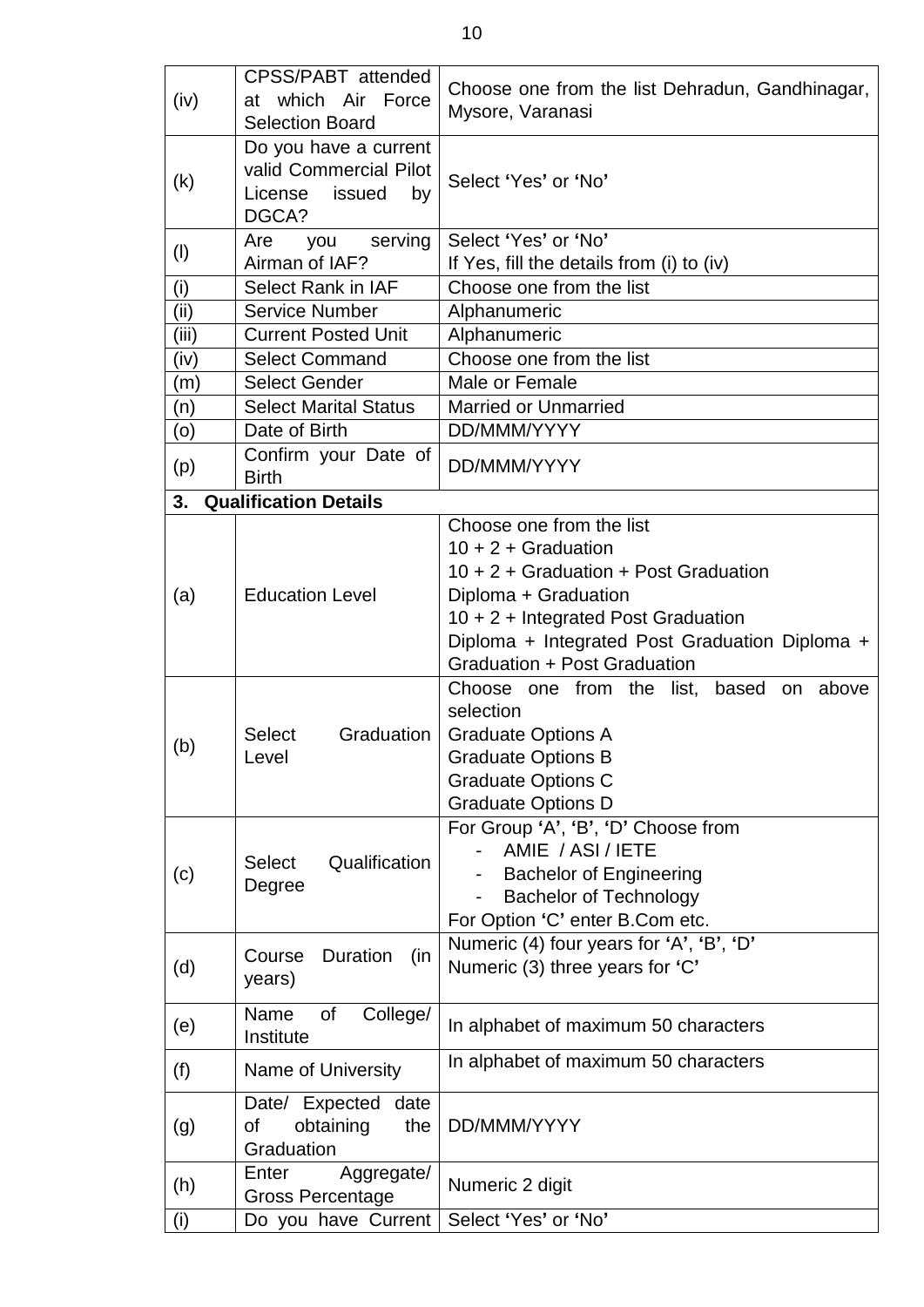| (iv) | CPSS/PABT attended at which Air Force Selection Board | Choose one from the list Dehradun, Gandhinagar, Mysore, Varanasi |
|---|---|---|
| (k) | Do you have a current valid Commercial Pilot License issued by DGCA? | Select 'Yes' or 'No' |
| (l) | Are you serving Airman of IAF? | Select 'Yes' or 'No'<br>If Yes, fill the details from (i) to (iv) |
| (i) | Select Rank in IAF | Choose one from the list |
| (ii) | Service Number | Alphanumeric |
| (iii) | Current Posted Unit | Alphanumeric |
| (iv) | Select Command | Choose one from the list |
| (m) | Select Gender | Male or Female |
| (n) | Select Marital Status | Married or Unmarried |
| (o) | Date of Birth | DD/MMM/YYYY |
| (p) | Confirm your Date of Birth | DD/MMM/YYYY |
| **3. Qualification Details** | | |
| (a) | Education Level | Choose one from the list<br>10 + 2 + Graduation<br>10 + 2 + Graduation + Post Graduation<br>Diploma + Graduation<br>10 + 2 + Integrated Post Graduation<br>Diploma + Integrated Post Graduation Diploma + Graduation + Post Graduation |
| (b) | Select Graduation Level | Choose one from the list, based on above selection<br>Graduate Options A<br>Graduate Options B<br>Graduate Options C<br>Graduate Options D |
| (c) | Select Qualification Degree | For Group 'A', 'B', 'D' Choose from<br>- AMIE / ASI / IETE<br>- Bachelor of Engineering<br>- Bachelor of Technology<br>For Option 'C' enter B.Com etc. |
| (d) | Course Duration (in years) | Numeric (4) four years for 'A', 'B', 'D'<br>Numeric (3) three years for 'C' |
| (e) | Name of College/ Institute | In alphabet of maximum 50 characters |
| (f) | Name of University | In alphabet of maximum 50 characters |
| (g) | Date/ Expected date of obtaining the Graduation | DD/MMM/YYYY |
| (h) | Enter Aggregate/ Gross Percentage | Numeric 2 digit |
| (i) | Do you have Current | Select 'Yes' or 'No' |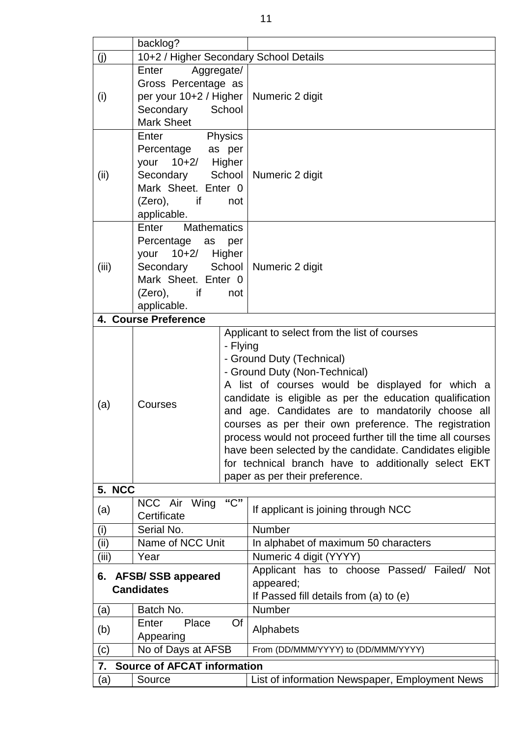| | | |
|---|---|---|
| | backlog? | |
| (j) | 10+2 / Higher Secondary School Details | |
| (i) | Enter Aggregate/ Gross Percentage as per your 10+2 / Higher Secondary School Mark Sheet | Numeric 2 digit |
| (ii) | Enter Physics Percentage as per your 10+2/ Higher Secondary School Mark Sheet. Enter 0 (Zero), if not applicable. | Numeric 2 digit |
| (iii) | Enter Mathematics Percentage as per your 10+2/ Higher Secondary School Mark Sheet. Enter 0 (Zero), if not applicable. | Numeric 2 digit |
| **4. Course Preference** | | |
| (a) | Courses | Applicant to select from the list of courses<br>- Flying<br>- Ground Duty (Technical)<br>- Ground Duty (Non-Technical)<br>A list of courses would be displayed for which a candidate is eligible as per the education qualification and age. Candidates are to mandatorily choose all courses as per their own preference. The registration process would not proceed further till the time all courses have been selected by the candidate. Candidates eligible for technical branch have to additionally select EKT paper as per their preference. |
| **5. NCC** | | |
| (a) | NCC Air Wing **"C"** Certificate | If applicant is joining through NCC |
| (i) | Serial No. | Number |
| (ii) | Name of NCC Unit | In alphabet of maximum 50 characters |
| (iii) | Year | Numeric 4 digit (YYYY) |
| **6. AFSB/ SSB appeared Candidates** | | Applicant has to choose Passed/ Failed/ Not appeared;<br>If Passed fill details from (a) to (e) |
| (a) | Batch No. | Number |
| (b) | Enter Place Of Appearing | Alphabets |
| (c) | No of Days at AFSB | From (DD/MMM/YYYY) to (DD/MMM/YYYY) |
| **7. Source of AFCAT information** | | |
| (a) | Source | List of information Newspaper, Employment News |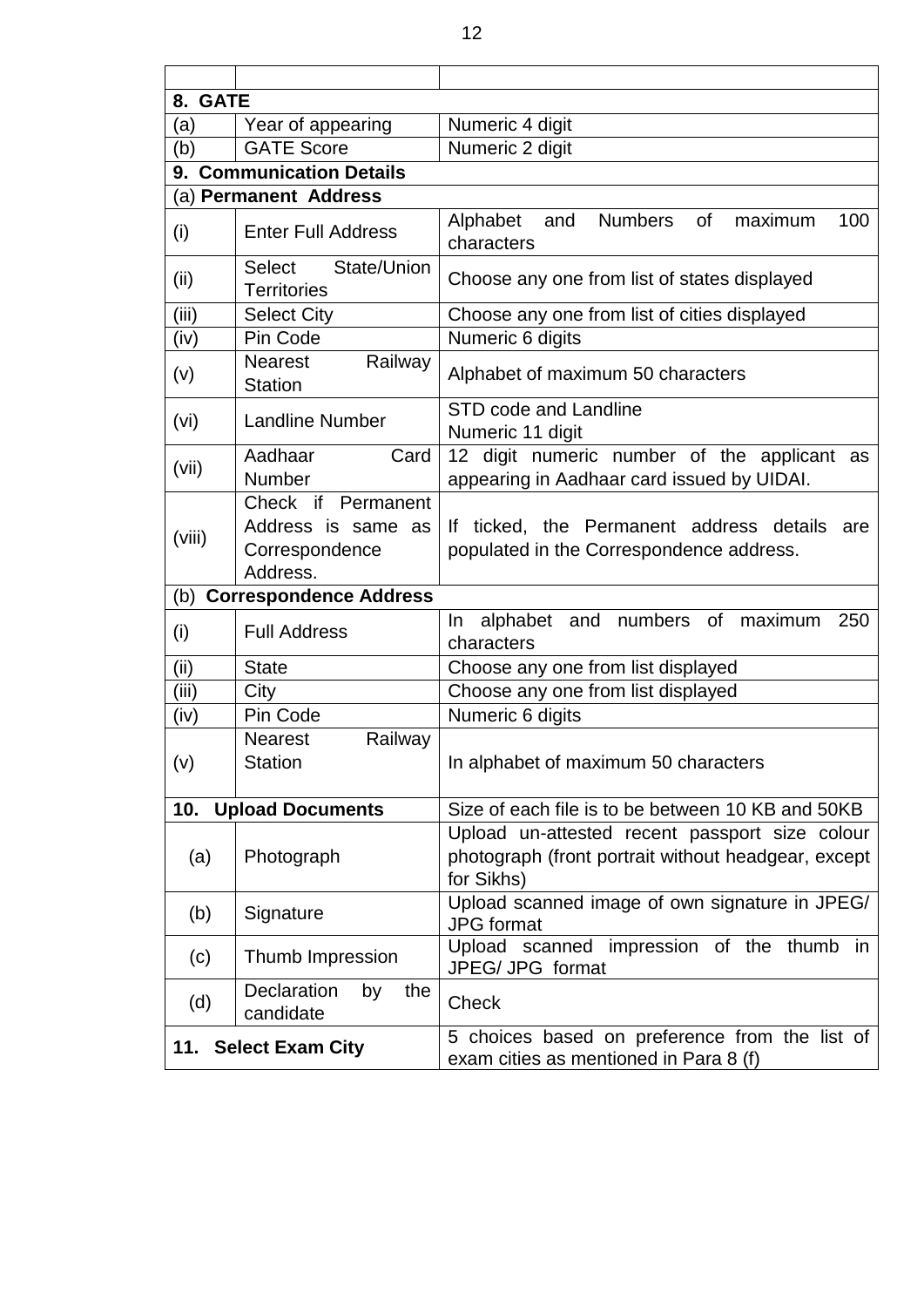| | | |
|---|---|---|
| **8. GATE** | | |
| (a) | Year of appearing | Numeric 4 digit |
| (b) | GATE Score | Numeric 2 digit |
| **9. Communication Details** | | |
| (a) **Permanent Address** | | |
| (i) | Enter Full Address | Alphabet and Numbers of maximum 100 characters |
| (ii) | Select State/Union Territories | Choose any one from list of states displayed |
| (iii) | Select City | Choose any one from list of cities displayed |
| (iv) | Pin Code | Numeric 6 digits |
| (v) | Nearest Railway Station | Alphabet of maximum 50 characters |
| (vi) | Landline Number | STD code and Landline Numeric 11 digit |
| (vii) | Aadhaar Card Number | 12 digit numeric number of the applicant as appearing in Aadhaar card issued by UIDAI. |
| (viii) | Check if Permanent Address is same as Correspondence Address. | If ticked, the Permanent address details are populated in the Correspondence address. |
| (b) **Correspondence Address** | | |
| (i) | Full Address | In alphabet and numbers of maximum 250 characters |
| (ii) | State | Choose any one from list displayed |
| (iii) | City | Choose any one from list displayed |
| (iv) | Pin Code | Numeric 6 digits |
| (v) | Nearest Railway Station | In alphabet of maximum 50 characters |
| **10. Upload Documents** | | Size of each file is to be between 10 KB and 50KB |
| (a) | Photograph | Upload un-attested recent passport size colour photograph (front portrait without headgear, except for Sikhs) |
| (b) | Signature | Upload scanned image of own signature in JPEG/ JPG format |
| (c) | Thumb Impression | Upload scanned impression of the thumb in JPEG/ JPG format |
| (d) | Declaration by the candidate | Check |
| **11. Select Exam City** | | 5 choices based on preference from the list of exam cities as mentioned in Para 8 (f) |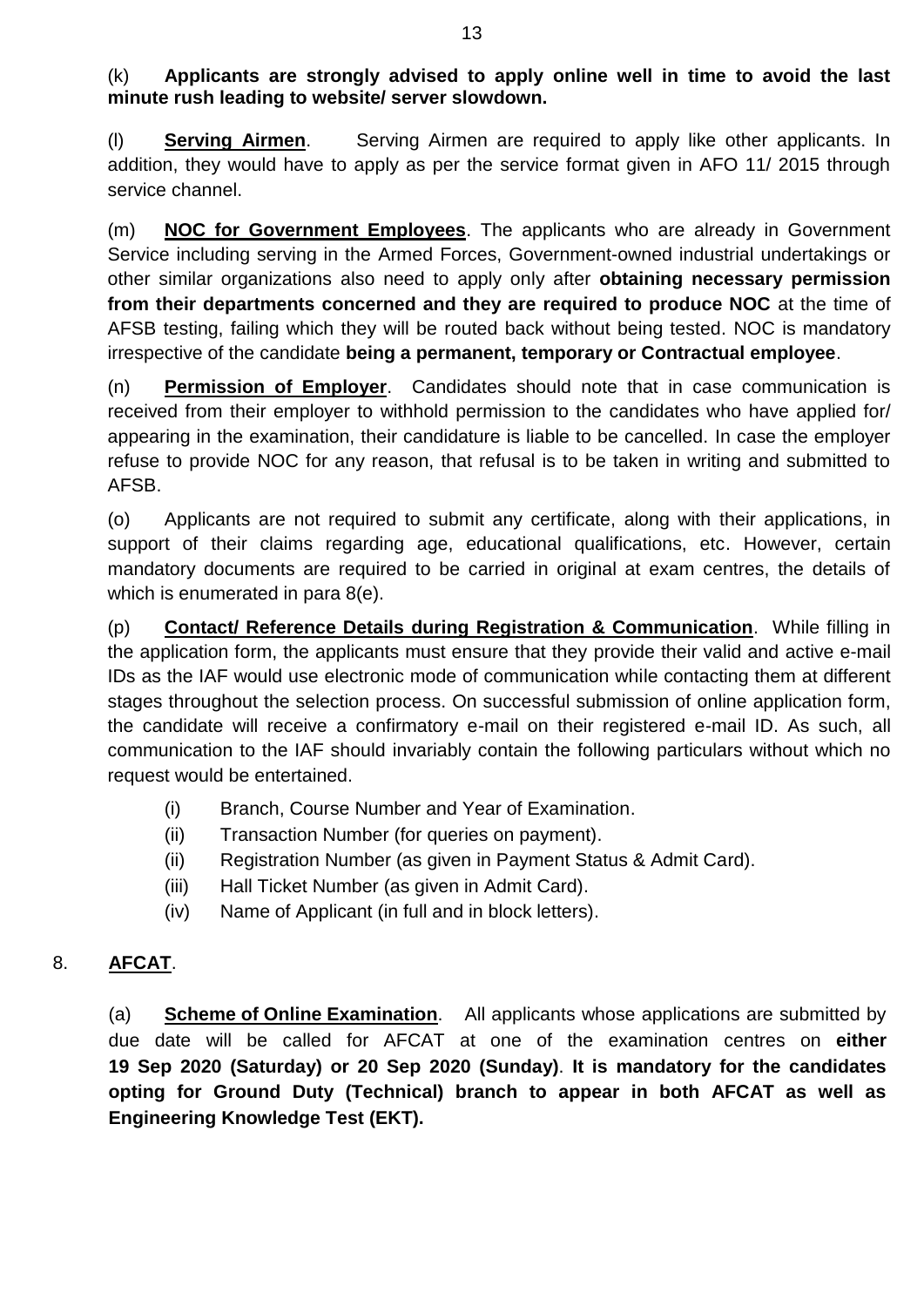(k) **Applicants are strongly advised to apply online well in time to avoid the last minute rush leading to website/ server slowdown.**

(l) **Serving Airmen**. Serving Airmen are required to apply like other applicants. In addition, they would have to apply as per the service format given in AFO 11/ 2015 through service channel.

(m) **NOC for Government Employees**. The applicants who are already in Government Service including serving in the Armed Forces, Government-owned industrial undertakings or other similar organizations also need to apply only after **obtaining necessary permission from their departments concerned and they are required to produce NOC** at the time of AFSB testing, failing which they will be routed back without being tested. NOC is mandatory irrespective of the candidate **being a permanent, temporary or Contractual employee**.

(n) **Permission of Employer**. Candidates should note that in case communication is received from their employer to withhold permission to the candidates who have applied for/ appearing in the examination, their candidature is liable to be cancelled. In case the employer refuse to provide NOC for any reason, that refusal is to be taken in writing and submitted to AFSB.

(o) Applicants are not required to submit any certificate, along with their applications, in support of their claims regarding age, educational qualifications, etc. However, certain mandatory documents are required to be carried in original at exam centres, the details of which is enumerated in para 8(e).

(p) **Contact/ Reference Details during Registration & Communication**. While filling in the application form, the applicants must ensure that they provide their valid and active e-mail IDs as the IAF would use electronic mode of communication while contacting them at different stages throughout the selection process. On successful submission of online application form, the candidate will receive a confirmatory e-mail on their registered e-mail ID. As such, all communication to the IAF should invariably contain the following particulars without which no request would be entertained.

- (i) Branch, Course Number and Year of Examination.
- (ii) Transaction Number (for queries on payment).
- (ii) Registration Number (as given in Payment Status & Admit Card).
- (iii) Hall Ticket Number (as given in Admit Card).
- (iv) Name of Applicant (in full and in block letters).

## 8. AFCAT.

(a) **Scheme of Online Examination**. All applicants whose applications are submitted by due date will be called for AFCAT at one of the examination centres on **either 19 Sep 2020 (Saturday) or 20 Sep 2020 (Sunday)**. **It is mandatory for the candidates opting for Ground Duty (Technical) branch to appear in both AFCAT as well as Engineering Knowledge Test (EKT).**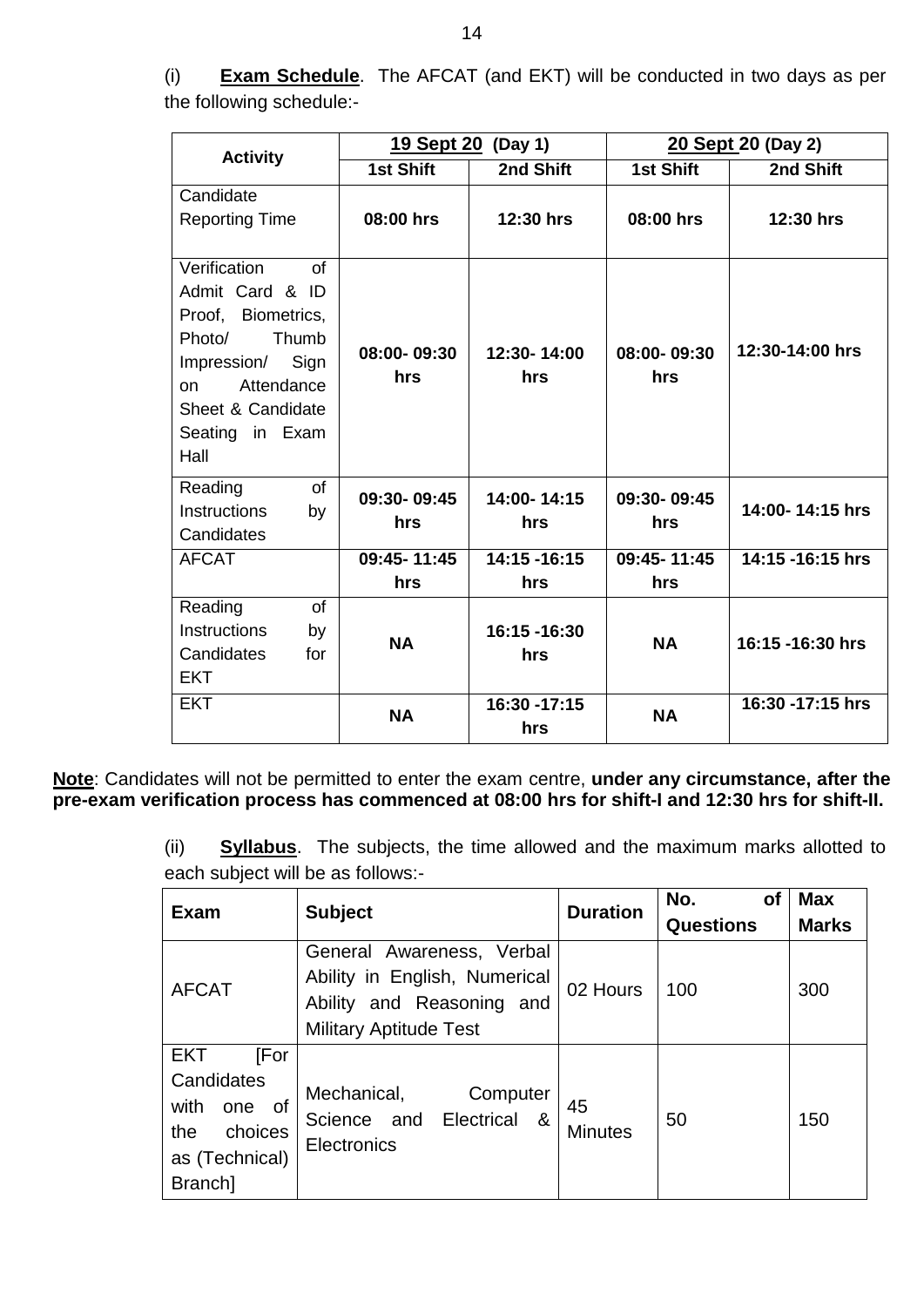(i) **Exam Schedule**. The AFCAT (and EKT) will be conducted in two days as per the following schedule:-

| Activity | 19 Sept 20 (Day 1) | | 20 Sept 20 (Day 2) | |
|---|---|---|---|---|
| | 1st Shift | 2nd Shift | 1st Shift | 2nd Shift |
| Candidate Reporting Time | **08:00 hrs** | **12:30 hrs** | **08:00 hrs** | **12:30 hrs** |
| Verification of Admit Card & ID Proof, Biometrics, Photo/ Thumb Impression/ Sign on Attendance Sheet & Candidate Seating in Exam Hall | **08:00- 09:30 hrs** | **12:30- 14:00 hrs** | **08:00- 09:30 hrs** | **12:30-14:00 hrs** |
| Reading of Instructions by Candidates | **09:30- 09:45 hrs** | **14:00- 14:15 hrs** | **09:30- 09:45 hrs** | **14:00- 14:15 hrs** |
| AFCAT | **09:45- 11:45 hrs** | **14:15 -16:15 hrs** | **09:45- 11:45 hrs** | **14:15 -16:15 hrs** |
| Reading of Instructions by Candidates for EKT | **NA** | **16:15 -16:30 hrs** | **NA** | **16:15 -16:30 hrs** |
| EKT | **NA** | **16:30 -17:15 hrs** | **NA** | **16:30 -17:15 hrs** |

**Note**: Candidates will not be permitted to enter the exam centre, **under any circumstance, after the pre-exam verification process has commenced at 08:00 hrs for shift-I and 12:30 hrs for shift-II.**

(ii) **Syllabus**. The subjects, the time allowed and the maximum marks allotted to each subject will be as follows:-

| Exam | Subject | Duration | No. of Questions | Max Marks |
|---|---|---|---|---|
| AFCAT | General Awareness, Verbal Ability in English, Numerical Ability and Reasoning and Military Aptitude Test | 02 Hours | 100 | 300 |
| EKT [For Candidates with one of the choices as (Technical) Branch] | Mechanical, Computer Science and Electrical & Electronics | 45 Minutes | 50 | 150 |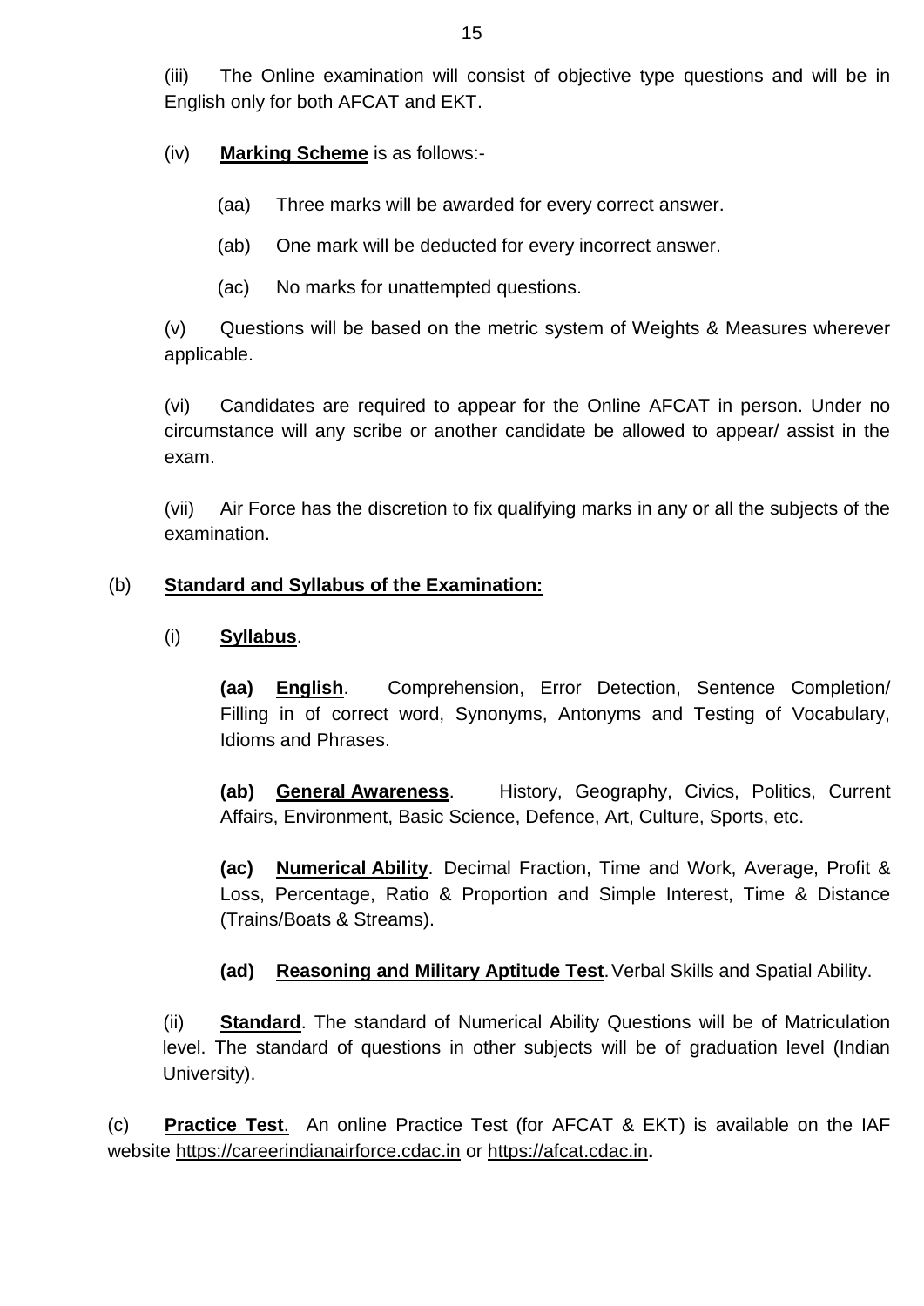(iii) The Online examination will consist of objective type questions and will be in English only for both AFCAT and EKT.

(iv) **Marking Scheme** is as follows:-

(aa) Three marks will be awarded for every correct answer.

(ab) One mark will be deducted for every incorrect answer.

(ac) No marks for unattempted questions.

(v) Questions will be based on the metric system of Weights & Measures wherever applicable.

(vi) Candidates are required to appear for the Online AFCAT in person. Under no circumstance will any scribe or another candidate be allowed to appear/ assist in the exam.

(vii) Air Force has the discretion to fix qualifying marks in any or all the subjects of the examination.

(b) **Standard and Syllabus of the Examination:**

(i) **Syllabus**.

**(aa) English**. Comprehension, Error Detection, Sentence Completion/ Filling in of correct word, Synonyms, Antonyms and Testing of Vocabulary, Idioms and Phrases.

**(ab) General Awareness**. History, Geography, Civics, Politics, Current Affairs, Environment, Basic Science, Defence, Art, Culture, Sports, etc.

**(ac) Numerical Ability**. Decimal Fraction, Time and Work, Average, Profit & Loss, Percentage, Ratio & Proportion and Simple Interest, Time & Distance (Trains/Boats & Streams).

**(ad) Reasoning and Military Aptitude Test**. Verbal Skills and Spatial Ability.

(ii) **Standard**. The standard of Numerical Ability Questions will be of Matriculation level. The standard of questions in other subjects will be of graduation level (Indian University).

(c) **Practice Test**. An online Practice Test (for AFCAT & EKT) is available on the IAF website https://careerindianairforce.cdac.in or https://afcat.cdac.in**.**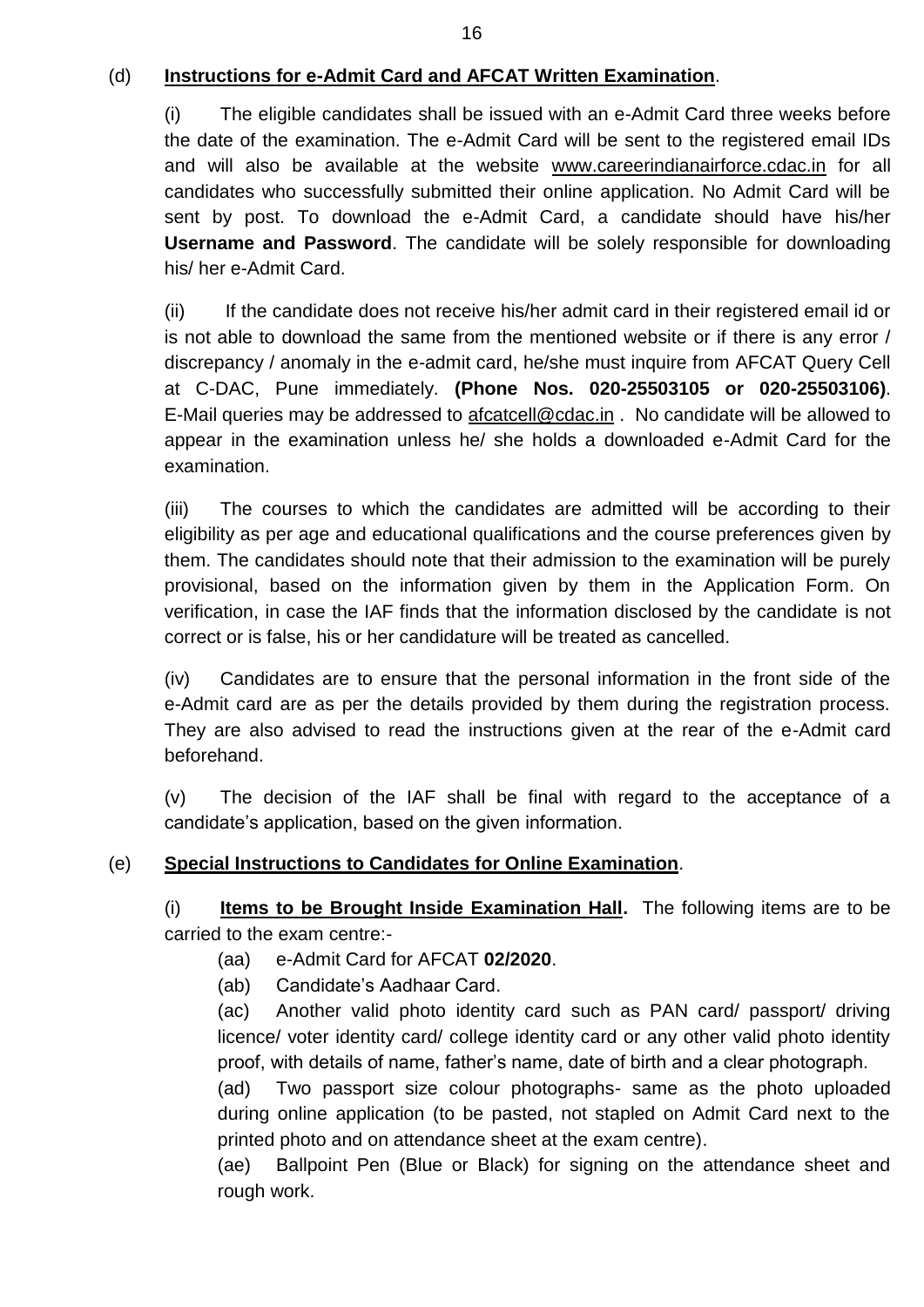(d) **Instructions for e-Admit Card and AFCAT Written Examination**.

(i) The eligible candidates shall be issued with an e-Admit Card three weeks before the date of the examination. The e-Admit Card will be sent to the registered email IDs and will also be available at the website www.careerindianairforce.cdac.in for all candidates who successfully submitted their online application. No Admit Card will be sent by post. To download the e-Admit Card, a candidate should have his/her **Username and Password**. The candidate will be solely responsible for downloading his/ her e-Admit Card.

(ii) If the candidate does not receive his/her admit card in their registered email id or is not able to download the same from the mentioned website or if there is any error / discrepancy / anomaly in the e-admit card, he/she must inquire from AFCAT Query Cell at C-DAC, Pune immediately. **(Phone Nos. 020-25503105 or 020-25503106)**. E-Mail queries may be addressed to afcatcell@cdac.in . No candidate will be allowed to appear in the examination unless he/ she holds a downloaded e-Admit Card for the examination.

(iii) The courses to which the candidates are admitted will be according to their eligibility as per age and educational qualifications and the course preferences given by them. The candidates should note that their admission to the examination will be purely provisional, based on the information given by them in the Application Form. On verification, in case the IAF finds that the information disclosed by the candidate is not correct or is false, his or her candidature will be treated as cancelled.

(iv) Candidates are to ensure that the personal information in the front side of the e-Admit card are as per the details provided by them during the registration process. They are also advised to read the instructions given at the rear of the e-Admit card beforehand.

(v) The decision of the IAF shall be final with regard to the acceptance of a candidate's application, based on the given information.

(e) **Special Instructions to Candidates for Online Examination**.

(i) **Items to be Brought Inside Examination Hall.** The following items are to be carried to the exam centre:-

(aa) e-Admit Card for AFCAT **02/2020**.

(ab) Candidate's Aadhaar Card.

(ac) Another valid photo identity card such as PAN card/ passport/ driving licence/ voter identity card/ college identity card or any other valid photo identity proof, with details of name, father's name, date of birth and a clear photograph.

(ad) Two passport size colour photographs- same as the photo uploaded during online application (to be pasted, not stapled on Admit Card next to the printed photo and on attendance sheet at the exam centre).

(ae) Ballpoint Pen (Blue or Black) for signing on the attendance sheet and rough work.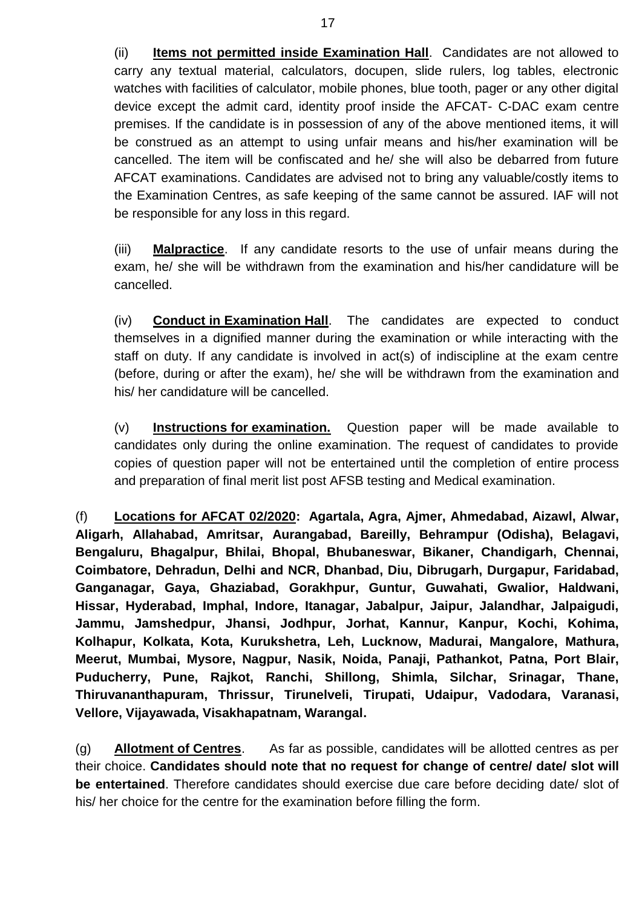(ii) **<u>Items not permitted inside Examination Hall</u>**. Candidates are not allowed to carry any textual material, calculators, docupen, slide rulers, log tables, electronic watches with facilities of calculator, mobile phones, blue tooth, pager or any other digital device except the admit card, identity proof inside the AFCAT- C-DAC exam centre premises. If the candidate is in possession of any of the above mentioned items, it will be construed as an attempt to using unfair means and his/her examination will be cancelled. The item will be confiscated and he/ she will also be debarred from future AFCAT examinations. Candidates are advised not to bring any valuable/costly items to the Examination Centres, as safe keeping of the same cannot be assured. IAF will not be responsible for any loss in this regard.

(iii) **<u>Malpractice</u>**. If any candidate resorts to the use of unfair means during the exam, he/ she will be withdrawn from the examination and his/her candidature will be cancelled.

(iv) **<u>Conduct in Examination Hall</u>**. The candidates are expected to conduct themselves in a dignified manner during the examination or while interacting with the staff on duty. If any candidate is involved in act(s) of indiscipline at the exam centre (before, during or after the exam), he/ she will be withdrawn from the examination and his/ her candidature will be cancelled.

(v) **<u>Instructions for examination.</u>** Question paper will be made available to candidates only during the online examination. The request of candidates to provide copies of question paper will not be entertained until the completion of entire process and preparation of final merit list post AFSB testing and Medical examination.

(f) **<u>Locations for AFCAT 02/2020</u>: Agartala, Agra, Ajmer, Ahmedabad, Aizawl, Alwar, Aligarh, Allahabad, Amritsar, Aurangabad, Bareilly, Behrampur (Odisha), Belagavi, Bengaluru, Bhagalpur, Bhilai, Bhopal, Bhubaneswar, Bikaner, Chandigarh, Chennai, Coimbatore, Dehradun, Delhi and NCR, Dhanbad, Diu, Dibrugarh, Durgapur, Faridabad, Ganganagar, Gaya, Ghaziabad, Gorakhpur, Guntur, Guwahati, Gwalior, Haldwani, Hissar, Hyderabad, Imphal, Indore, Itanagar, Jabalpur, Jaipur, Jalandhar, Jalpaigudi, Jammu, Jamshedpur, Jhansi, Jodhpur, Jorhat, Kannur, Kanpur, Kochi, Kohima, Kolhapur, Kolkata, Kota, Kurukshetra, Leh, Lucknow, Madurai, Mangalore, Mathura, Meerut, Mumbai, Mysore, Nagpur, Nasik, Noida, Panaji, Pathankot, Patna, Port Blair, Puducherry, Pune, Rajkot, Ranchi, Shillong, Shimla, Silchar, Srinagar, Thane, Thiruvananthapuram, Thrissur, Tirunelveli, Tirupati, Udaipur, Vadodara, Varanasi, Vellore, Vijayawada, Visakhapatnam, Warangal.**

(g) **<u>Allotment of Centres</u>**. As far as possible, candidates will be allotted centres as per their choice. **Candidates should note that no request for change of centre/ date/ slot will be entertained**. Therefore candidates should exercise due care before deciding date/ slot of his/ her choice for the centre for the examination before filling the form.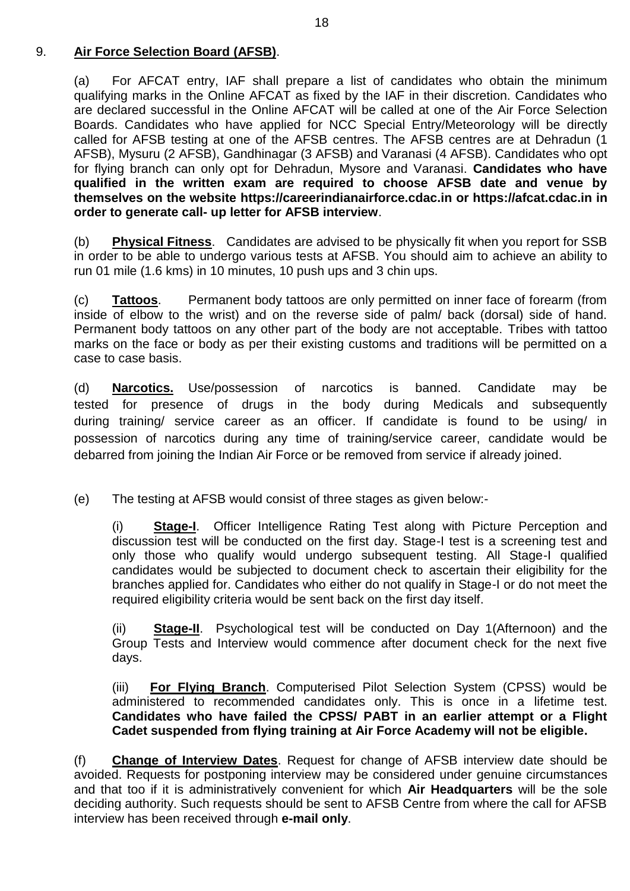9. **Air Force Selection Board (AFSB)**.

(a) For AFCAT entry, IAF shall prepare a list of candidates who obtain the minimum qualifying marks in the Online AFCAT as fixed by the IAF in their discretion. Candidates who are declared successful in the Online AFCAT will be called at one of the Air Force Selection Boards. Candidates who have applied for NCC Special Entry/Meteorology will be directly called for AFSB testing at one of the AFSB centres. The AFSB centres are at Dehradun (1 AFSB), Mysuru (2 AFSB), Gandhinagar (3 AFSB) and Varanasi (4 AFSB). Candidates who opt for flying branch can only opt for Dehradun, Mysore and Varanasi. **Candidates who have qualified in the written exam are required to choose AFSB date and venue by themselves on the website https://careerindianairforce.cdac.in or https://afcat.cdac.in in order to generate call- up letter for AFSB interview**.

(b) **Physical Fitness**. Candidates are advised to be physically fit when you report for SSB in order to be able to undergo various tests at AFSB. You should aim to achieve an ability to run 01 mile (1.6 kms) in 10 minutes, 10 push ups and 3 chin ups.

(c) **Tattoos**. Permanent body tattoos are only permitted on inner face of forearm (from inside of elbow to the wrist) and on the reverse side of palm/ back (dorsal) side of hand. Permanent body tattoos on any other part of the body are not acceptable. Tribes with tattoo marks on the face or body as per their existing customs and traditions will be permitted on a case to case basis.

(d) **Narcotics.** Use/possession of narcotics is banned. Candidate may be tested for presence of drugs in the body during Medicals and subsequently during training/ service career as an officer. If candidate is found to be using/ in possession of narcotics during any time of training/service career, candidate would be debarred from joining the Indian Air Force or be removed from service if already joined.

(e) The testing at AFSB would consist of three stages as given below:-

(i) **Stage-I**. Officer Intelligence Rating Test along with Picture Perception and discussion test will be conducted on the first day. Stage-I test is a screening test and only those who qualify would undergo subsequent testing. All Stage-I qualified candidates would be subjected to document check to ascertain their eligibility for the branches applied for. Candidates who either do not qualify in Stage-I or do not meet the required eligibility criteria would be sent back on the first day itself.

(ii) **Stage-II**. Psychological test will be conducted on Day 1(Afternoon) and the Group Tests and Interview would commence after document check for the next five days.

(iii) **For Flying Branch**. Computerised Pilot Selection System (CPSS) would be administered to recommended candidates only. This is once in a lifetime test. **Candidates who have failed the CPSS/ PABT in an earlier attempt or a Flight Cadet suspended from flying training at Air Force Academy will not be eligible.**

(f) **Change of Interview Dates**. Request for change of AFSB interview date should be avoided. Requests for postponing interview may be considered under genuine circumstances and that too if it is administratively convenient for which **Air Headquarters** will be the sole deciding authority. Such requests should be sent to AFSB Centre from where the call for AFSB interview has been received through **e-mail only**.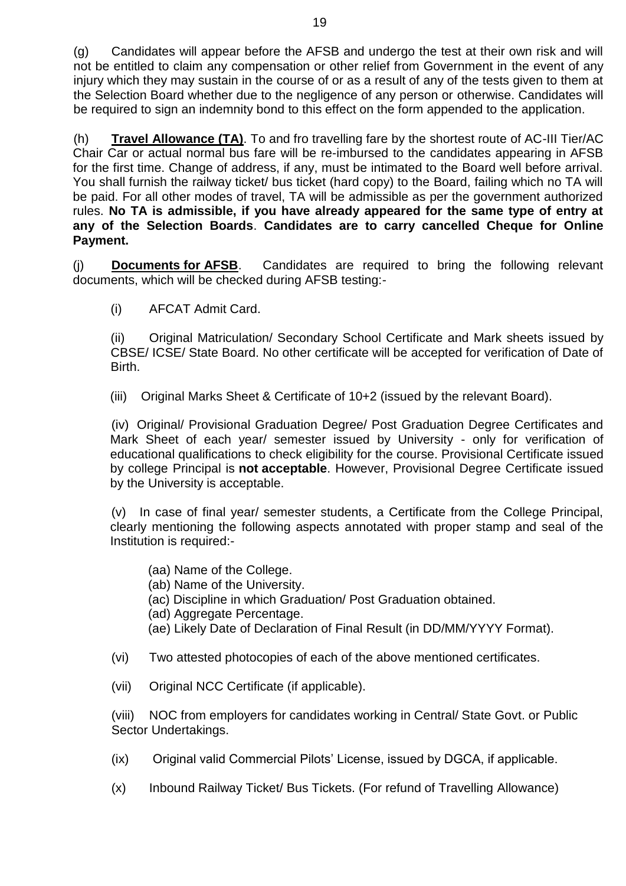(g) Candidates will appear before the AFSB and undergo the test at their own risk and will not be entitled to claim any compensation or other relief from Government in the event of any injury which they may sustain in the course of or as a result of any of the tests given to them at the Selection Board whether due to the negligence of any person or otherwise. Candidates will be required to sign an indemnity bond to this effect on the form appended to the application.

(h) **Travel Allowance (TA)**. To and fro travelling fare by the shortest route of AC-III Tier/AC Chair Car or actual normal bus fare will be re-imbursed to the candidates appearing in AFSB for the first time. Change of address, if any, must be intimated to the Board well before arrival. You shall furnish the railway ticket/ bus ticket (hard copy) to the Board, failing which no TA will be paid. For all other modes of travel, TA will be admissible as per the government authorized rules. **No TA is admissible, if you have already appeared for the same type of entry at any of the Selection Boards**. **Candidates are to carry cancelled Cheque for Online Payment.**

(j) **Documents for AFSB**. Candidates are required to bring the following relevant documents, which will be checked during AFSB testing:-

(i) AFCAT Admit Card.

(ii) Original Matriculation/ Secondary School Certificate and Mark sheets issued by CBSE/ ICSE/ State Board. No other certificate will be accepted for verification of Date of Birth.

(iii) Original Marks Sheet & Certificate of 10+2 (issued by the relevant Board).

(iv) Original/ Provisional Graduation Degree/ Post Graduation Degree Certificates and Mark Sheet of each year/ semester issued by University - only for verification of educational qualifications to check eligibility for the course. Provisional Certificate issued by college Principal is **not acceptable**. However, Provisional Degree Certificate issued by the University is acceptable.

(v) In case of final year/ semester students, a Certificate from the College Principal, clearly mentioning the following aspects annotated with proper stamp and seal of the Institution is required:-

(aa) Name of the College.
(ab) Name of the University.
(ac) Discipline in which Graduation/ Post Graduation obtained.
(ad) Aggregate Percentage.
(ae) Likely Date of Declaration of Final Result (in DD/MM/YYYY Format).

(vi) Two attested photocopies of each of the above mentioned certificates.

(vii) Original NCC Certificate (if applicable).

(viii) NOC from employers for candidates working in Central/ State Govt. or Public Sector Undertakings.

(ix) Original valid Commercial Pilots' License, issued by DGCA, if applicable.

(x) Inbound Railway Ticket/ Bus Tickets. (For refund of Travelling Allowance)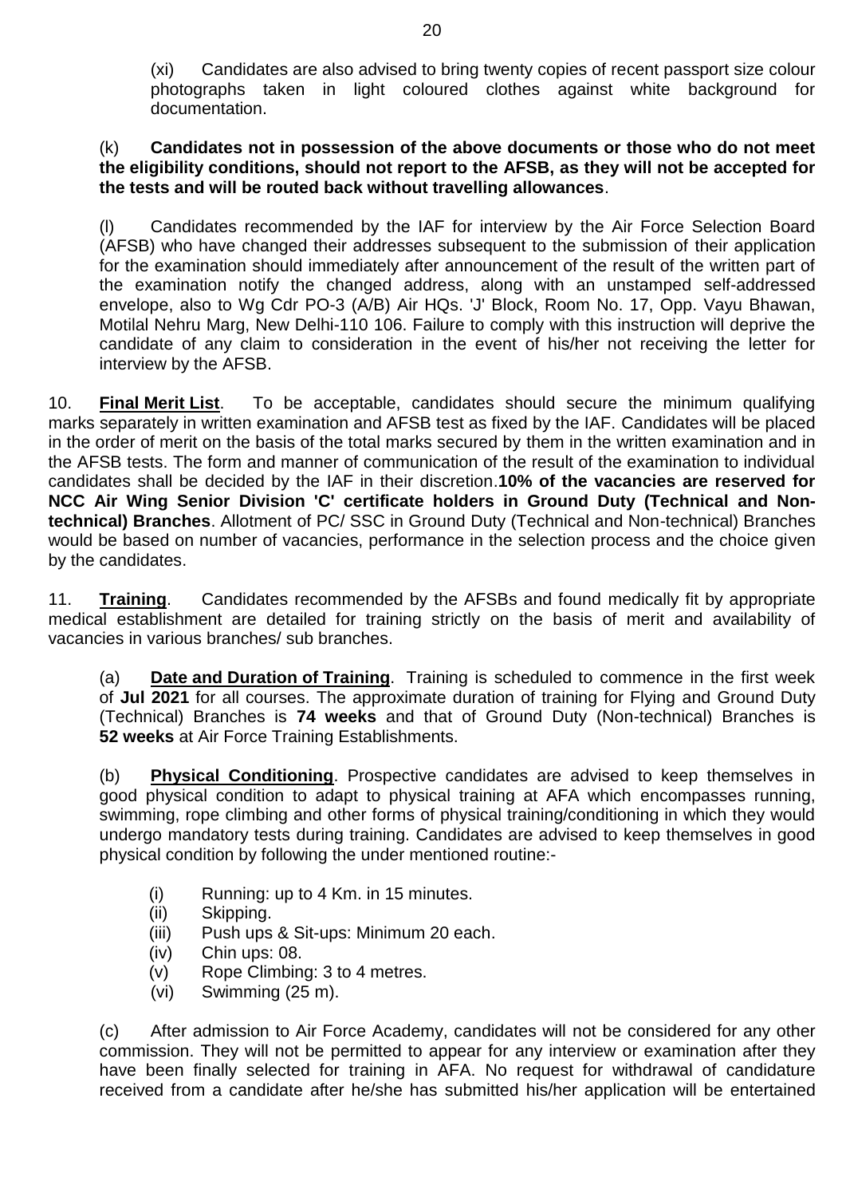(xi) Candidates are also advised to bring twenty copies of recent passport size colour photographs taken in light coloured clothes against white background for documentation.

(k) **Candidates not in possession of the above documents or those who do not meet the eligibility conditions, should not report to the AFSB, as they will not be accepted for the tests and will be routed back without travelling allowances**.

(l) Candidates recommended by the IAF for interview by the Air Force Selection Board (AFSB) who have changed their addresses subsequent to the submission of their application for the examination should immediately after announcement of the result of the written part of the examination notify the changed address, along with an unstamped self-addressed envelope, also to Wg Cdr PO-3 (A/B) Air HQs. 'J' Block, Room No. 17, Opp. Vayu Bhawan, Motilal Nehru Marg, New Delhi-110 106. Failure to comply with this instruction will deprive the candidate of any claim to consideration in the event of his/her not receiving the letter for interview by the AFSB.

10. **Final Merit List**. To be acceptable, candidates should secure the minimum qualifying marks separately in written examination and AFSB test as fixed by the IAF. Candidates will be placed in the order of merit on the basis of the total marks secured by them in the written examination and in the AFSB tests. The form and manner of communication of the result of the examination to individual candidates shall be decided by the IAF in their discretion.**10% of the vacancies are reserved for NCC Air Wing Senior Division 'C' certificate holders in Ground Duty (Technical and Non-technical) Branches**. Allotment of PC/ SSC in Ground Duty (Technical and Non-technical) Branches would be based on number of vacancies, performance in the selection process and the choice given by the candidates.

11. **Training**. Candidates recommended by the AFSBs and found medically fit by appropriate medical establishment are detailed for training strictly on the basis of merit and availability of vacancies in various branches/ sub branches.

(a) **Date and Duration of Training**. Training is scheduled to commence in the first week of **Jul 2021** for all courses. The approximate duration of training for Flying and Ground Duty (Technical) Branches is **74 weeks** and that of Ground Duty (Non-technical) Branches is **52 weeks** at Air Force Training Establishments.

(b) **Physical Conditioning**. Prospective candidates are advised to keep themselves in good physical condition to adapt to physical training at AFA which encompasses running, swimming, rope climbing and other forms of physical training/conditioning in which they would undergo mandatory tests during training. Candidates are advised to keep themselves in good physical condition by following the under mentioned routine:-

(i) Running: up to 4 Km. in 15 minutes.
(ii) Skipping.
(iii) Push ups & Sit-ups: Minimum 20 each.
(iv) Chin ups: 08.
(v) Rope Climbing: 3 to 4 metres.
(vi) Swimming (25 m).

(c) After admission to Air Force Academy, candidates will not be considered for any other commission. They will not be permitted to appear for any interview or examination after they have been finally selected for training in AFA. No request for withdrawal of candidature received from a candidate after he/she has submitted his/her application will be entertained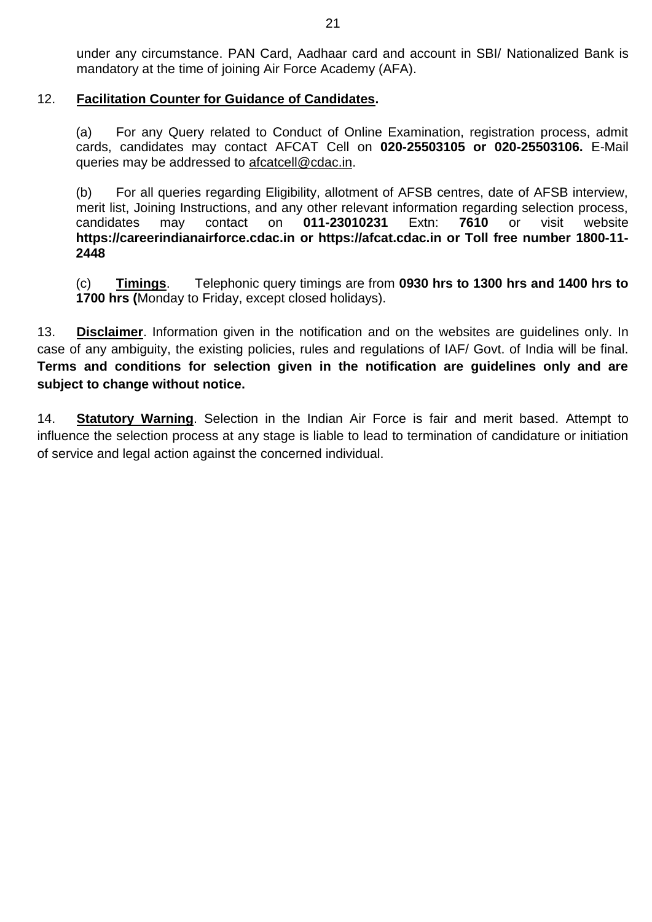under any circumstance. PAN Card, Aadhaar card and account in SBI/ Nationalized Bank is mandatory at the time of joining Air Force Academy (AFA).

12. **Facilitation Counter for Guidance of Candidates.**

(a) For any Query related to Conduct of Online Examination, registration process, admit cards, candidates may contact AFCAT Cell on **020-25503105 or 020-25503106.** E-Mail queries may be addressed to afcatcell@cdac.in.

(b) For all queries regarding Eligibility, allotment of AFSB centres, date of AFSB interview, merit list, Joining Instructions, and any other relevant information regarding selection process, candidates may contact on **011-23010231** Extn: **7610** or visit website **https://careerindianairforce.cdac.in or https://afcat.cdac.in or Toll free number 1800-11-2448**

(c) **Timings**. Telephonic query timings are from **0930 hrs to 1300 hrs and 1400 hrs to 1700 hrs (**Monday to Friday, except closed holidays).

13. **Disclaimer**. Information given in the notification and on the websites are guidelines only. In case of any ambiguity, the existing policies, rules and regulations of IAF/ Govt. of India will be final. **Terms and conditions for selection given in the notification are guidelines only and are subject to change without notice.**

14. **Statutory Warning**. Selection in the Indian Air Force is fair and merit based. Attempt to influence the selection process at any stage is liable to lead to termination of candidature or initiation of service and legal action against the concerned individual.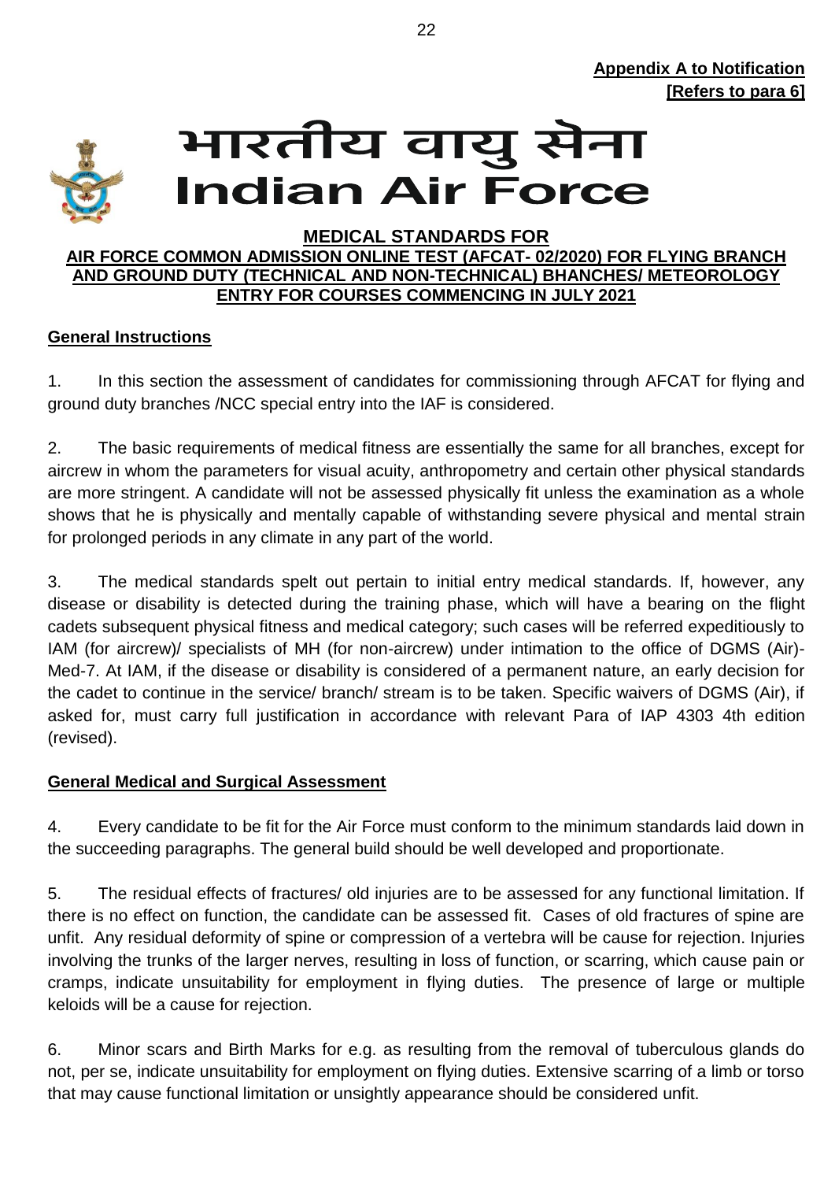**Appendix A to Notification**
**[Refers to para 6]**

# भारतीय वायु सेना
# Indian Air Force

## MEDICAL STANDARDS FOR
## AIR FORCE COMMON ADMISSION ONLINE TEST (AFCAT- 02/2020) FOR FLYING BRANCH AND GROUND DUTY (TECHNICAL AND NON-TECHNICAL) BHANCHES/ METEOROLOGY ENTRY FOR COURSES COMMENCING IN JULY 2021

### General Instructions

1. In this section the assessment of candidates for commissioning through AFCAT for flying and ground duty branches /NCC special entry into the IAF is considered.

2. The basic requirements of medical fitness are essentially the same for all branches, except for aircrew in whom the parameters for visual acuity, anthropometry and certain other physical standards are more stringent. A candidate will not be assessed physically fit unless the examination as a whole shows that he is physically and mentally capable of withstanding severe physical and mental strain for prolonged periods in any climate in any part of the world.

3. The medical standards spelt out pertain to initial entry medical standards. If, however, any disease or disability is detected during the training phase, which will have a bearing on the flight cadets subsequent physical fitness and medical category; such cases will be referred expeditiously to IAM (for aircrew)/ specialists of MH (for non-aircrew) under intimation to the office of DGMS (Air)-Med-7. At IAM, if the disease or disability is considered of a permanent nature, an early decision for the cadet to continue in the service/ branch/ stream is to be taken. Specific waivers of DGMS (Air), if asked for, must carry full justification in accordance with relevant Para of IAP 4303 4th edition (revised).

### General Medical and Surgical Assessment

4. Every candidate to be fit for the Air Force must conform to the minimum standards laid down in the succeeding paragraphs. The general build should be well developed and proportionate.

5. The residual effects of fractures/ old injuries are to be assessed for any functional limitation. If there is no effect on function, the candidate can be assessed fit. Cases of old fractures of spine are unfit. Any residual deformity of spine or compression of a vertebra will be cause for rejection. Injuries involving the trunks of the larger nerves, resulting in loss of function, or scarring, which cause pain or cramps, indicate unsuitability for employment in flying duties. The presence of large or multiple keloids will be a cause for rejection.

6. Minor scars and Birth Marks for e.g. as resulting from the removal of tuberculous glands do not, per se, indicate unsuitability for employment on flying duties. Extensive scarring of a limb or torso that may cause functional limitation or unsightly appearance should be considered unfit.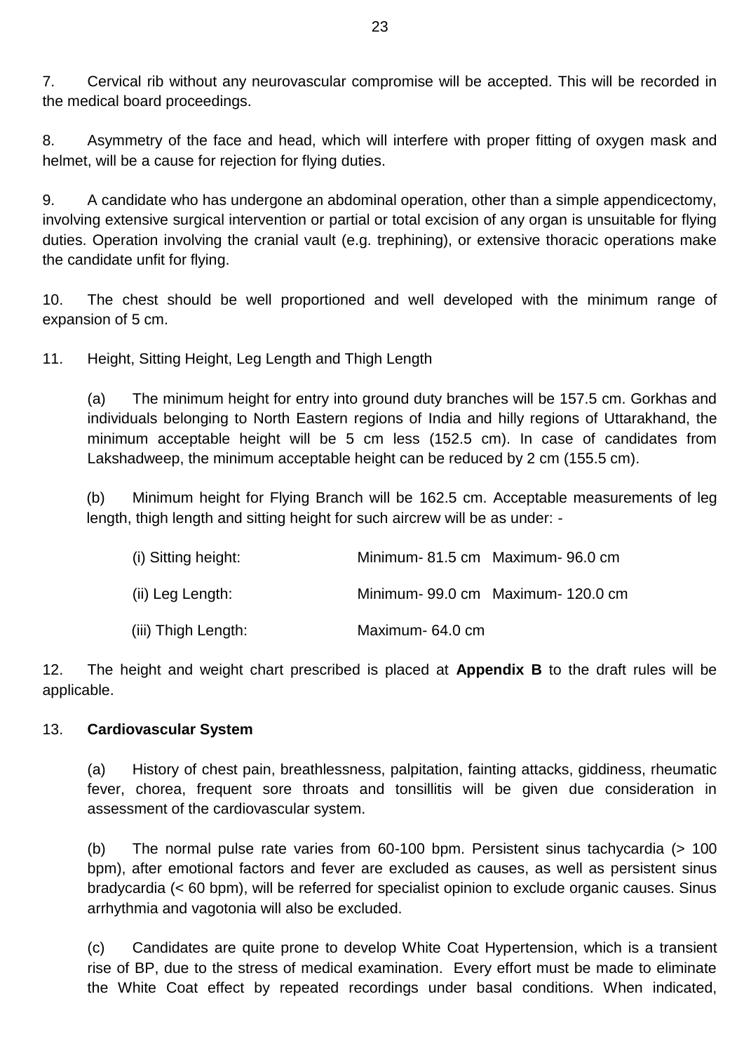7. Cervical rib without any neurovascular compromise will be accepted. This will be recorded in the medical board proceedings.

8. Asymmetry of the face and head, which will interfere with proper fitting of oxygen mask and helmet, will be a cause for rejection for flying duties.

9. A candidate who has undergone an abdominal operation, other than a simple appendicectomy, involving extensive surgical intervention or partial or total excision of any organ is unsuitable for flying duties. Operation involving the cranial vault (e.g. trephining), or extensive thoracic operations make the candidate unfit for flying.

10. The chest should be well proportioned and well developed with the minimum range of expansion of 5 cm.

11. Height, Sitting Height, Leg Length and Thigh Length

(a) The minimum height for entry into ground duty branches will be 157.5 cm. Gorkhas and individuals belonging to North Eastern regions of India and hilly regions of Uttarakhand, the minimum acceptable height will be 5 cm less (152.5 cm). In case of candidates from Lakshadweep, the minimum acceptable height can be reduced by 2 cm (155.5 cm).

(b) Minimum height for Flying Branch will be 162.5 cm. Acceptable measurements of leg length, thigh length and sitting height for such aircrew will be as under: -

| | | |
|---|---|---|
| (i) Sitting height: | Minimum- 81.5 cm | Maximum- 96.0 cm |
| (ii) Leg Length: | Minimum- 99.0 cm | Maximum- 120.0 cm |
| (iii) Thigh Length: | Maximum- 64.0 cm | |

12. The height and weight chart prescribed is placed at **Appendix B** to the draft rules will be applicable.

13. **Cardiovascular System**

(a) History of chest pain, breathlessness, palpitation, fainting attacks, giddiness, rheumatic fever, chorea, frequent sore throats and tonsillitis will be given due consideration in assessment of the cardiovascular system.

(b) The normal pulse rate varies from 60-100 bpm. Persistent sinus tachycardia (> 100 bpm), after emotional factors and fever are excluded as causes, as well as persistent sinus bradycardia (< 60 bpm), will be referred for specialist opinion to exclude organic causes. Sinus arrhythmia and vagotonia will also be excluded.

(c) Candidates are quite prone to develop White Coat Hypertension, which is a transient rise of BP, due to the stress of medical examination. Every effort must be made to eliminate the White Coat effect by repeated recordings under basal conditions. When indicated,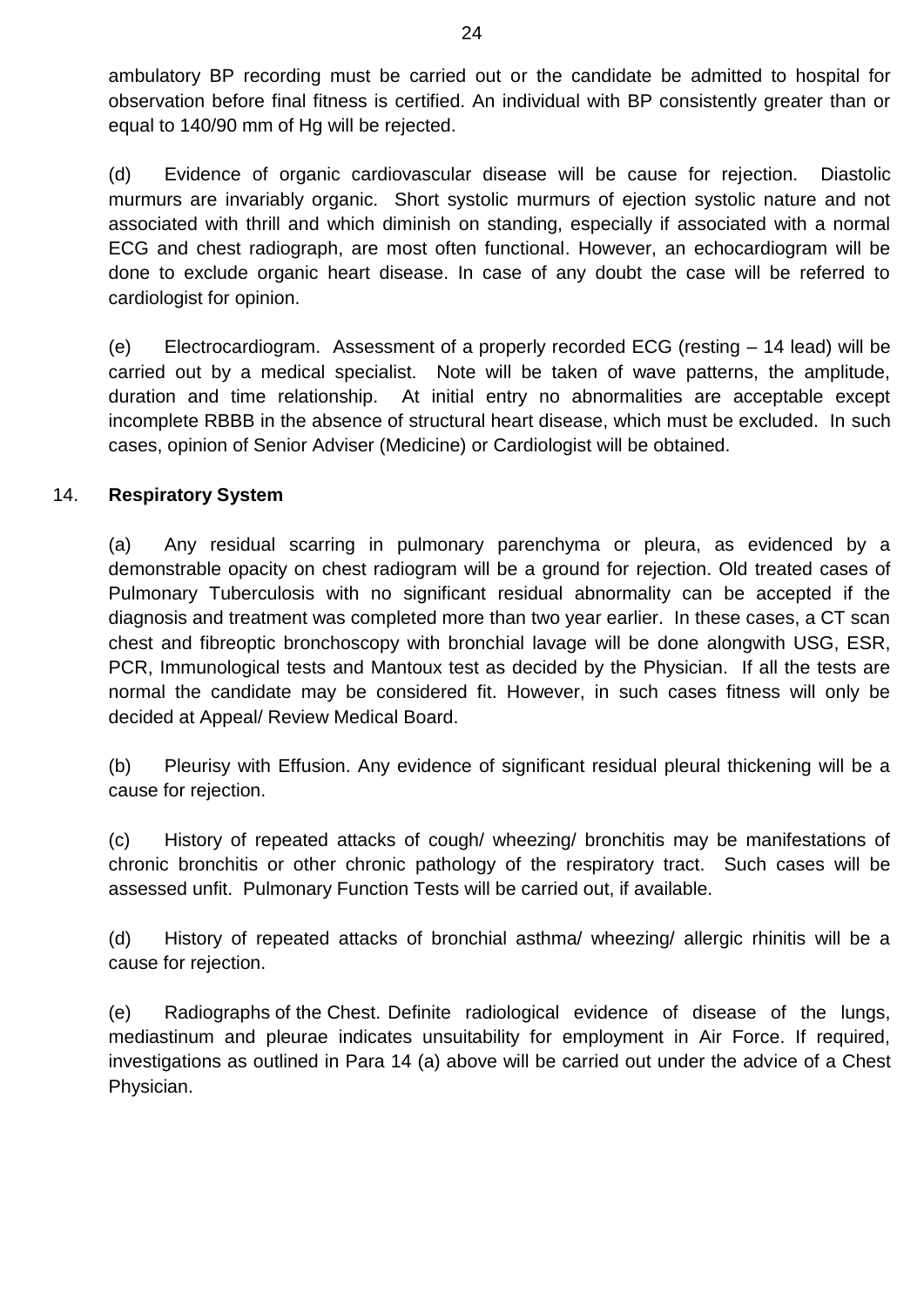ambulatory BP recording must be carried out or the candidate be admitted to hospital for observation before final fitness is certified. An individual with BP consistently greater than or equal to 140/90 mm of Hg will be rejected.

(d) Evidence of organic cardiovascular disease will be cause for rejection. Diastolic murmurs are invariably organic. Short systolic murmurs of ejection systolic nature and not associated with thrill and which diminish on standing, especially if associated with a normal ECG and chest radiograph, are most often functional. However, an echocardiogram will be done to exclude organic heart disease. In case of any doubt the case will be referred to cardiologist for opinion.

(e) Electrocardiogram. Assessment of a properly recorded ECG (resting – 14 lead) will be carried out by a medical specialist. Note will be taken of wave patterns, the amplitude, duration and time relationship. At initial entry no abnormalities are acceptable except incomplete RBBB in the absence of structural heart disease, which must be excluded. In such cases, opinion of Senior Adviser (Medicine) or Cardiologist will be obtained.

14. **Respiratory System**

(a) Any residual scarring in pulmonary parenchyma or pleura, as evidenced by a demonstrable opacity on chest radiogram will be a ground for rejection. Old treated cases of Pulmonary Tuberculosis with no significant residual abnormality can be accepted if the diagnosis and treatment was completed more than two year earlier. In these cases, a CT scan chest and fibreoptic bronchoscopy with bronchial lavage will be done alongwith USG, ESR, PCR, Immunological tests and Mantoux test as decided by the Physician. If all the tests are normal the candidate may be considered fit. However, in such cases fitness will only be decided at Appeal/ Review Medical Board.

(b) Pleurisy with Effusion. Any evidence of significant residual pleural thickening will be a cause for rejection.

(c) History of repeated attacks of cough/ wheezing/ bronchitis may be manifestations of chronic bronchitis or other chronic pathology of the respiratory tract. Such cases will be assessed unfit. Pulmonary Function Tests will be carried out, if available.

(d) History of repeated attacks of bronchial asthma/ wheezing/ allergic rhinitis will be a cause for rejection.

(e) Radiographs of the Chest. Definite radiological evidence of disease of the lungs, mediastinum and pleurae indicates unsuitability for employment in Air Force. If required, investigations as outlined in Para 14 (a) above will be carried out under the advice of a Chest Physician.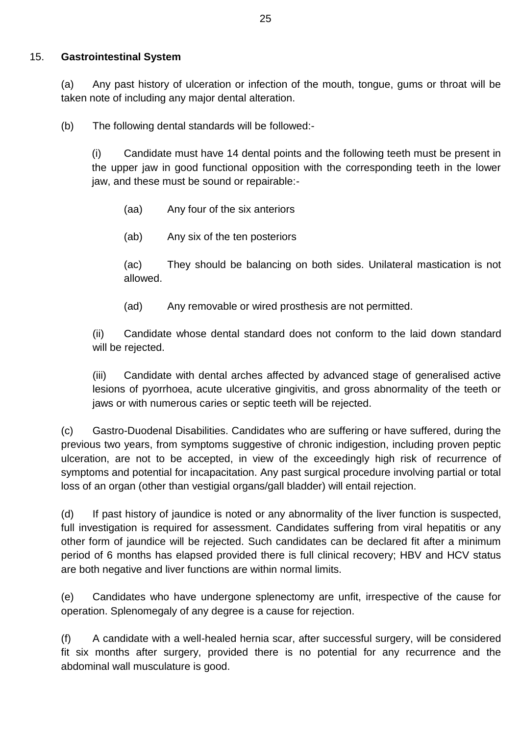15. **Gastrointestinal System**

(a) Any past history of ulceration or infection of the mouth, tongue, gums or throat will be taken note of including any major dental alteration.

(b) The following dental standards will be followed:-

(i) Candidate must have 14 dental points and the following teeth must be present in the upper jaw in good functional opposition with the corresponding teeth in the lower jaw, and these must be sound or repairable:-

(aa) Any four of the six anteriors

(ab) Any six of the ten posteriors

(ac) They should be balancing on both sides. Unilateral mastication is not allowed.

(ad) Any removable or wired prosthesis are not permitted.

(ii) Candidate whose dental standard does not conform to the laid down standard will be rejected.

(iii) Candidate with dental arches affected by advanced stage of generalised active lesions of pyorrhoea, acute ulcerative gingivitis, and gross abnormality of the teeth or jaws or with numerous caries or septic teeth will be rejected.

(c) Gastro-Duodenal Disabilities. Candidates who are suffering or have suffered, during the previous two years, from symptoms suggestive of chronic indigestion, including proven peptic ulceration, are not to be accepted, in view of the exceedingly high risk of recurrence of symptoms and potential for incapacitation. Any past surgical procedure involving partial or total loss of an organ (other than vestigial organs/gall bladder) will entail rejection.

(d) If past history of jaundice is noted or any abnormality of the liver function is suspected, full investigation is required for assessment. Candidates suffering from viral hepatitis or any other form of jaundice will be rejected. Such candidates can be declared fit after a minimum period of 6 months has elapsed provided there is full clinical recovery; HBV and HCV status are both negative and liver functions are within normal limits.

(e) Candidates who have undergone splenectomy are unfit, irrespective of the cause for operation. Splenomegaly of any degree is a cause for rejection.

(f) A candidate with a well-healed hernia scar, after successful surgery, will be considered fit six months after surgery, provided there is no potential for any recurrence and the abdominal wall musculature is good.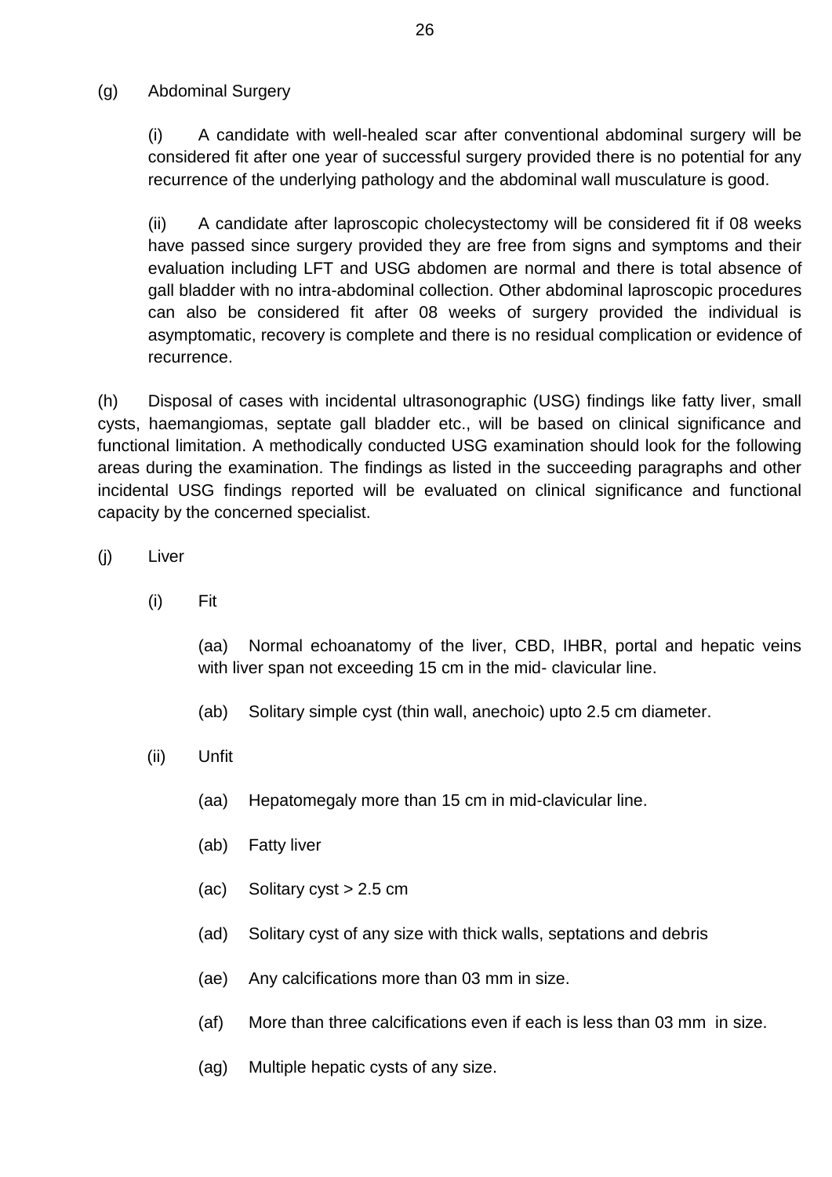(g) Abdominal Surgery

(i) A candidate with well-healed scar after conventional abdominal surgery will be considered fit after one year of successful surgery provided there is no potential for any recurrence of the underlying pathology and the abdominal wall musculature is good.

(ii) A candidate after laproscopic cholecystectomy will be considered fit if 08 weeks have passed since surgery provided they are free from signs and symptoms and their evaluation including LFT and USG abdomen are normal and there is total absence of gall bladder with no intra-abdominal collection. Other abdominal laproscopic procedures can also be considered fit after 08 weeks of surgery provided the individual is asymptomatic, recovery is complete and there is no residual complication or evidence of recurrence.

(h) Disposal of cases with incidental ultrasonographic (USG) findings like fatty liver, small cysts, haemangiomas, septate gall bladder etc., will be based on clinical significance and functional limitation. A methodically conducted USG examination should look for the following areas during the examination. The findings as listed in the succeeding paragraphs and other incidental USG findings reported will be evaluated on clinical significance and functional capacity by the concerned specialist.

(j) Liver

(i) Fit

(aa) Normal echoanatomy of the liver, CBD, IHBR, portal and hepatic veins with liver span not exceeding 15 cm in the mid- clavicular line.

(ab) Solitary simple cyst (thin wall, anechoic) upto 2.5 cm diameter.

(ii) Unfit

(aa) Hepatomegaly more than 15 cm in mid-clavicular line.

(ab) Fatty liver

(ac) Solitary cyst > 2.5 cm

(ad) Solitary cyst of any size with thick walls, septations and debris

(ae) Any calcifications more than 03 mm in size.

(af) More than three calcifications even if each is less than 03 mm in size.

(ag) Multiple hepatic cysts of any size.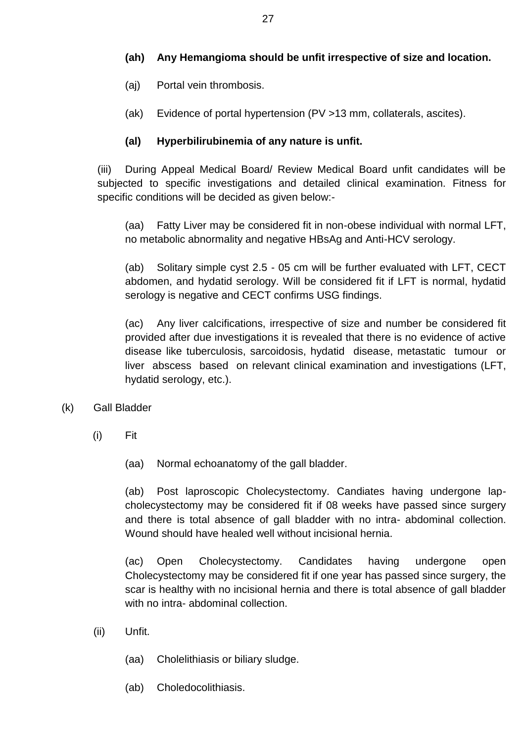**(ah) Any Hemangioma should be unfit irrespective of size and location.**

(aj) Portal vein thrombosis.

(ak) Evidence of portal hypertension (PV >13 mm, collaterals, ascites).

**(al) Hyperbilirubinemia of any nature is unfit.**

(iii) During Appeal Medical Board/ Review Medical Board unfit candidates will be subjected to specific investigations and detailed clinical examination. Fitness for specific conditions will be decided as given below:-

(aa) Fatty Liver may be considered fit in non-obese individual with normal LFT, no metabolic abnormality and negative HBsAg and Anti-HCV serology.

(ab) Solitary simple cyst 2.5 - 05 cm will be further evaluated with LFT, CECT abdomen, and hydatid serology. Will be considered fit if LFT is normal, hydatid serology is negative and CECT confirms USG findings.

(ac) Any liver calcifications, irrespective of size and number be considered fit provided after due investigations it is revealed that there is no evidence of active disease like tuberculosis, sarcoidosis, hydatid disease, metastatic tumour or liver abscess based on relevant clinical examination and investigations (LFT, hydatid serology, etc.).

(k) Gall Bladder

(i) Fit

(aa) Normal echoanatomy of the gall bladder.

(ab) Post laproscopic Cholecystectomy. Candiates having undergone lap-cholecystectomy may be considered fit if 08 weeks have passed since surgery and there is total absence of gall bladder with no intra- abdominal collection. Wound should have healed well without incisional hernia.

(ac) Open Cholecystectomy. Candidates having undergone open Cholecystectomy may be considered fit if one year has passed since surgery, the scar is healthy with no incisional hernia and there is total absence of gall bladder with no intra- abdominal collection.

(ii) Unfit.

(aa) Cholelithiasis or biliary sludge.

(ab) Choledocolithiasis.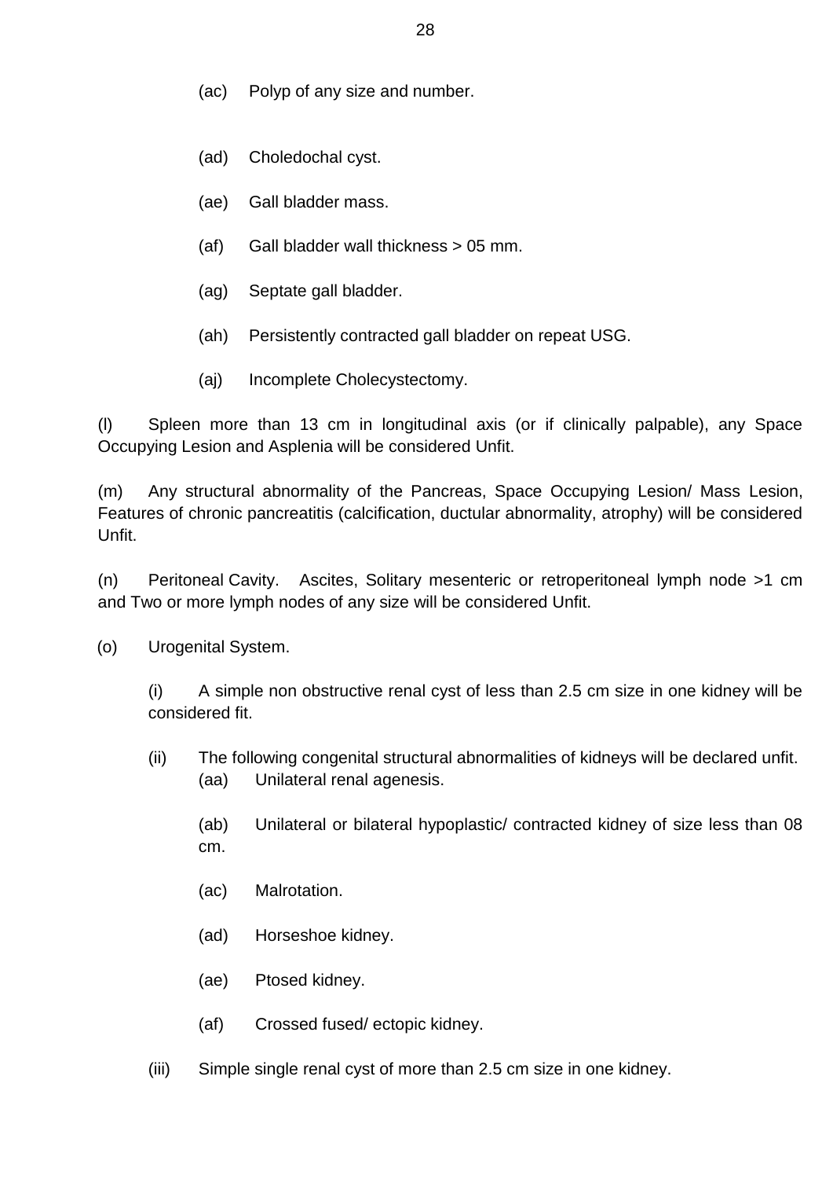(ac) Polyp of any size and number.

(ad) Choledochal cyst.

(ae) Gall bladder mass.

(af) Gall bladder wall thickness > 05 mm.

(ag) Septate gall bladder.

(ah) Persistently contracted gall bladder on repeat USG.

(aj) Incomplete Cholecystectomy.

(l) Spleen more than 13 cm in longitudinal axis (or if clinically palpable), any Space Occupying Lesion and Asplenia will be considered Unfit.

(m) Any structural abnormality of the Pancreas, Space Occupying Lesion/ Mass Lesion, Features of chronic pancreatitis (calcification, ductular abnormality, atrophy) will be considered Unfit.

(n) Peritoneal Cavity. Ascites, Solitary mesenteric or retroperitoneal lymph node >1 cm and Two or more lymph nodes of any size will be considered Unfit.

(o) Urogenital System.

(i) A simple non obstructive renal cyst of less than 2.5 cm size in one kidney will be considered fit.

(ii) The following congenital structural abnormalities of kidneys will be declared unfit.

(aa) Unilateral renal agenesis.

(ab) Unilateral or bilateral hypoplastic/ contracted kidney of size less than 08 cm.

(ac) Malrotation.

(ad) Horseshoe kidney.

(ae) Ptosed kidney.

(af) Crossed fused/ ectopic kidney.

(iii) Simple single renal cyst of more than 2.5 cm size in one kidney.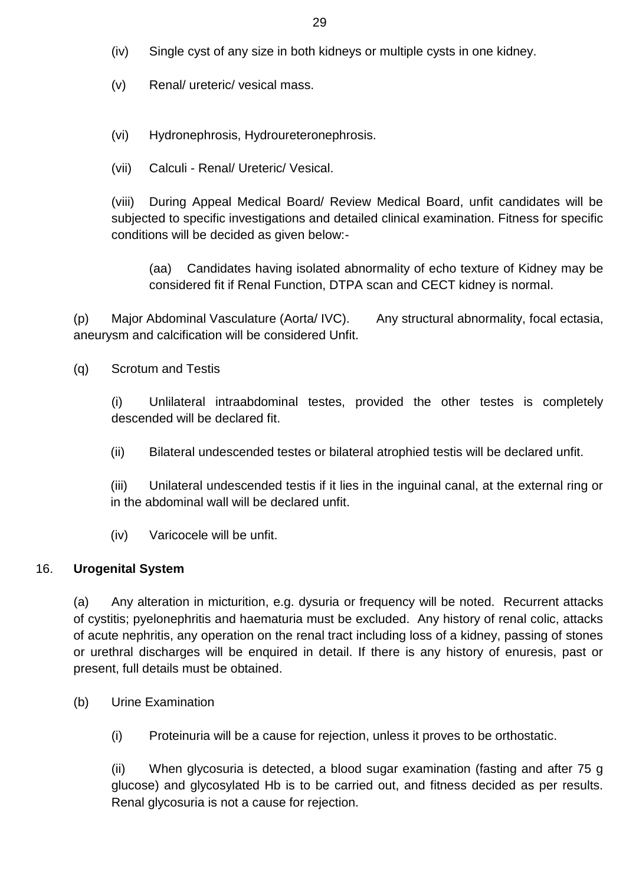(iv) Single cyst of any size in both kidneys or multiple cysts in one kidney.

(v) Renal/ ureteric/ vesical mass.

(vi) Hydronephrosis, Hydroureteronephrosis.

(vii) Calculi - Renal/ Ureteric/ Vesical.

(viii) During Appeal Medical Board/ Review Medical Board, unfit candidates will be subjected to specific investigations and detailed clinical examination. Fitness for specific conditions will be decided as given below:-

(aa) Candidates having isolated abnormality of echo texture of Kidney may be considered fit if Renal Function, DTPA scan and CECT kidney is normal.

(p) Major Abdominal Vasculature (Aorta/ IVC). Any structural abnormality, focal ectasia, aneurysm and calcification will be considered Unfit.

(q) Scrotum and Testis

(i) Unlilateral intraabdominal testes, provided the other testes is completely descended will be declared fit.

(ii) Bilateral undescended testes or bilateral atrophied testis will be declared unfit.

(iii) Unilateral undescended testis if it lies in the inguinal canal, at the external ring or in the abdominal wall will be declared unfit.

(iv) Varicocele will be unfit.

16. **Urogenital System**

(a) Any alteration in micturition, e.g. dysuria or frequency will be noted. Recurrent attacks of cystitis; pyelonephritis and haematuria must be excluded. Any history of renal colic, attacks of acute nephritis, any operation on the renal tract including loss of a kidney, passing of stones or urethral discharges will be enquired in detail. If there is any history of enuresis, past or present, full details must be obtained.

(b) Urine Examination

(i) Proteinuria will be a cause for rejection, unless it proves to be orthostatic.

(ii) When glycosuria is detected, a blood sugar examination (fasting and after 75 g glucose) and glycosylated Hb is to be carried out, and fitness decided as per results. Renal glycosuria is not a cause for rejection.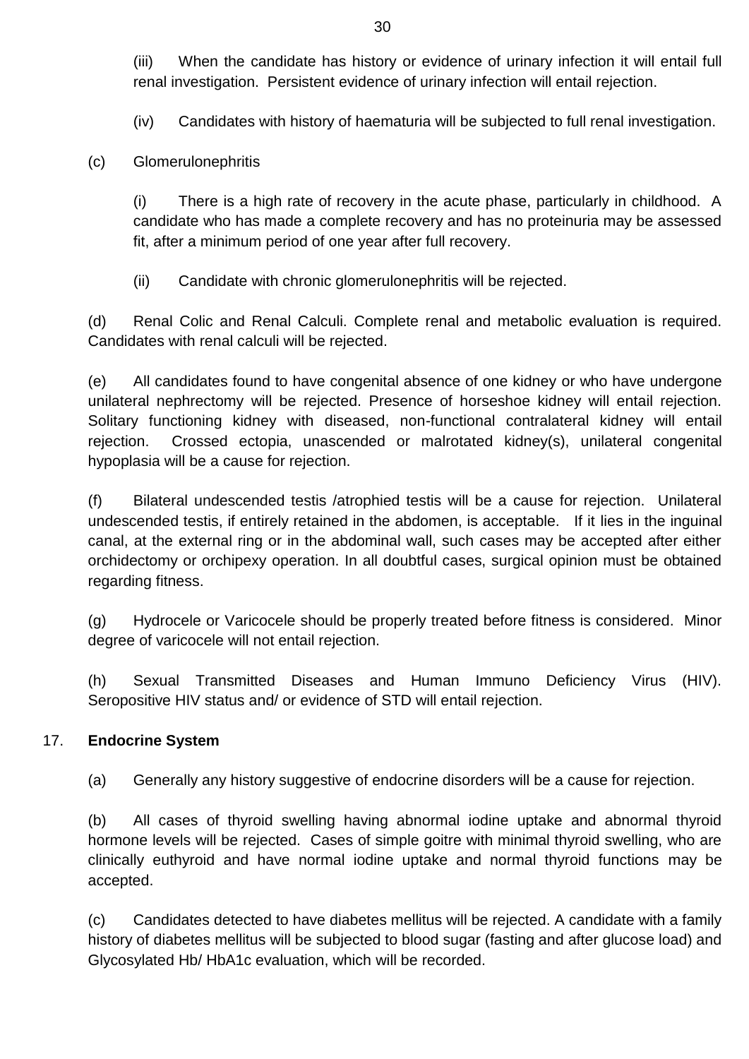(iii) When the candidate has history or evidence of urinary infection it will entail full renal investigation. Persistent evidence of urinary infection will entail rejection.

(iv) Candidates with history of haematuria will be subjected to full renal investigation.

(c) Glomerulonephritis

(i) There is a high rate of recovery in the acute phase, particularly in childhood. A candidate who has made a complete recovery and has no proteinuria may be assessed fit, after a minimum period of one year after full recovery.

(ii) Candidate with chronic glomerulonephritis will be rejected.

(d) Renal Colic and Renal Calculi. Complete renal and metabolic evaluation is required. Candidates with renal calculi will be rejected.

(e) All candidates found to have congenital absence of one kidney or who have undergone unilateral nephrectomy will be rejected. Presence of horseshoe kidney will entail rejection. Solitary functioning kidney with diseased, non-functional contralateral kidney will entail rejection. Crossed ectopia, unascended or malrotated kidney(s), unilateral congenital hypoplasia will be a cause for rejection.

(f) Bilateral undescended testis /atrophied testis will be a cause for rejection. Unilateral undescended testis, if entirely retained in the abdomen, is acceptable. If it lies in the inguinal canal, at the external ring or in the abdominal wall, such cases may be accepted after either orchidectomy or orchipexy operation. In all doubtful cases, surgical opinion must be obtained regarding fitness.

(g) Hydrocele or Varicocele should be properly treated before fitness is considered. Minor degree of varicocele will not entail rejection.

(h) Sexual Transmitted Diseases and Human Immuno Deficiency Virus (HIV). Seropositive HIV status and/ or evidence of STD will entail rejection.

17. **Endocrine System**

(a) Generally any history suggestive of endocrine disorders will be a cause for rejection.

(b) All cases of thyroid swelling having abnormal iodine uptake and abnormal thyroid hormone levels will be rejected. Cases of simple goitre with minimal thyroid swelling, who are clinically euthyroid and have normal iodine uptake and normal thyroid functions may be accepted.

(c) Candidates detected to have diabetes mellitus will be rejected. A candidate with a family history of diabetes mellitus will be subjected to blood sugar (fasting and after glucose load) and Glycosylated Hb/ HbA1c evaluation, which will be recorded.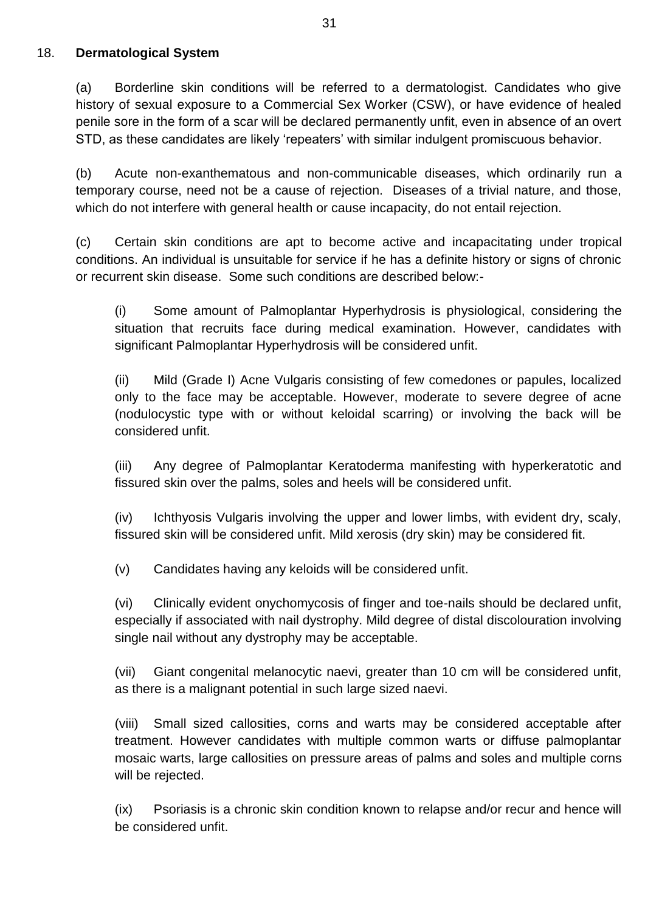## 18. **Dermatological System**

(a) Borderline skin conditions will be referred to a dermatologist. Candidates who give history of sexual exposure to a Commercial Sex Worker (CSW), or have evidence of healed penile sore in the form of a scar will be declared permanently unfit, even in absence of an overt STD, as these candidates are likely 'repeaters' with similar indulgent promiscuous behavior.

(b) Acute non-exanthematous and non-communicable diseases, which ordinarily run a temporary course, need not be a cause of rejection. Diseases of a trivial nature, and those, which do not interfere with general health or cause incapacity, do not entail rejection.

(c) Certain skin conditions are apt to become active and incapacitating under tropical conditions. An individual is unsuitable for service if he has a definite history or signs of chronic or recurrent skin disease. Some such conditions are described below:-

(i) Some amount of Palmoplantar Hyperhydrosis is physiological, considering the situation that recruits face during medical examination. However, candidates with significant Palmoplantar Hyperhydrosis will be considered unfit.

(ii) Mild (Grade I) Acne Vulgaris consisting of few comedones or papules, localized only to the face may be acceptable. However, moderate to severe degree of acne (nodulocystic type with or without keloidal scarring) or involving the back will be considered unfit.

(iii) Any degree of Palmoplantar Keratoderma manifesting with hyperkeratotic and fissured skin over the palms, soles and heels will be considered unfit.

(iv) Ichthyosis Vulgaris involving the upper and lower limbs, with evident dry, scaly, fissured skin will be considered unfit. Mild xerosis (dry skin) may be considered fit.

(v) Candidates having any keloids will be considered unfit.

(vi) Clinically evident onychomycosis of finger and toe-nails should be declared unfit, especially if associated with nail dystrophy. Mild degree of distal discolouration involving single nail without any dystrophy may be acceptable.

(vii) Giant congenital melanocytic naevi, greater than 10 cm will be considered unfit, as there is a malignant potential in such large sized naevi.

(viii) Small sized callosities, corns and warts may be considered acceptable after treatment. However candidates with multiple common warts or diffuse palmoplantar mosaic warts, large callosities on pressure areas of palms and soles and multiple corns will be rejected.

(ix) Psoriasis is a chronic skin condition known to relapse and/or recur and hence will be considered unfit.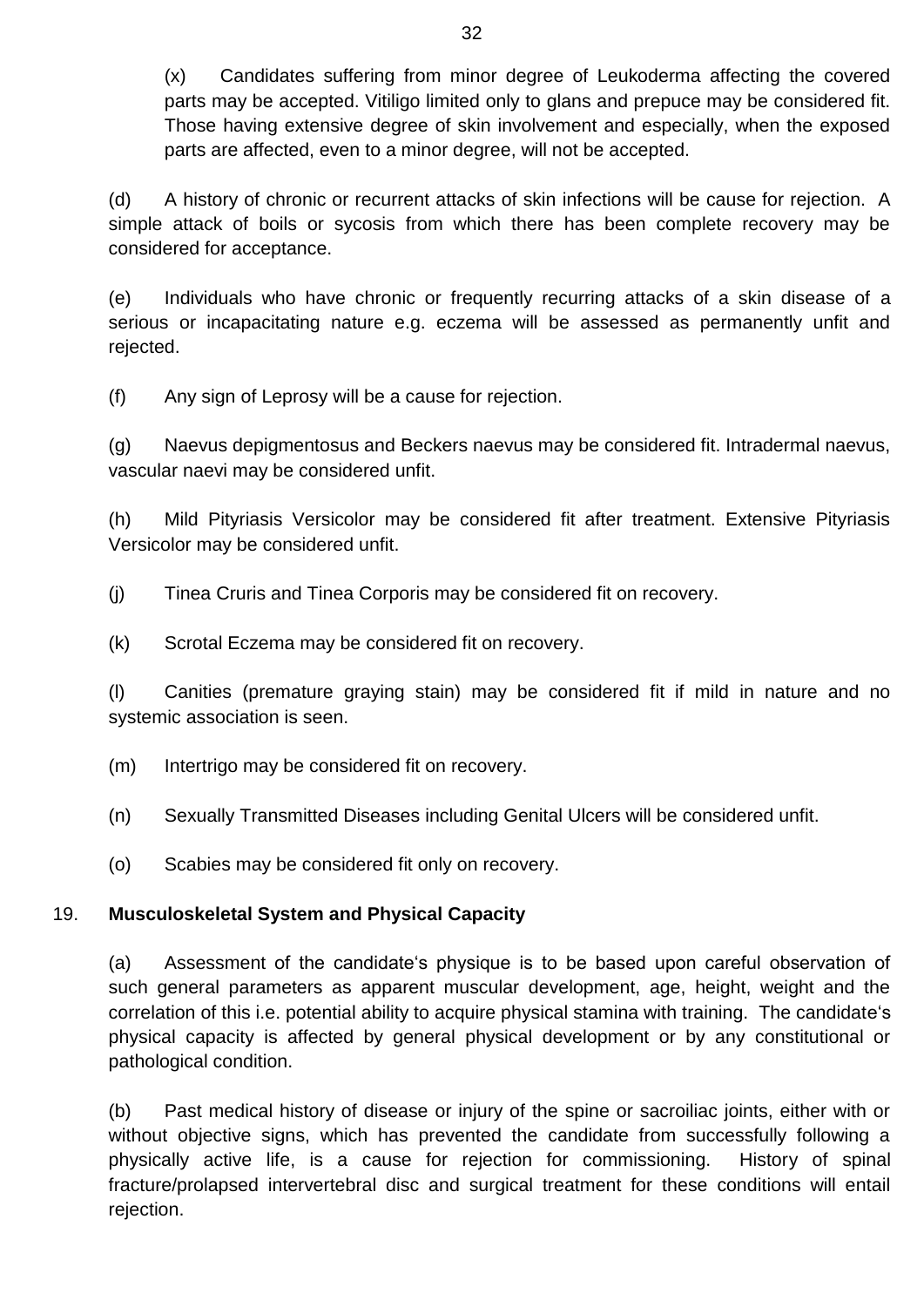(x) Candidates suffering from minor degree of Leukoderma affecting the covered parts may be accepted. Vitiligo limited only to glans and prepuce may be considered fit. Those having extensive degree of skin involvement and especially, when the exposed parts are affected, even to a minor degree, will not be accepted.

(d) A history of chronic or recurrent attacks of skin infections will be cause for rejection. A simple attack of boils or sycosis from which there has been complete recovery may be considered for acceptance.

(e) Individuals who have chronic or frequently recurring attacks of a skin disease of a serious or incapacitating nature e.g. eczema will be assessed as permanently unfit and rejected.

(f) Any sign of Leprosy will be a cause for rejection.

(g) Naevus depigmentosus and Beckers naevus may be considered fit. Intradermal naevus, vascular naevi may be considered unfit.

(h) Mild Pityriasis Versicolor may be considered fit after treatment. Extensive Pityriasis Versicolor may be considered unfit.

(j) Tinea Cruris and Tinea Corporis may be considered fit on recovery.

(k) Scrotal Eczema may be considered fit on recovery.

(l) Canities (premature graying stain) may be considered fit if mild in nature and no systemic association is seen.

(m) Intertrigo may be considered fit on recovery.

(n) Sexually Transmitted Diseases including Genital Ulcers will be considered unfit.

(o) Scabies may be considered fit only on recovery.

19. **Musculoskeletal System and Physical Capacity**

(a) Assessment of the candidate's physique is to be based upon careful observation of such general parameters as apparent muscular development, age, height, weight and the correlation of this i.e. potential ability to acquire physical stamina with training. The candidate's physical capacity is affected by general physical development or by any constitutional or pathological condition.

(b) Past medical history of disease or injury of the spine or sacroiliac joints, either with or without objective signs, which has prevented the candidate from successfully following a physically active life, is a cause for rejection for commissioning. History of spinal fracture/prolapsed intervertebral disc and surgical treatment for these conditions will entail rejection.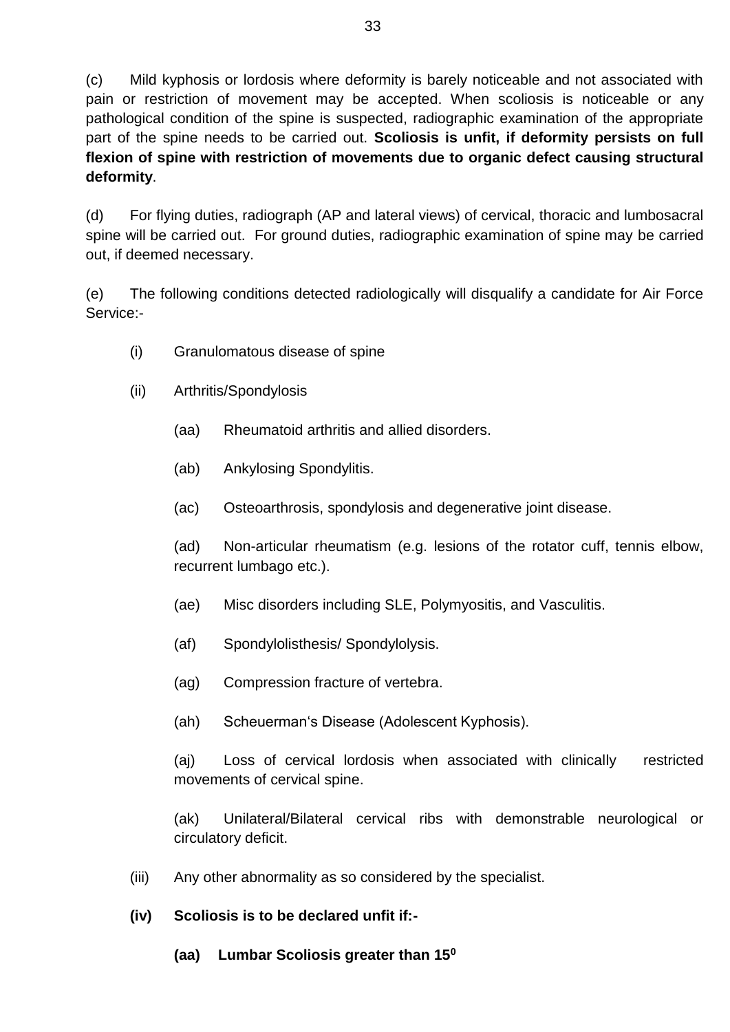(c) Mild kyphosis or lordosis where deformity is barely noticeable and not associated with pain or restriction of movement may be accepted. When scoliosis is noticeable or any pathological condition of the spine is suspected, radiographic examination of the appropriate part of the spine needs to be carried out. **Scoliosis is unfit, if deformity persists on full flexion of spine with restriction of movements due to organic defect causing structural deformity**.

(d) For flying duties, radiograph (AP and lateral views) of cervical, thoracic and lumbosacral spine will be carried out. For ground duties, radiographic examination of spine may be carried out, if deemed necessary.

(e) The following conditions detected radiologically will disqualify a candidate for Air Force Service:-

- (i) Granulomatous disease of spine
- (ii) Arthritis/Spondylosis
  - (aa) Rheumatoid arthritis and allied disorders.
  - (ab) Ankylosing Spondylitis.
  - (ac) Osteoarthrosis, spondylosis and degenerative joint disease.
  - (ad) Non-articular rheumatism (e.g. lesions of the rotator cuff, tennis elbow, recurrent lumbago etc.).
  - (ae) Misc disorders including SLE, Polymyositis, and Vasculitis.
  - (af) Spondylolisthesis/ Spondylolysis.
  - (ag) Compression fracture of vertebra.
  - (ah) Scheuerman's Disease (Adolescent Kyphosis).
  - (aj) Loss of cervical lordosis when associated with clinically restricted movements of cervical spine.
  - (ak) Unilateral/Bilateral cervical ribs with demonstrable neurological or circulatory deficit.
- (iii) Any other abnormality as so considered by the specialist.
- **(iv) Scoliosis is to be declared unfit if:-**
  - **(aa) Lumbar Scoliosis greater than $15^0$**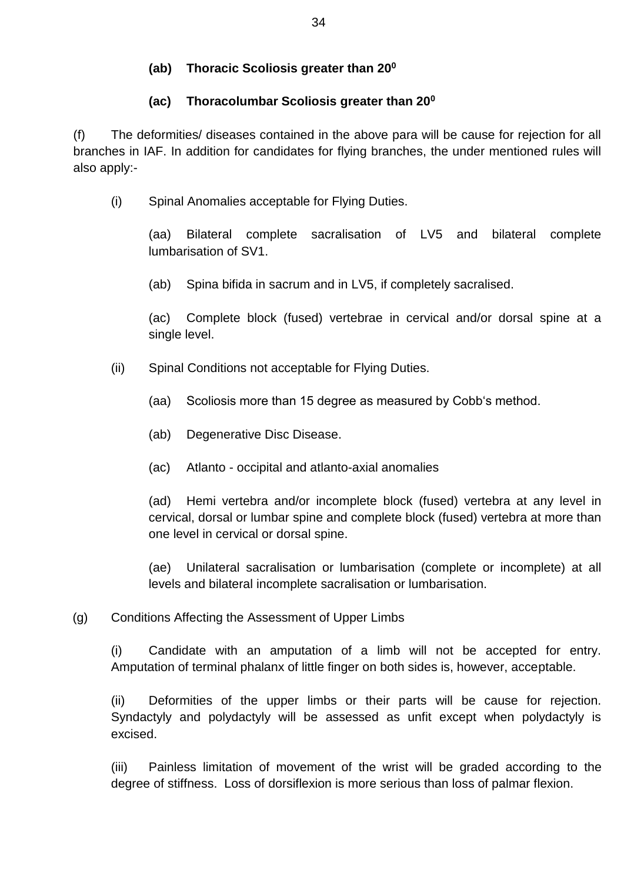**(ab) Thoracic Scoliosis greater than 20$^0$**

**(ac) Thoracolumbar Scoliosis greater than 20$^0$**

(f) The deformities/ diseases contained in the above para will be cause for rejection for all branches in IAF. In addition for candidates for flying branches, the under mentioned rules will also apply:-

(i) Spinal Anomalies acceptable for Flying Duties.

(aa) Bilateral complete sacralisation of LV5 and bilateral complete lumbarisation of SV1.

(ab) Spina bifida in sacrum and in LV5, if completely sacralised.

(ac) Complete block (fused) vertebrae in cervical and/or dorsal spine at a single level.

(ii) Spinal Conditions not acceptable for Flying Duties.

(aa) Scoliosis more than 15 degree as measured by Cobb‘s method.

(ab) Degenerative Disc Disease.

(ac) Atlanto - occipital and atlanto-axial anomalies

(ad) Hemi vertebra and/or incomplete block (fused) vertebra at any level in cervical, dorsal or lumbar spine and complete block (fused) vertebra at more than one level in cervical or dorsal spine.

(ae) Unilateral sacralisation or lumbarisation (complete or incomplete) at all levels and bilateral incomplete sacralisation or lumbarisation.

(g) Conditions Affecting the Assessment of Upper Limbs

(i) Candidate with an amputation of a limb will not be accepted for entry. Amputation of terminal phalanx of little finger on both sides is, however, acceptable.

(ii) Deformities of the upper limbs or their parts will be cause for rejection. Syndactyly and polydactyly will be assessed as unfit except when polydactyly is excised.

(iii) Painless limitation of movement of the wrist will be graded according to the degree of stiffness. Loss of dorsiflexion is more serious than loss of palmar flexion.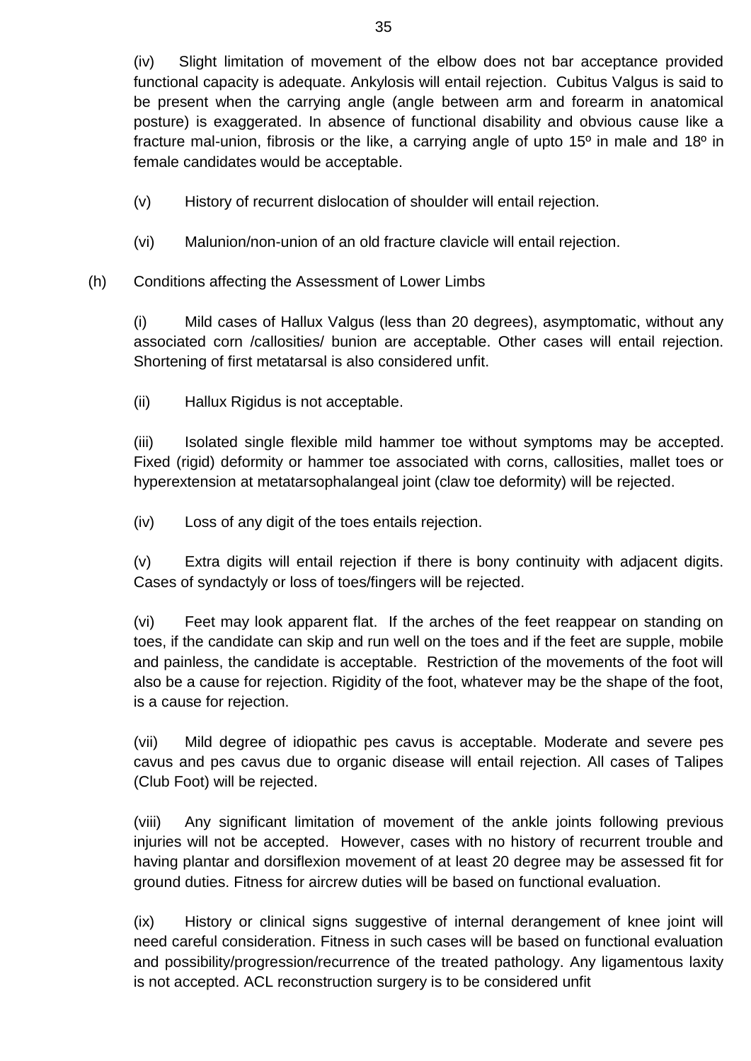(iv) Slight limitation of movement of the elbow does not bar acceptance provided functional capacity is adequate. Ankylosis will entail rejection. Cubitus Valgus is said to be present when the carrying angle (angle between arm and forearm in anatomical posture) is exaggerated. In absence of functional disability and obvious cause like a fracture mal-union, fibrosis or the like, a carrying angle of upto 15º in male and 18º in female candidates would be acceptable.

(v) History of recurrent dislocation of shoulder will entail rejection.

(vi) Malunion/non-union of an old fracture clavicle will entail rejection.

(h) Conditions affecting the Assessment of Lower Limbs

(i) Mild cases of Hallux Valgus (less than 20 degrees), asymptomatic, without any associated corn /callosities/ bunion are acceptable. Other cases will entail rejection. Shortening of first metatarsal is also considered unfit.

(ii) Hallux Rigidus is not acceptable.

(iii) Isolated single flexible mild hammer toe without symptoms may be accepted. Fixed (rigid) deformity or hammer toe associated with corns, callosities, mallet toes or hyperextension at metatarsophalangeal joint (claw toe deformity) will be rejected.

(iv) Loss of any digit of the toes entails rejection.

(v) Extra digits will entail rejection if there is bony continuity with adjacent digits. Cases of syndactyly or loss of toes/fingers will be rejected.

(vi) Feet may look apparent flat. If the arches of the feet reappear on standing on toes, if the candidate can skip and run well on the toes and if the feet are supple, mobile and painless, the candidate is acceptable. Restriction of the movements of the foot will also be a cause for rejection. Rigidity of the foot, whatever may be the shape of the foot, is a cause for rejection.

(vii) Mild degree of idiopathic pes cavus is acceptable. Moderate and severe pes cavus and pes cavus due to organic disease will entail rejection. All cases of Talipes (Club Foot) will be rejected.

(viii) Any significant limitation of movement of the ankle joints following previous injuries will not be accepted. However, cases with no history of recurrent trouble and having plantar and dorsiflexion movement of at least 20 degree may be assessed fit for ground duties. Fitness for aircrew duties will be based on functional evaluation.

(ix) History or clinical signs suggestive of internal derangement of knee joint will need careful consideration. Fitness in such cases will be based on functional evaluation and possibility/progression/recurrence of the treated pathology. Any ligamentous laxity is not accepted. ACL reconstruction surgery is to be considered unfit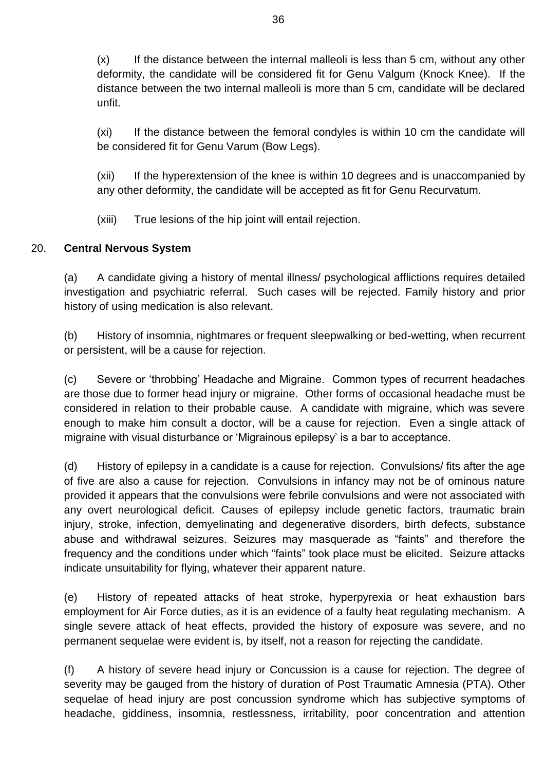(x) If the distance between the internal malleoli is less than 5 cm, without any other deformity, the candidate will be considered fit for Genu Valgum (Knock Knee). If the distance between the two internal malleoli is more than 5 cm, candidate will be declared unfit.

(xi) If the distance between the femoral condyles is within 10 cm the candidate will be considered fit for Genu Varum (Bow Legs).

(xii) If the hyperextension of the knee is within 10 degrees and is unaccompanied by any other deformity, the candidate will be accepted as fit for Genu Recurvatum.

(xiii) True lesions of the hip joint will entail rejection.

20. **Central Nervous System**

(a) A candidate giving a history of mental illness/ psychological afflictions requires detailed investigation and psychiatric referral. Such cases will be rejected. Family history and prior history of using medication is also relevant.

(b) History of insomnia, nightmares or frequent sleepwalking or bed-wetting, when recurrent or persistent, will be a cause for rejection.

(c) Severe or 'throbbing' Headache and Migraine. Common types of recurrent headaches are those due to former head injury or migraine. Other forms of occasional headache must be considered in relation to their probable cause. A candidate with migraine, which was severe enough to make him consult a doctor, will be a cause for rejection. Even a single attack of migraine with visual disturbance or 'Migrainous epilepsy' is a bar to acceptance.

(d) History of epilepsy in a candidate is a cause for rejection. Convulsions/ fits after the age of five are also a cause for rejection. Convulsions in infancy may not be of ominous nature provided it appears that the convulsions were febrile convulsions and were not associated with any overt neurological deficit. Causes of epilepsy include genetic factors, traumatic brain injury, stroke, infection, demyelinating and degenerative disorders, birth defects, substance abuse and withdrawal seizures. Seizures may masquerade as "faints" and therefore the frequency and the conditions under which "faints" took place must be elicited. Seizure attacks indicate unsuitability for flying, whatever their apparent nature.

(e) History of repeated attacks of heat stroke, hyperpyrexia or heat exhaustion bars employment for Air Force duties, as it is an evidence of a faulty heat regulating mechanism. A single severe attack of heat effects, provided the history of exposure was severe, and no permanent sequelae were evident is, by itself, not a reason for rejecting the candidate.

(f) A history of severe head injury or Concussion is a cause for rejection. The degree of severity may be gauged from the history of duration of Post Traumatic Amnesia (PTA). Other sequelae of head injury are post concussion syndrome which has subjective symptoms of headache, giddiness, insomnia, restlessness, irritability, poor concentration and attention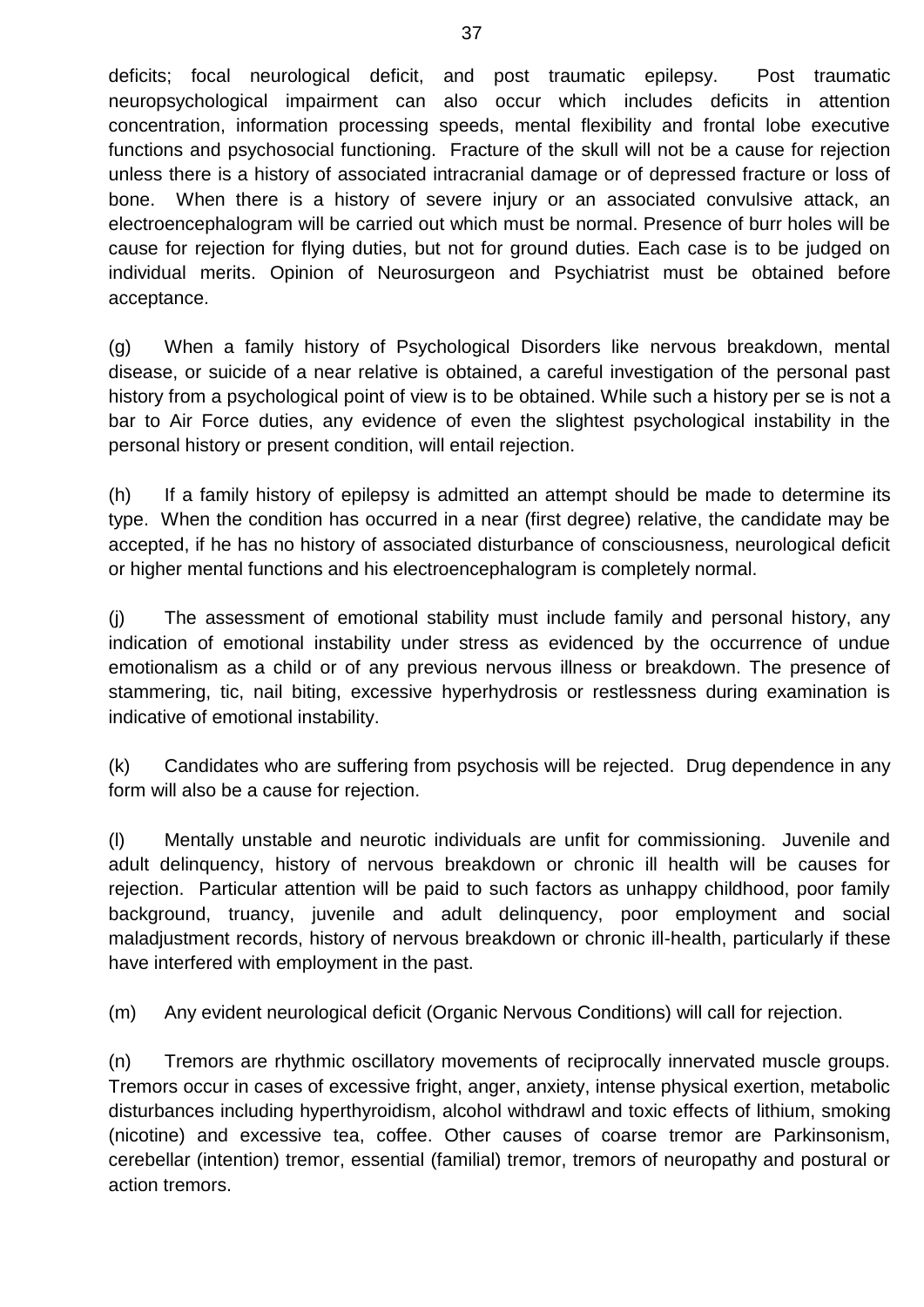deficits; focal neurological deficit, and post traumatic epilepsy. Post traumatic neuropsychological impairment can also occur which includes deficits in attention concentration, information processing speeds, mental flexibility and frontal lobe executive functions and psychosocial functioning. Fracture of the skull will not be a cause for rejection unless there is a history of associated intracranial damage or of depressed fracture or loss of bone. When there is a history of severe injury or an associated convulsive attack, an electroencephalogram will be carried out which must be normal. Presence of burr holes will be cause for rejection for flying duties, but not for ground duties. Each case is to be judged on individual merits. Opinion of Neurosurgeon and Psychiatrist must be obtained before acceptance.

(g) When a family history of Psychological Disorders like nervous breakdown, mental disease, or suicide of a near relative is obtained, a careful investigation of the personal past history from a psychological point of view is to be obtained. While such a history per se is not a bar to Air Force duties, any evidence of even the slightest psychological instability in the personal history or present condition, will entail rejection.

(h) If a family history of epilepsy is admitted an attempt should be made to determine its type. When the condition has occurred in a near (first degree) relative, the candidate may be accepted, if he has no history of associated disturbance of consciousness, neurological deficit or higher mental functions and his electroencephalogram is completely normal.

(j) The assessment of emotional stability must include family and personal history, any indication of emotional instability under stress as evidenced by the occurrence of undue emotionalism as a child or of any previous nervous illness or breakdown. The presence of stammering, tic, nail biting, excessive hyperhydrosis or restlessness during examination is indicative of emotional instability.

(k) Candidates who are suffering from psychosis will be rejected. Drug dependence in any form will also be a cause for rejection.

(l) Mentally unstable and neurotic individuals are unfit for commissioning. Juvenile and adult delinquency, history of nervous breakdown or chronic ill health will be causes for rejection. Particular attention will be paid to such factors as unhappy childhood, poor family background, truancy, juvenile and adult delinquency, poor employment and social maladjustment records, history of nervous breakdown or chronic ill-health, particularly if these have interfered with employment in the past.

(m) Any evident neurological deficit (Organic Nervous Conditions) will call for rejection.

(n) Tremors are rhythmic oscillatory movements of reciprocally innervated muscle groups. Tremors occur in cases of excessive fright, anger, anxiety, intense physical exertion, metabolic disturbances including hyperthyroidism, alcohol withdrawl and toxic effects of lithium, smoking (nicotine) and excessive tea, coffee. Other causes of coarse tremor are Parkinsonism, cerebellar (intention) tremor, essential (familial) tremor, tremors of neuropathy and postural or action tremors.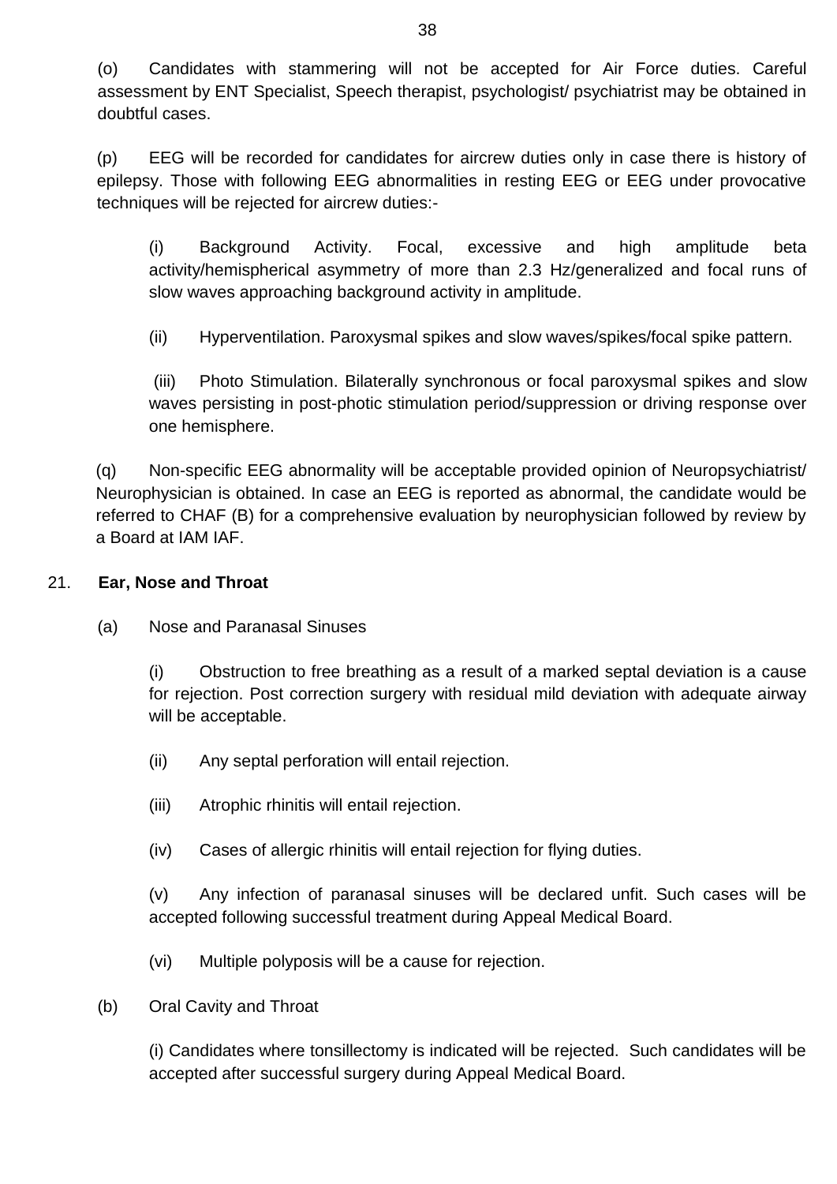(o) Candidates with stammering will not be accepted for Air Force duties. Careful assessment by ENT Specialist, Speech therapist, psychologist/ psychiatrist may be obtained in doubtful cases.

(p) EEG will be recorded for candidates for aircrew duties only in case there is history of epilepsy. Those with following EEG abnormalities in resting EEG or EEG under provocative techniques will be rejected for aircrew duties:-

(i) Background Activity. Focal, excessive and high amplitude beta activity/hemispherical asymmetry of more than 2.3 Hz/generalized and focal runs of slow waves approaching background activity in amplitude.

(ii) Hyperventilation. Paroxysmal spikes and slow waves/spikes/focal spike pattern.

(iii) Photo Stimulation. Bilaterally synchronous or focal paroxysmal spikes and slow waves persisting in post-photic stimulation period/suppression or driving response over one hemisphere.

(q) Non-specific EEG abnormality will be acceptable provided opinion of Neuropsychiatrist/ Neurophysician is obtained. In case an EEG is reported as abnormal, the candidate would be referred to CHAF (B) for a comprehensive evaluation by neurophysician followed by review by a Board at IAM IAF.

21. **Ear, Nose and Throat**

(a) Nose and Paranasal Sinuses

(i) Obstruction to free breathing as a result of a marked septal deviation is a cause for rejection. Post correction surgery with residual mild deviation with adequate airway will be acceptable.

(ii) Any septal perforation will entail rejection.

(iii) Atrophic rhinitis will entail rejection.

(iv) Cases of allergic rhinitis will entail rejection for flying duties.

(v) Any infection of paranasal sinuses will be declared unfit. Such cases will be accepted following successful treatment during Appeal Medical Board.

(vi) Multiple polyposis will be a cause for rejection.

(b) Oral Cavity and Throat

(i) Candidates where tonsillectomy is indicated will be rejected. Such candidates will be accepted after successful surgery during Appeal Medical Board.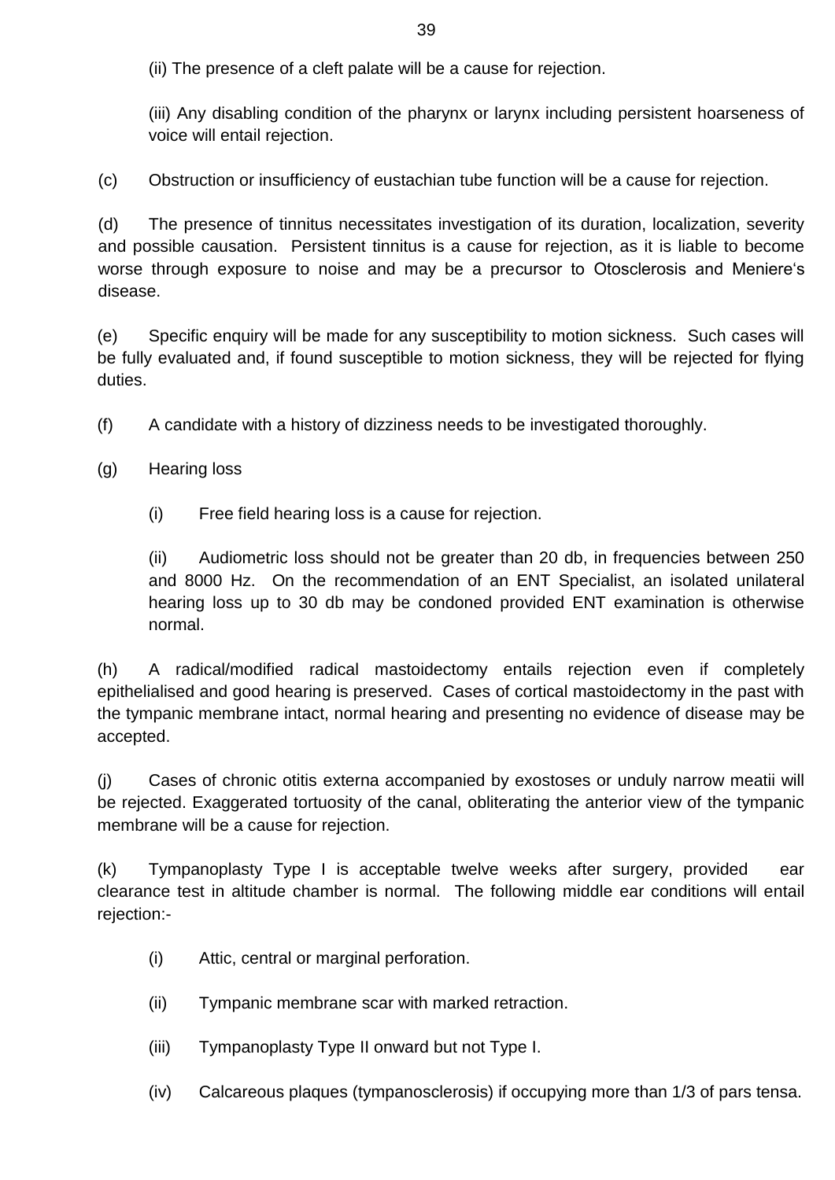(ii) The presence of a cleft palate will be a cause for rejection.

(iii) Any disabling condition of the pharynx or larynx including persistent hoarseness of voice will entail rejection.

(c) Obstruction or insufficiency of eustachian tube function will be a cause for rejection.

(d) The presence of tinnitus necessitates investigation of its duration, localization, severity and possible causation. Persistent tinnitus is a cause for rejection, as it is liable to become worse through exposure to noise and may be a precursor to Otosclerosis and Meniere's disease.

(e) Specific enquiry will be made for any susceptibility to motion sickness. Such cases will be fully evaluated and, if found susceptible to motion sickness, they will be rejected for flying duties.

(f) A candidate with a history of dizziness needs to be investigated thoroughly.

(g) Hearing loss

(i) Free field hearing loss is a cause for rejection.

(ii) Audiometric loss should not be greater than 20 db, in frequencies between 250 and 8000 Hz. On the recommendation of an ENT Specialist, an isolated unilateral hearing loss up to 30 db may be condoned provided ENT examination is otherwise normal.

(h) A radical/modified radical mastoidectomy entails rejection even if completely epithelialised and good hearing is preserved. Cases of cortical mastoidectomy in the past with the tympanic membrane intact, normal hearing and presenting no evidence of disease may be accepted.

(j) Cases of chronic otitis externa accompanied by exostoses or unduly narrow meatii will be rejected. Exaggerated tortuosity of the canal, obliterating the anterior view of the tympanic membrane will be a cause for rejection.

(k) Tympanoplasty Type I is acceptable twelve weeks after surgery, provided ear clearance test in altitude chamber is normal. The following middle ear conditions will entail rejection:-

(i) Attic, central or marginal perforation.

(ii) Tympanic membrane scar with marked retraction.

(iii) Tympanoplasty Type II onward but not Type I.

(iv) Calcareous plaques (tympanosclerosis) if occupying more than 1/3 of pars tensa.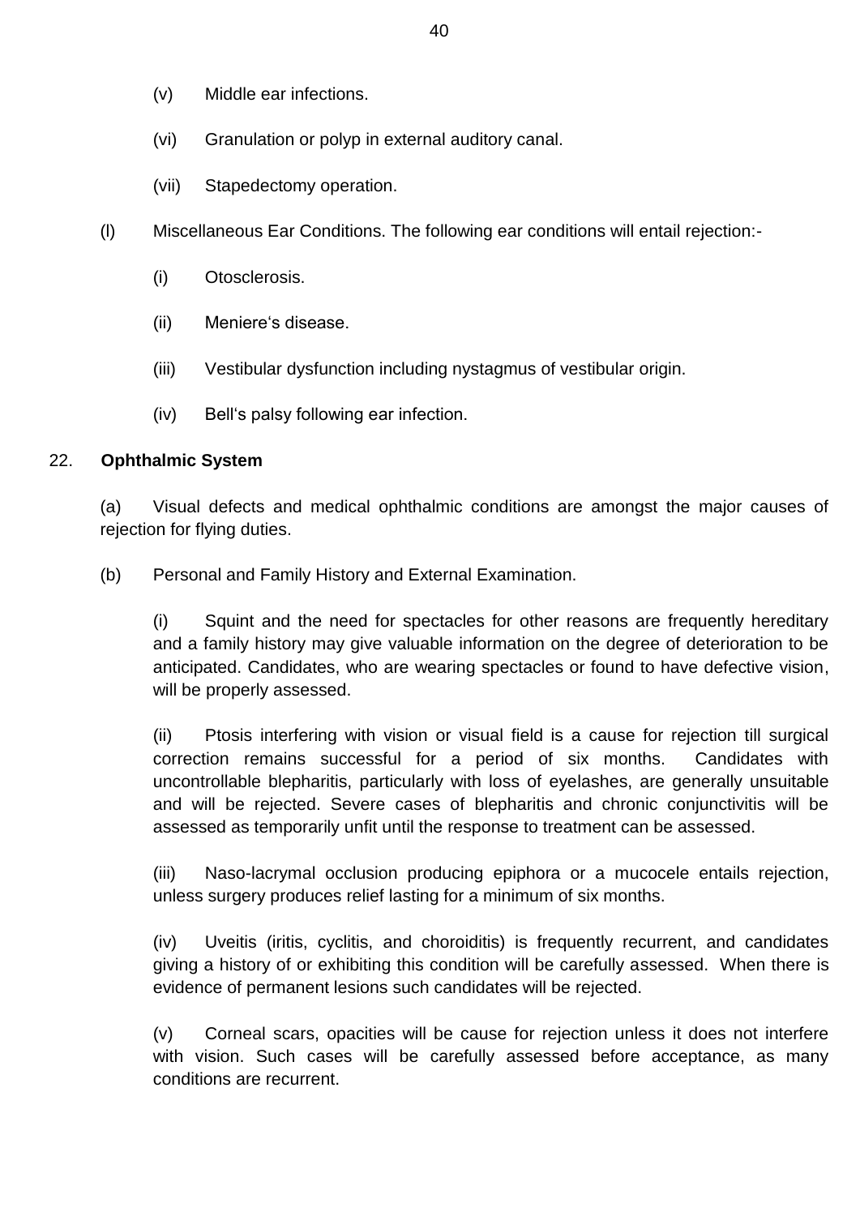(v) Middle ear infections.

(vi) Granulation or polyp in external auditory canal.

(vii) Stapedectomy operation.

(l) Miscellaneous Ear Conditions. The following ear conditions will entail rejection:-

(i) Otosclerosis.

(ii) Meniere's disease.

(iii) Vestibular dysfunction including nystagmus of vestibular origin.

(iv) Bell's palsy following ear infection.

22. **Ophthalmic System**

(a) Visual defects and medical ophthalmic conditions are amongst the major causes of rejection for flying duties.

(b) Personal and Family History and External Examination.

(i) Squint and the need for spectacles for other reasons are frequently hereditary and a family history may give valuable information on the degree of deterioration to be anticipated. Candidates, who are wearing spectacles or found to have defective vision, will be properly assessed.

(ii) Ptosis interfering with vision or visual field is a cause for rejection till surgical correction remains successful for a period of six months. Candidates with uncontrollable blepharitis, particularly with loss of eyelashes, are generally unsuitable and will be rejected. Severe cases of blepharitis and chronic conjunctivitis will be assessed as temporarily unfit until the response to treatment can be assessed.

(iii) Naso-lacrymal occlusion producing epiphora or a mucocele entails rejection, unless surgery produces relief lasting for a minimum of six months.

(iv) Uveitis (iritis, cyclitis, and choroiditis) is frequently recurrent, and candidates giving a history of or exhibiting this condition will be carefully assessed. When there is evidence of permanent lesions such candidates will be rejected.

(v) Corneal scars, opacities will be cause for rejection unless it does not interfere with vision. Such cases will be carefully assessed before acceptance, as many conditions are recurrent.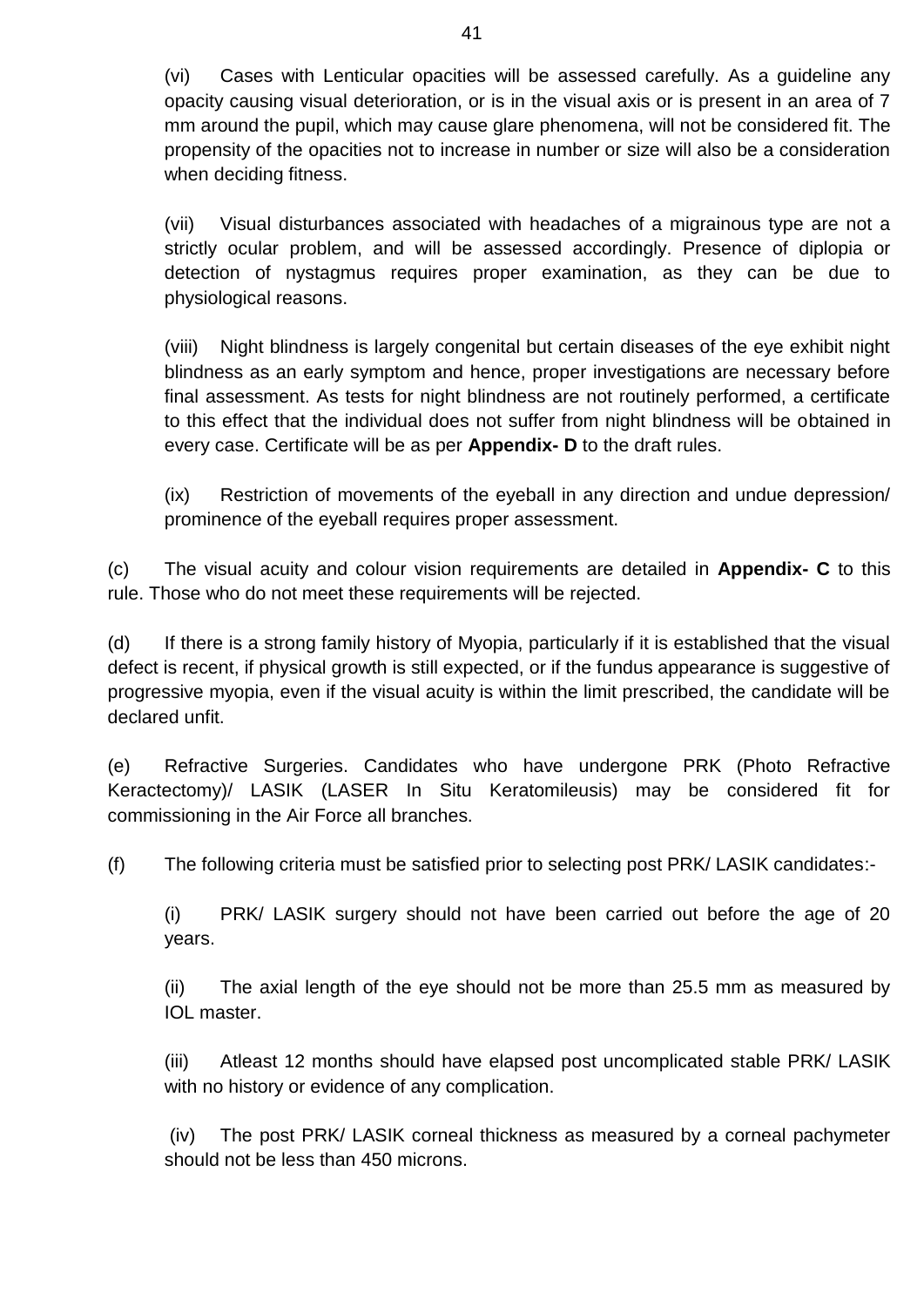(vi) Cases with Lenticular opacities will be assessed carefully. As a guideline any opacity causing visual deterioration, or is in the visual axis or is present in an area of 7 mm around the pupil, which may cause glare phenomena, will not be considered fit. The propensity of the opacities not to increase in number or size will also be a consideration when deciding fitness.

(vii) Visual disturbances associated with headaches of a migrainous type are not a strictly ocular problem, and will be assessed accordingly. Presence of diplopia or detection of nystagmus requires proper examination, as they can be due to physiological reasons.

(viii) Night blindness is largely congenital but certain diseases of the eye exhibit night blindness as an early symptom and hence, proper investigations are necessary before final assessment. As tests for night blindness are not routinely performed, a certificate to this effect that the individual does not suffer from night blindness will be obtained in every case. Certificate will be as per **Appendix- D** to the draft rules.

(ix) Restriction of movements of the eyeball in any direction and undue depression/ prominence of the eyeball requires proper assessment.

(c) The visual acuity and colour vision requirements are detailed in **Appendix- C** to this rule. Those who do not meet these requirements will be rejected.

(d) If there is a strong family history of Myopia, particularly if it is established that the visual defect is recent, if physical growth is still expected, or if the fundus appearance is suggestive of progressive myopia, even if the visual acuity is within the limit prescribed, the candidate will be declared unfit.

(e) Refractive Surgeries. Candidates who have undergone PRK (Photo Refractive Keractectomy)/ LASIK (LASER In Situ Keratomileusis) may be considered fit for commissioning in the Air Force all branches.

(f) The following criteria must be satisfied prior to selecting post PRK/ LASIK candidates:-

(i) PRK/ LASIK surgery should not have been carried out before the age of 20 years.

(ii) The axial length of the eye should not be more than 25.5 mm as measured by IOL master.

(iii) Atleast 12 months should have elapsed post uncomplicated stable PRK/ LASIK with no history or evidence of any complication.

(iv) The post PRK/ LASIK corneal thickness as measured by a corneal pachymeter should not be less than 450 microns.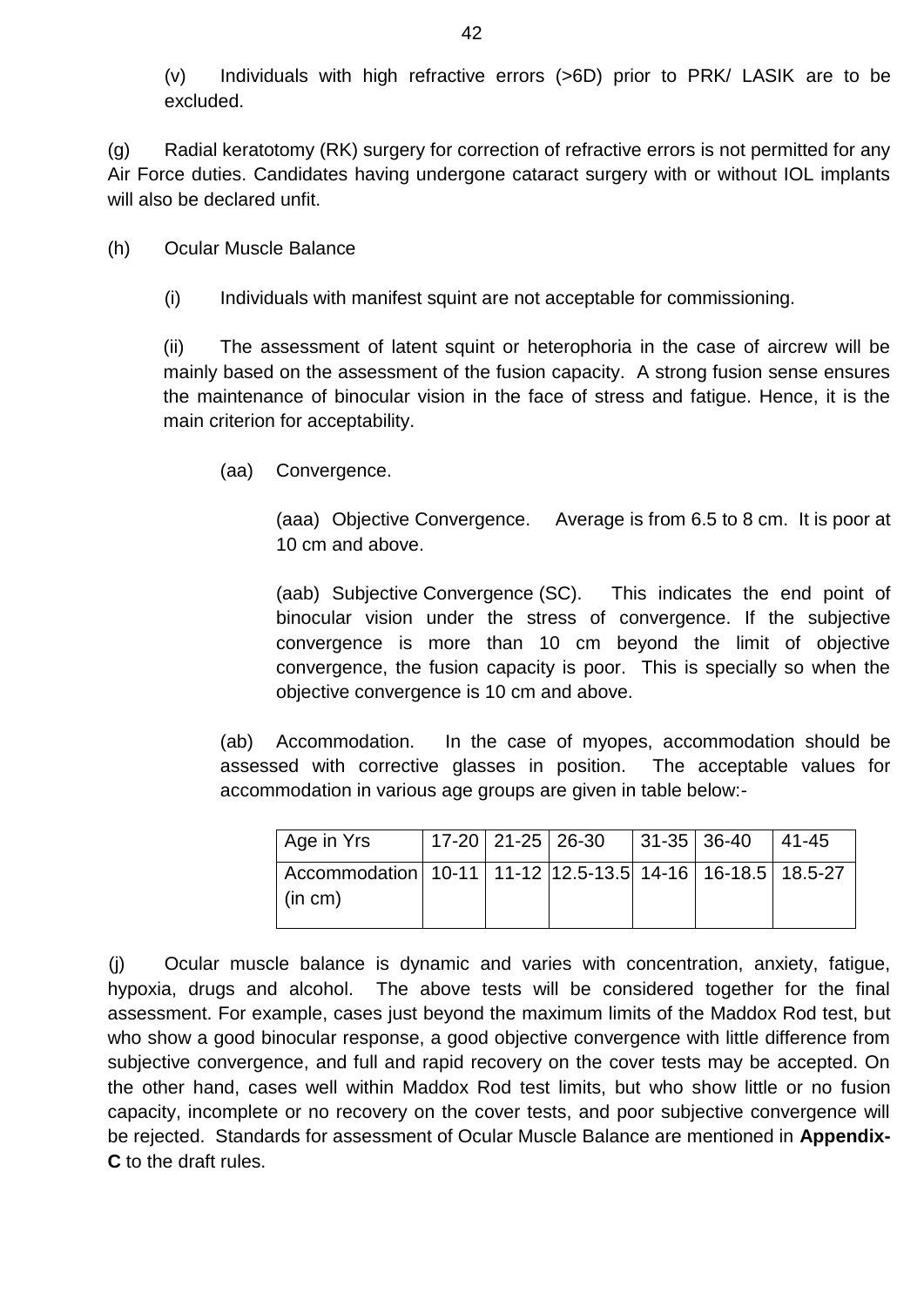(v) Individuals with high refractive errors (>6D) prior to PRK/ LASIK are to be excluded.

(g) Radial keratotomy (RK) surgery for correction of refractive errors is not permitted for any Air Force duties. Candidates having undergone cataract surgery with or without IOL implants will also be declared unfit.

(h) Ocular Muscle Balance

(i) Individuals with manifest squint are not acceptable for commissioning.

(ii) The assessment of latent squint or heterophoria in the case of aircrew will be mainly based on the assessment of the fusion capacity. A strong fusion sense ensures the maintenance of binocular vision in the face of stress and fatigue. Hence, it is the main criterion for acceptability.

(aa) Convergence.

(aaa) Objective Convergence. Average is from 6.5 to 8 cm. It is poor at 10 cm and above.

(aab) Subjective Convergence (SC). This indicates the end point of binocular vision under the stress of convergence. If the subjective convergence is more than 10 cm beyond the limit of objective convergence, the fusion capacity is poor. This is specially so when the objective convergence is 10 cm and above.

(ab) Accommodation. In the case of myopes, accommodation should be assessed with corrective glasses in position. The acceptable values for accommodation in various age groups are given in table below:-

| Age in Yrs | 17-20 | 21-25 | 26-30 | 31-35 | 36-40 | 41-45 |
|---|---|---|---|---|---|---|
| Accommodation (in cm) | 10-11 | 11-12 | 12.5-13.5 | 14-16 | 16-18.5 | 18.5-27 |

(j) Ocular muscle balance is dynamic and varies with concentration, anxiety, fatigue, hypoxia, drugs and alcohol. The above tests will be considered together for the final assessment. For example, cases just beyond the maximum limits of the Maddox Rod test, but who show a good binocular response, a good objective convergence with little difference from subjective convergence, and full and rapid recovery on the cover tests may be accepted. On the other hand, cases well within Maddox Rod test limits, but who show little or no fusion capacity, incomplete or no recovery on the cover tests, and poor subjective convergence will be rejected. Standards for assessment of Ocular Muscle Balance are mentioned in **Appendix-C** to the draft rules.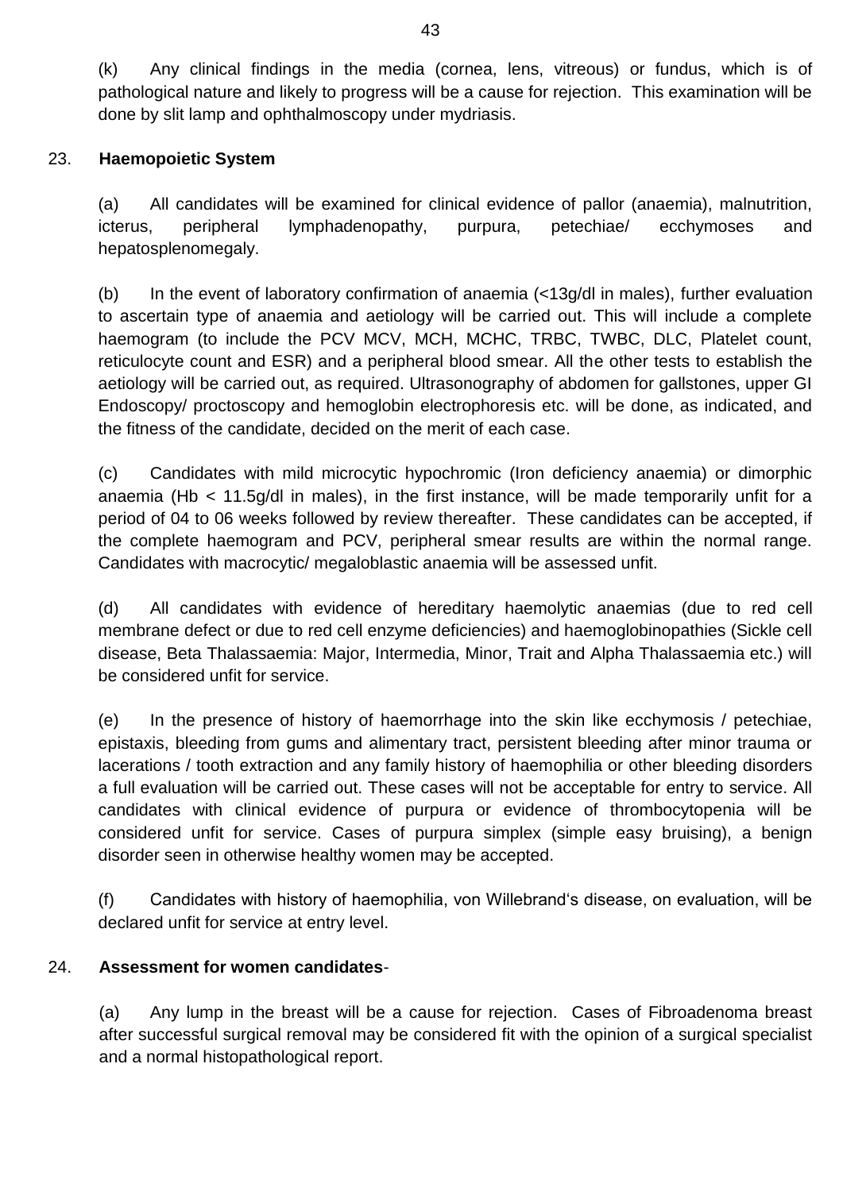(k) Any clinical findings in the media (cornea, lens, vitreous) or fundus, which is of pathological nature and likely to progress will be a cause for rejection. This examination will be done by slit lamp and ophthalmoscopy under mydriasis.

23. **Haemopoietic System**

(a) All candidates will be examined for clinical evidence of pallor (anaemia), malnutrition, icterus, peripheral lymphadenopathy, purpura, petechiae/ ecchymoses and hepatosplenomegaly.

(b) In the event of laboratory confirmation of anaemia (<13g/dl in males), further evaluation to ascertain type of anaemia and aetiology will be carried out. This will include a complete haemogram (to include the PCV MCV, MCH, MCHC, TRBC, TWBC, DLC, Platelet count, reticulocyte count and ESR) and a peripheral blood smear. All the other tests to establish the aetiology will be carried out, as required. Ultrasonography of abdomen for gallstones, upper GI Endoscopy/ proctoscopy and hemoglobin electrophoresis etc. will be done, as indicated, and the fitness of the candidate, decided on the merit of each case.

(c) Candidates with mild microcytic hypochromic (Iron deficiency anaemia) or dimorphic anaemia (Hb < 11.5g/dl in males), in the first instance, will be made temporarily unfit for a period of 04 to 06 weeks followed by review thereafter. These candidates can be accepted, if the complete haemogram and PCV, peripheral smear results are within the normal range. Candidates with macrocytic/ megaloblastic anaemia will be assessed unfit.

(d) All candidates with evidence of hereditary haemolytic anaemias (due to red cell membrane defect or due to red cell enzyme deficiencies) and haemoglobinopathies (Sickle cell disease, Beta Thalassaemia: Major, Intermedia, Minor, Trait and Alpha Thalassaemia etc.) will be considered unfit for service.

(e) In the presence of history of haemorrhage into the skin like ecchymosis / petechiae, epistaxis, bleeding from gums and alimentary tract, persistent bleeding after minor trauma or lacerations / tooth extraction and any family history of haemophilia or other bleeding disorders a full evaluation will be carried out. These cases will not be acceptable for entry to service. All candidates with clinical evidence of purpura or evidence of thrombocytopenia will be considered unfit for service. Cases of purpura simplex (simple easy bruising), a benign disorder seen in otherwise healthy women may be accepted.

(f) Candidates with history of haemophilia, von Willebrand's disease, on evaluation, will be declared unfit for service at entry level.

24. **Assessment for women candidates**-

(a) Any lump in the breast will be a cause for rejection. Cases of Fibroadenoma breast after successful surgical removal may be considered fit with the opinion of a surgical specialist and a normal histopathological report.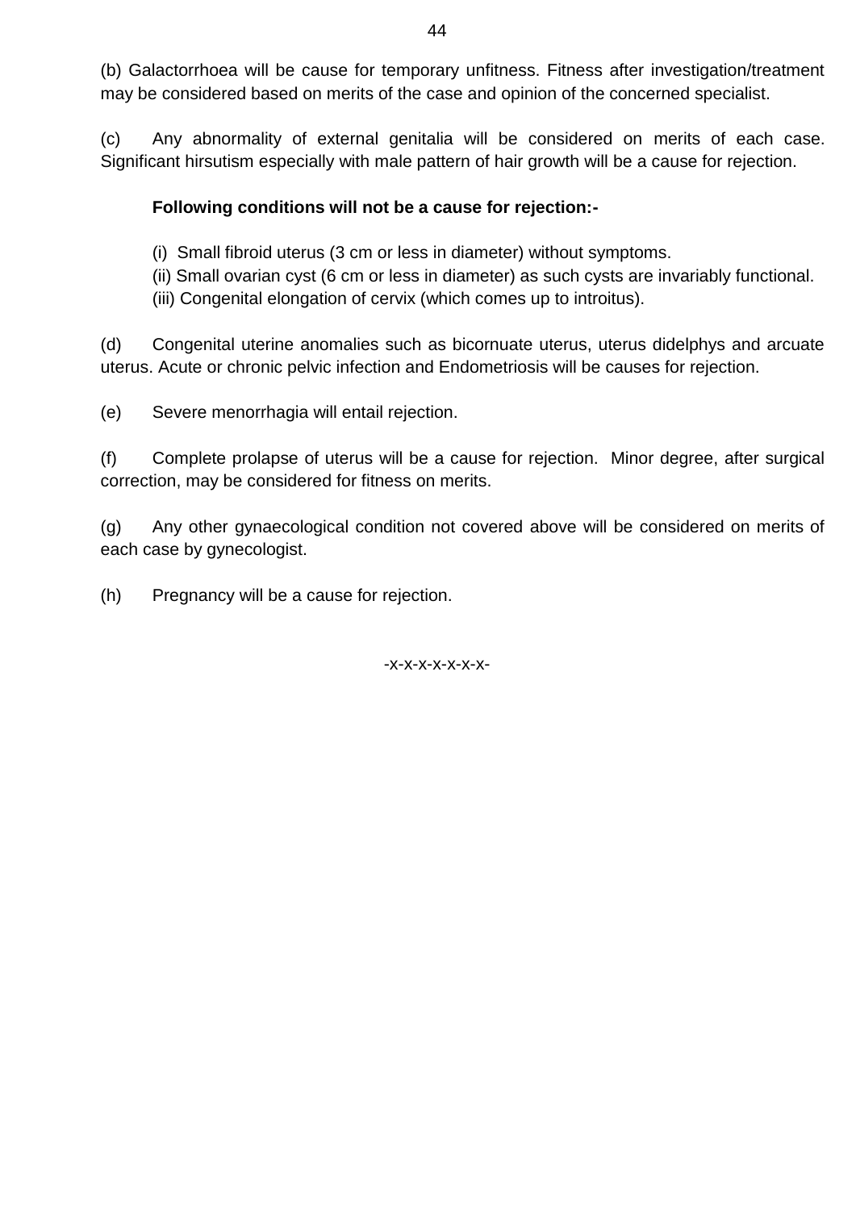(b) Galactorrhoea will be cause for temporary unfitness. Fitness after investigation/treatment may be considered based on merits of the case and opinion of the concerned specialist.

(c) Any abnormality of external genitalia will be considered on merits of each case. Significant hirsutism especially with male pattern of hair growth will be a cause for rejection.

**Following conditions will not be a cause for rejection:-**

(i) Small fibroid uterus (3 cm or less in diameter) without symptoms.
(ii) Small ovarian cyst (6 cm or less in diameter) as such cysts are invariably functional.
(iii) Congenital elongation of cervix (which comes up to introitus).

(d) Congenital uterine anomalies such as bicornuate uterus, uterus didelphys and arcuate uterus. Acute or chronic pelvic infection and Endometriosis will be causes for rejection.

(e) Severe menorrhagia will entail rejection.

(f) Complete prolapse of uterus will be a cause for rejection. Minor degree, after surgical correction, may be considered for fitness on merits.

(g) Any other gynaecological condition not covered above will be considered on merits of each case by gynecologist.

(h) Pregnancy will be a cause for rejection.

-x-x-x-x-x-x-x-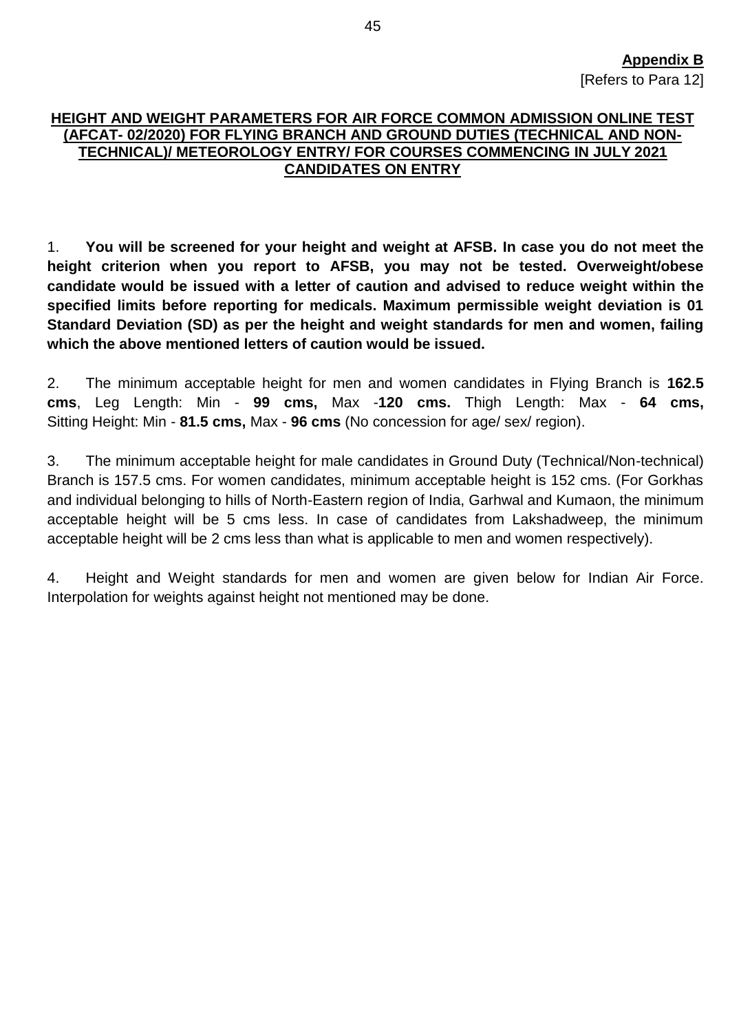**Appendix B**

[Refers to Para 12]

## HEIGHT AND WEIGHT PARAMETERS FOR AIR FORCE COMMON ADMISSION ONLINE TEST (AFCAT- 02/2020) FOR FLYING BRANCH AND GROUND DUTIES (TECHNICAL AND NON-TECHNICAL)/ METEOROLOGY ENTRY/ FOR COURSES COMMENCING IN JULY 2021 CANDIDATES ON ENTRY

1. **You will be screened for your height and weight at AFSB. In case you do not meet the height criterion when you report to AFSB, you may not be tested. Overweight/obese candidate would be issued with a letter of caution and advised to reduce weight within the specified limits before reporting for medicals. Maximum permissible weight deviation is 01 Standard Deviation (SD) as per the height and weight standards for men and women, failing which the above mentioned letters of caution would be issued.**

2. The minimum acceptable height for men and women candidates in Flying Branch is **162.5 cms**, Leg Length: Min - **99 cms,** Max -**120 cms.** Thigh Length: Max - **64 cms,** Sitting Height: Min - **81.5 cms,** Max - **96 cms** (No concession for age/ sex/ region).

3. The minimum acceptable height for male candidates in Ground Duty (Technical/Non-technical) Branch is 157.5 cms. For women candidates, minimum acceptable height is 152 cms. (For Gorkhas and individual belonging to hills of North-Eastern region of India, Garhwal and Kumaon, the minimum acceptable height will be 5 cms less. In case of candidates from Lakshadweep, the minimum acceptable height will be 2 cms less than what is applicable to men and women respectively).

4. Height and Weight standards for men and women are given below for Indian Air Force. Interpolation for weights against height not mentioned may be done.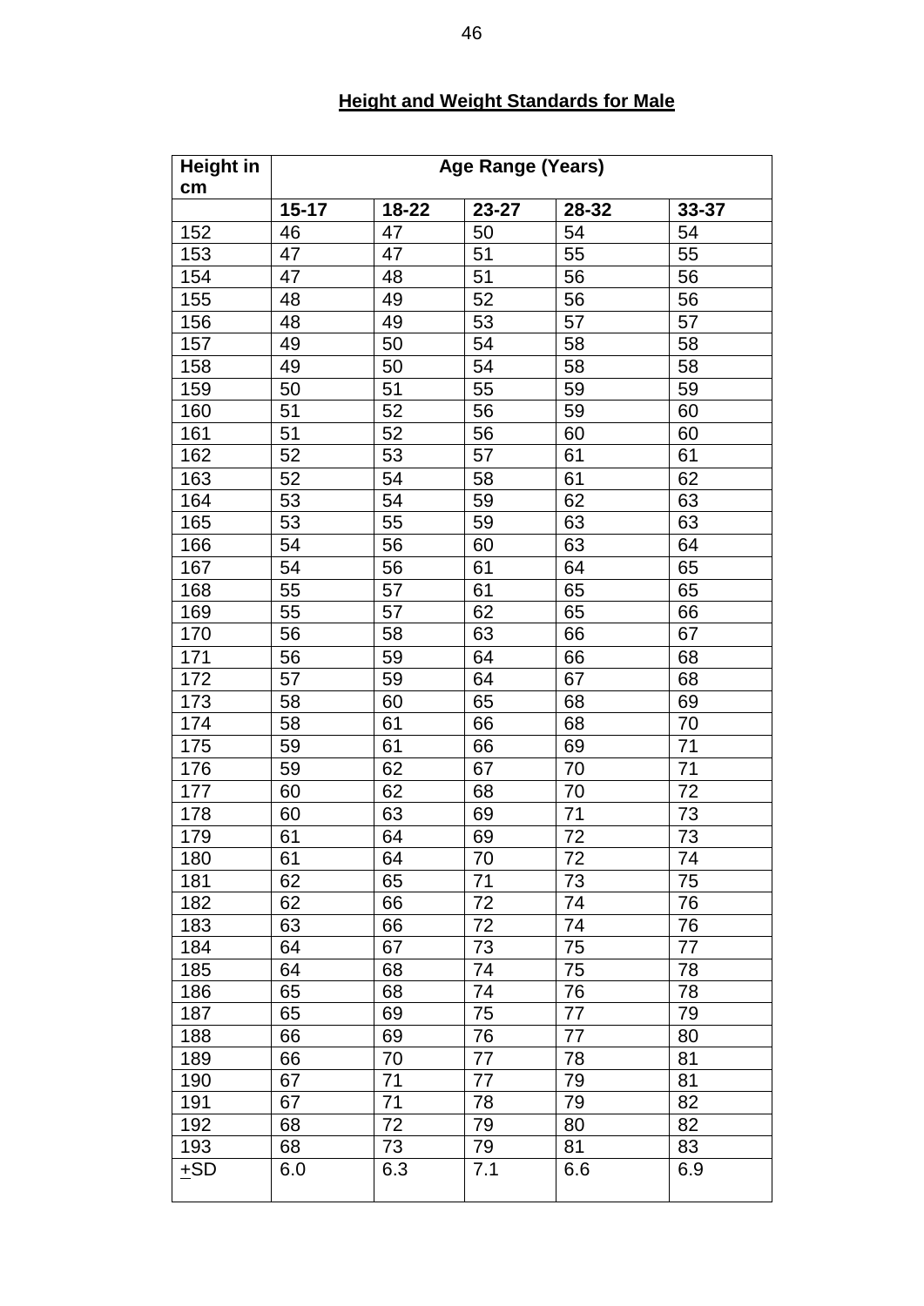## Height and Weight Standards for Male

| Height in cm | Age Range (Years) | | | | |
|---|---|---|---|---|---|
| | **15-17** | **18-22** | **23-27** | **28-32** | **33-37** |
| 152 | 46 | 47 | 50 | 54 | 54 |
| 153 | 47 | 47 | 51 | 55 | 55 |
| 154 | 47 | 48 | 51 | 56 | 56 |
| 155 | 48 | 49 | 52 | 56 | 56 |
| 156 | 48 | 49 | 53 | 57 | 57 |
| 157 | 49 | 50 | 54 | 58 | 58 |
| 158 | 49 | 50 | 54 | 58 | 58 |
| 159 | 50 | 51 | 55 | 59 | 59 |
| 160 | 51 | 52 | 56 | 59 | 60 |
| 161 | 51 | 52 | 56 | 60 | 60 |
| 162 | 52 | 53 | 57 | 61 | 61 |
| 163 | 52 | 54 | 58 | 61 | 62 |
| 164 | 53 | 54 | 59 | 62 | 63 |
| 165 | 53 | 55 | 59 | 63 | 63 |
| 166 | 54 | 56 | 60 | 63 | 64 |
| 167 | 54 | 56 | 61 | 64 | 65 |
| 168 | 55 | 57 | 61 | 65 | 65 |
| 169 | 55 | 57 | 62 | 65 | 66 |
| 170 | 56 | 58 | 63 | 66 | 67 |
| 171 | 56 | 59 | 64 | 66 | 68 |
| 172 | 57 | 59 | 64 | 67 | 68 |
| 173 | 58 | 60 | 65 | 68 | 69 |
| 174 | 58 | 61 | 66 | 68 | 70 |
| 175 | 59 | 61 | 66 | 69 | 71 |
| 176 | 59 | 62 | 67 | 70 | 71 |
| 177 | 60 | 62 | 68 | 70 | 72 |
| 178 | 60 | 63 | 69 | 71 | 73 |
| 179 | 61 | 64 | 69 | 72 | 73 |
| 180 | 61 | 64 | 70 | 72 | 74 |
| 181 | 62 | 65 | 71 | 73 | 75 |
| 182 | 62 | 66 | 72 | 74 | 76 |
| 183 | 63 | 66 | 72 | 74 | 76 |
| 184 | 64 | 67 | 73 | 75 | 77 |
| 185 | 64 | 68 | 74 | 75 | 78 |
| 186 | 65 | 68 | 74 | 76 | 78 |
| 187 | 65 | 69 | 75 | 77 | 79 |
| 188 | 66 | 69 | 76 | 77 | 80 |
| 189 | 66 | 70 | 77 | 78 | 81 |
| 190 | 67 | 71 | 77 | 79 | 81 |
| 191 | 67 | 71 | 78 | 79 | 82 |
| 192 | 68 | 72 | 79 | 80 | 82 |
| 193 | 68 | 73 | 79 | 81 | 83 |
| $\pm$SD | 6.0 | 6.3 | 7.1 | 6.6 | 6.9 |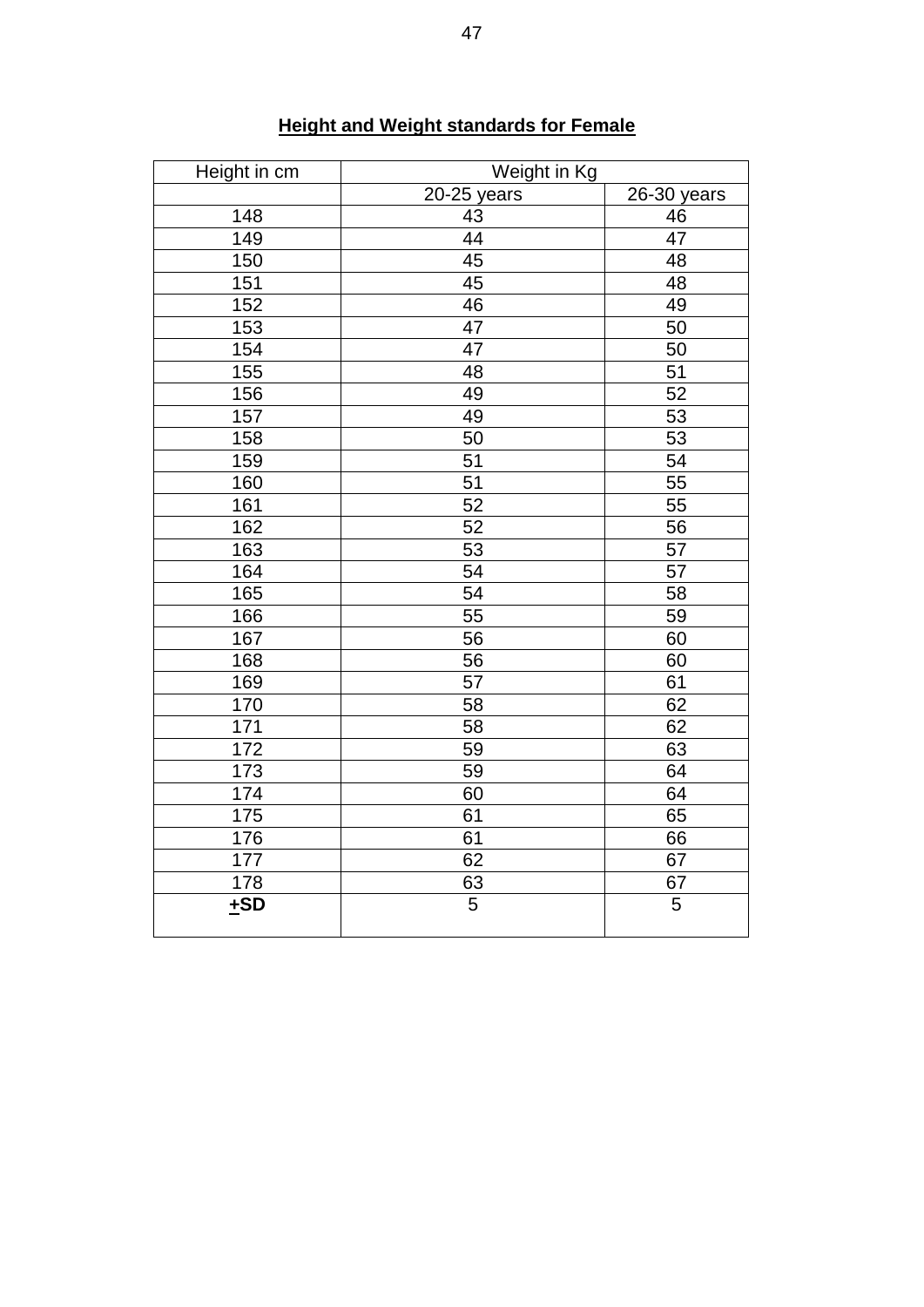**<u>Height and Weight standards for Female</u>**

| Height in cm | Weight in Kg | |
|---|---|---|
| | 20-25 years | 26-30 years |
| 148 | 43 | 46 |
| 149 | 44 | 47 |
| 150 | 45 | 48 |
| 151 | 45 | 48 |
| 152 | 46 | 49 |
| 153 | 47 | 50 |
| 154 | 47 | 50 |
| 155 | 48 | 51 |
| 156 | 49 | 52 |
| 157 | 49 | 53 |
| 158 | 50 | 53 |
| 159 | 51 | 54 |
| 160 | 51 | 55 |
| 161 | 52 | 55 |
| 162 | 52 | 56 |
| 163 | 53 | 57 |
| 164 | 54 | 57 |
| 165 | 54 | 58 |
| 166 | 55 | 59 |
| 167 | 56 | 60 |
| 168 | 56 | 60 |
| 169 | 57 | 61 |
| 170 | 58 | 62 |
| 171 | 58 | 62 |
| 172 | 59 | 63 |
| 173 | 59 | 64 |
| 174 | 60 | 64 |
| 175 | 61 | 65 |
| 176 | 61 | 66 |
| 177 | 62 | 67 |
| 178 | 63 | 67 |
| **±SD** | 5 | 5 |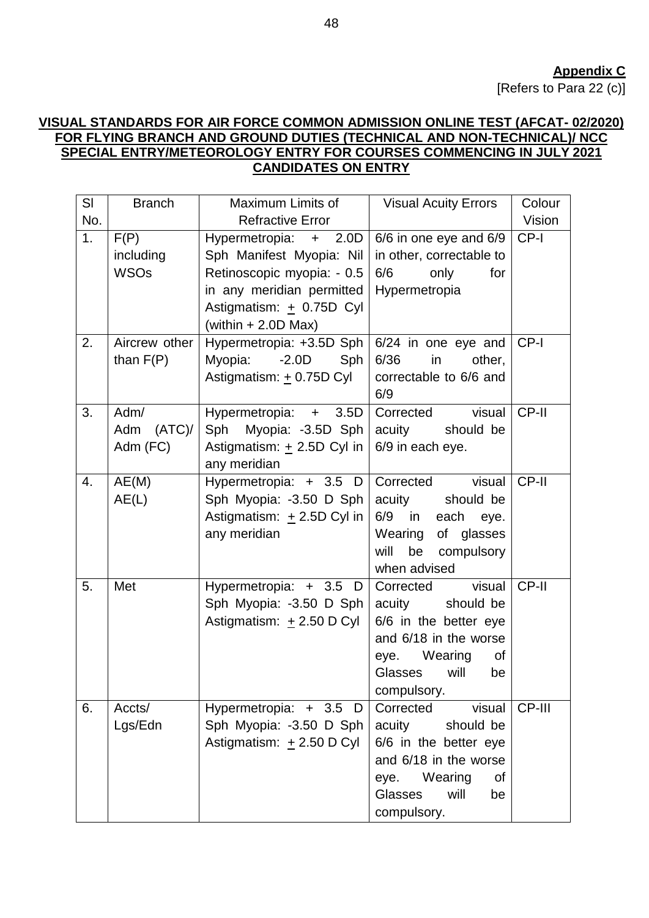**Appendix C**

[Refers to Para 22 (c)]

**VISUAL STANDARDS FOR AIR FORCE COMMON ADMISSION ONLINE TEST (AFCAT- 02/2020) FOR FLYING BRANCH AND GROUND DUTIES (TECHNICAL AND NON-TECHNICAL)/ NCC SPECIAL ENTRY/METEOROLOGY ENTRY FOR COURSES COMMENCING IN JULY 2021 CANDIDATES ON ENTRY**

| Sl No. | Branch | Maximum Limits of Refractive Error | Visual Acuity Errors | Colour Vision |
|---|---|---|---|---|
| 1. | F(P) including WSOs | Hypermetropia: + 2.0D Sph Manifest Myopia: Nil Retinoscopic myopia: - 0.5 in any meridian permitted Astigmatism: ± 0.75D Cyl (within + 2.0D Max) | 6/6 in one eye and 6/9 in other, correctable to 6/6 only for Hypermetropia | CP-I |
| 2. | Aircrew other than F(P) | Hypermetropia: +3.5D Sph Myopia: -2.0D Sph Astigmatism: ± 0.75D Cyl | 6/24 in one eye and 6/36 in other, correctable to 6/6 and 6/9 | CP-I |
| 3. | Adm/ Adm (ATC)/ Adm (FC) | Hypermetropia: + 3.5D Sph Myopia: -3.5D Sph Astigmatism: ± 2.5D Cyl in any meridian | Corrected visual acuity should be 6/9 in each eye. | CP-II |
| 4. | AE(M) AE(L) | Hypermetropia: + 3.5 D Sph Myopia: -3.50 D Sph Astigmatism: ± 2.5D Cyl in any meridian | Corrected visual acuity should be 6/9 in each eye. Wearing of glasses will be compulsory when advised | CP-II |
| 5. | Met | Hypermetropia: + 3.5 D Sph Myopia: -3.50 D Sph Astigmatism: ± 2.50 D Cyl | Corrected visual acuity should be 6/6 in the better eye and 6/18 in the worse eye. Wearing of Glasses will be compulsory. | CP-II |
| 6. | Accts/ Lgs/Edn | Hypermetropia: + 3.5 D Sph Myopia: -3.50 D Sph Astigmatism: ± 2.50 D Cyl | Corrected visual acuity should be 6/6 in the better eye and 6/18 in the worse eye. Wearing of Glasses will be compulsory. | CP-III |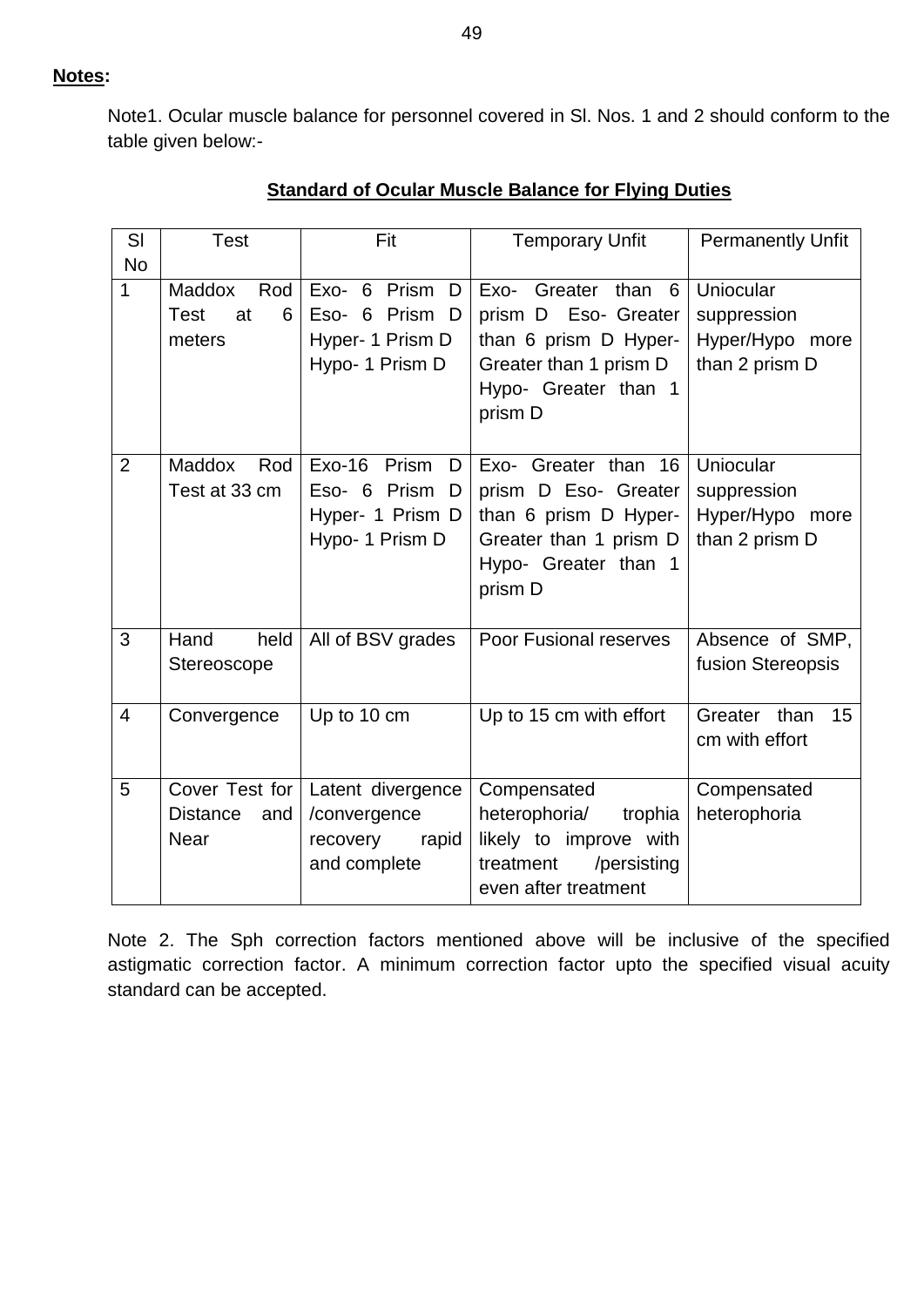**Notes:**

Note1. Ocular muscle balance for personnel covered in Sl. Nos. 1 and 2 should conform to the table given below:-

**Standard of Ocular Muscle Balance for Flying Duties**

| Sl No | Test | Fit | Temporary Unfit | Permanently Unfit |
|---|---|---|---|---|
| 1 | Maddox Rod Test at 6 meters | Exo- 6 Prism D Eso- 6 Prism D Hyper- 1 Prism D Hypo- 1 Prism D | Exo- Greater than 6 prism D Eso- Greater than 6 prism D Hyper- Greater than 1 prism D Hypo- Greater than 1 prism D | Uniocular suppression Hyper/Hypo more than 2 prism D |
| 2 | Maddox Rod Test at 33 cm | Exo-16 Prism D Eso- 6 Prism D Hyper- 1 Prism D Hypo- 1 Prism D | Exo- Greater than 16 prism D Eso- Greater than 6 prism D Hyper- Greater than 1 prism D Hypo- Greater than 1 prism D | Uniocular suppression Hyper/Hypo more than 2 prism D |
| 3 | Hand held Stereoscope | All of BSV grades | Poor Fusional reserves | Absence of SMP, fusion Stereopsis |
| 4 | Convergence | Up to 10 cm | Up to 15 cm with effort | Greater than 15 cm with effort |
| 5 | Cover Test for Distance and Near | Latent divergence /convergence recovery rapid and complete | Compensated heterophoria/ trophia likely to improve with treatment /persisting even after treatment | Compensated heterophoria |

Note 2. The Sph correction factors mentioned above will be inclusive of the specified astigmatic correction factor. A minimum correction factor upto the specified visual acuity standard can be accepted.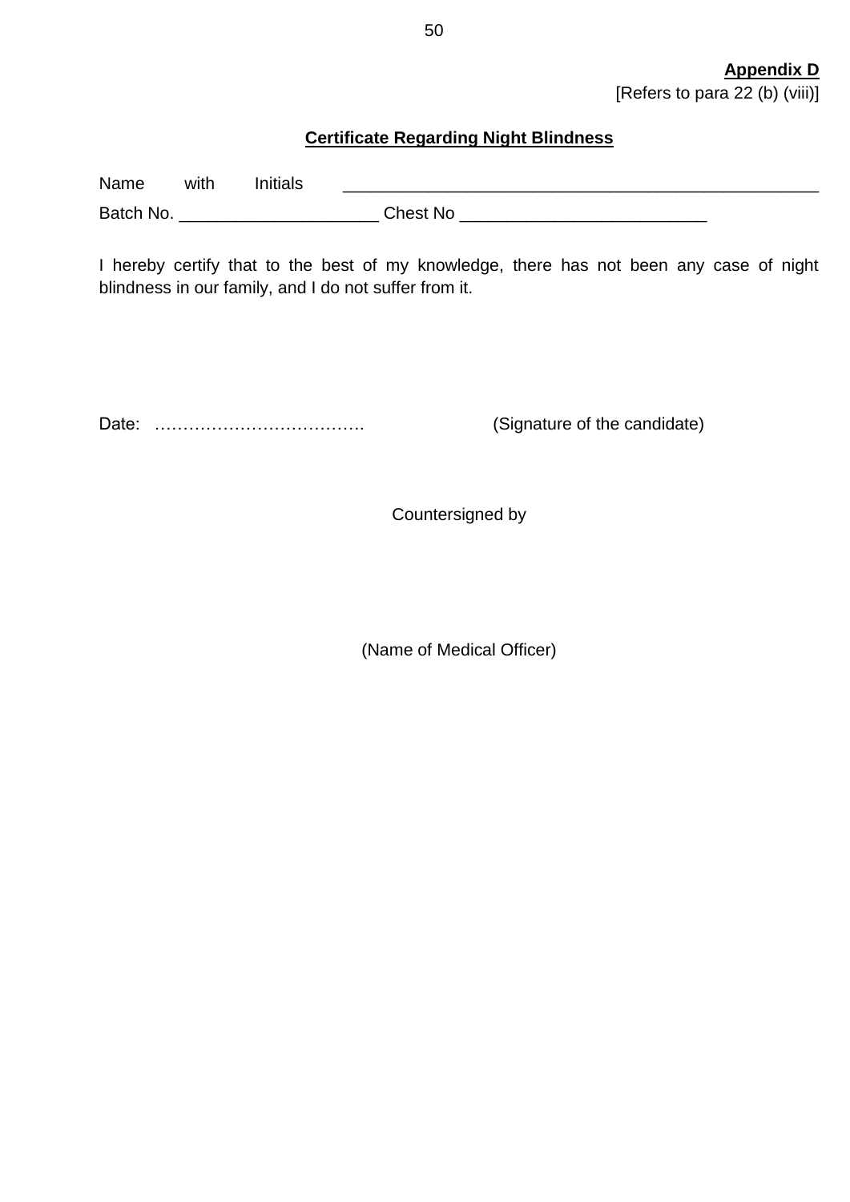**Appendix D**
[Refers to para 22 (b) (viii)]

## Certificate Regarding Night Blindness

Name with Initials ____________________________________________________

Batch No. _____________________ Chest No __________________________

I hereby certify that to the best of my knowledge, there has not been any case of night blindness in our family, and I do not suffer from it.

Date: ……………………………….                    (Signature of the candidate)

Countersigned by

(Name of Medical Officer)